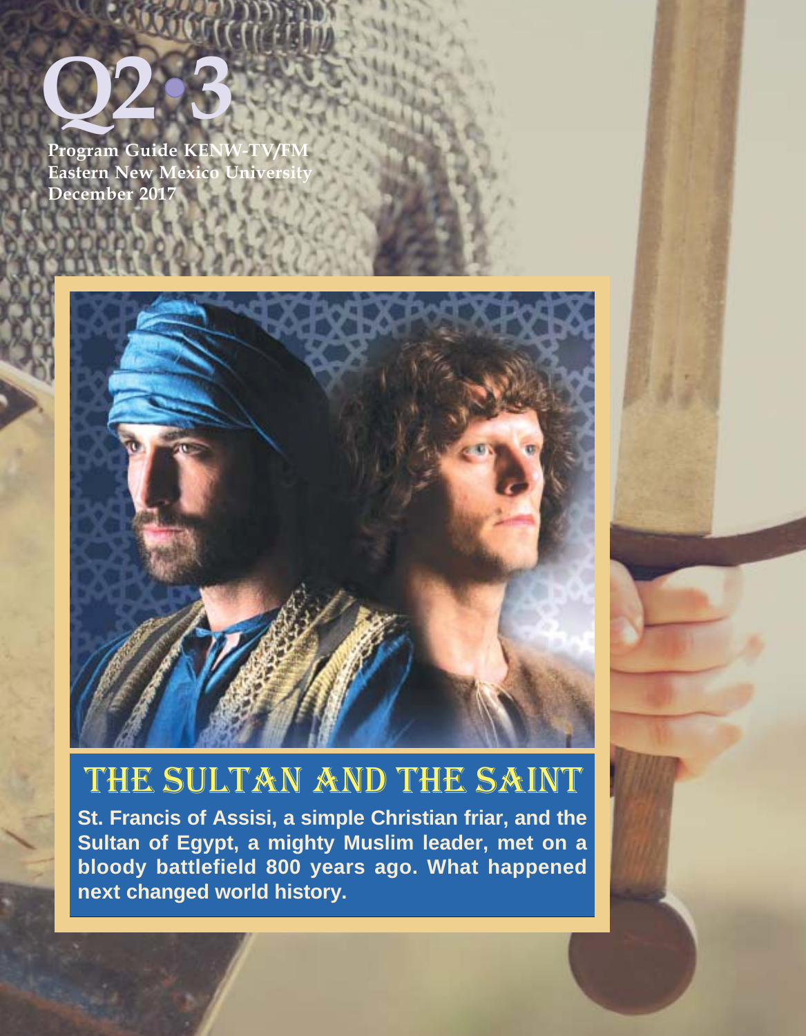# Q2•3

**Program Guide KENW-TV/FM**
**Eastern New Mexico University**
**December 2017**

## THE SULTAN AND THE SAINT

**St. Francis of Assisi, a simple Christian friar, and the Sultan of Egypt, a mighty Muslim leader, met on a bloody battlefield 800 years ago. What happened next changed world history.**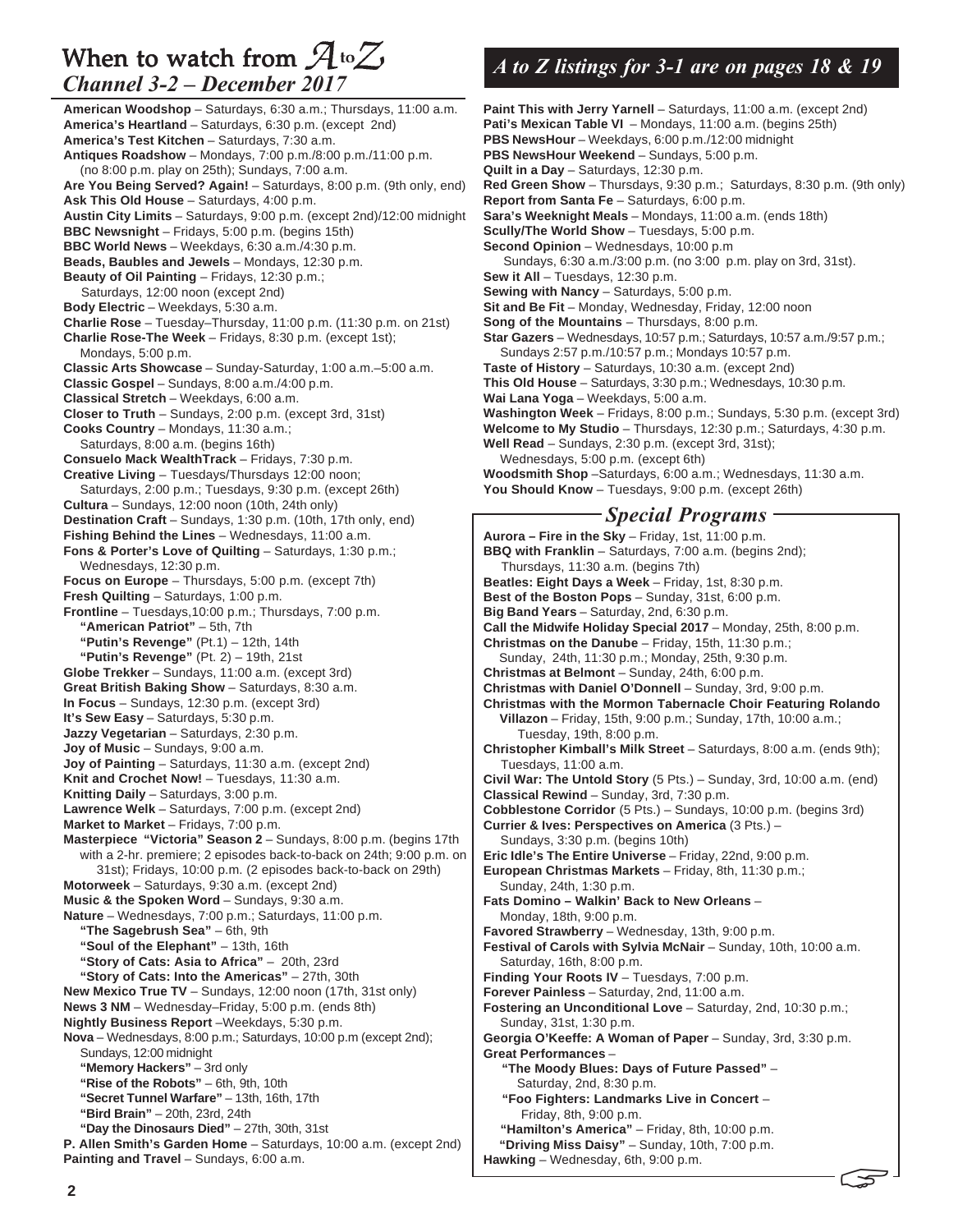# When to watch from A to Z

## *Channel 3-2 – December 2017*

## *A to Z listings for 3-1 are on pages 18 & 19*

**American Woodshop** – Saturdays, 6:30 a.m.; Thursdays, 11:00 a.m.
**America's Heartland** – Saturdays, 6:30 p.m. (except 2nd)
**America's Test Kitchen** – Saturdays, 7:30 a.m.
**Antiques Roadshow** – Mondays, 7:00 p.m./8:00 p.m./11:00 p.m. (no 8:00 p.m. play on 25th); Sundays, 7:00 a.m.
**Are You Being Served? Again!** – Saturdays, 8:00 p.m. (9th only, end)
**Ask This Old House** – Saturdays, 4:00 p.m.
**Austin City Limits** – Saturdays, 9:00 p.m. (except 2nd)/12:00 midnight
**BBC Newsnight** – Fridays, 5:00 p.m. (begins 15th)
**BBC World News** – Weekdays, 6:30 a.m./4:30 p.m.
**Beads, Baubles and Jewels** – Mondays, 12:30 p.m.
**Beauty of Oil Painting** – Fridays, 12:30 p.m.; Saturdays, 12:00 noon (except 2nd)
**Body Electric** – Weekdays, 5:30 a.m.
**Charlie Rose** – Tuesday–Thursday, 11:00 p.m. (11:30 p.m. on 21st)
**Charlie Rose-The Week** – Fridays, 8:30 p.m. (except 1st); Mondays, 5:00 p.m.
**Classic Arts Showcase** – Sunday-Saturday, 1:00 a.m.–5:00 a.m.
**Classic Gospel** – Sundays, 8:00 a.m./4:00 p.m.
**Classical Stretch** – Weekdays, 6:00 a.m.
**Closer to Truth** – Sundays, 2:00 p.m. (except 3rd, 31st)
**Cooks Country** – Mondays, 11:30 a.m.; Saturdays, 8:00 a.m. (begins 16th)
**Consuelo Mack WealthTrack** – Fridays, 7:30 p.m.
**Creative Living** – Tuesdays/Thursdays 12:00 noon; Saturdays, 2:00 p.m.; Tuesdays, 9:30 p.m. (except 26th)
**Cultura** – Sundays, 12:00 noon (10th, 24th only)
**Destination Craft** – Sundays, 1:30 p.m. (10th, 17th only, end)
**Fishing Behind the Lines** – Wednesdays, 11:00 a.m.
**Fons & Porter's Love of Quilting** – Saturdays, 1:30 p.m.; Wednesdays, 12:30 p.m.
**Focus on Europe** – Thursdays, 5:00 p.m. (except 7th)
**Fresh Quilting** – Saturdays, 1:00 p.m.
**Frontline** – Tuesdays,10:00 p.m.; Thursdays, 7:00 p.m.
- **"American Patriot"** – 5th, 7th
- **"Putin's Revenge"** (Pt.1) – 12th, 14th
- **"Putin's Revenge"** (Pt. 2) – 19th, 21st

**Globe Trekker** – Sundays, 11:00 a.m. (except 3rd)
**Great British Baking Show** – Saturdays, 8:30 a.m.
**In Focus** – Sundays, 12:30 p.m. (except 3rd)
**It's Sew Easy** – Saturdays, 5:30 p.m.
**Jazzy Vegetarian** – Saturdays, 2:30 p.m.
**Joy of Music** – Sundays, 9:00 a.m.
**Joy of Painting** – Saturdays, 11:30 a.m. (except 2nd)
**Knit and Crochet Now!** – Tuesdays, 11:30 a.m.
**Knitting Daily** – Saturdays, 3:00 p.m.
**Lawrence Welk** – Saturdays, 7:00 p.m. (except 2nd)
**Market to Market** – Fridays, 7:00 p.m.
**Masterpiece "Victoria" Season 2** – Sundays, 8:00 p.m. (begins 17th with a 2-hr. premiere; 2 episodes back-to-back on 24th; 9:00 p.m. on 31st); Fridays, 10:00 p.m. (2 episodes back-to-back on 29th)
**Motorweek** – Saturdays, 9:30 a.m. (except 2nd)
**Music & the Spoken Word** – Sundays, 9:30 a.m.
**Nature** – Wednesdays, 7:00 p.m.; Saturdays, 11:00 p.m.
- **"The Sagebrush Sea"** – 6th, 9th
- **"Soul of the Elephant"** – 13th, 16th
- **"Story of Cats: Asia to Africa"** – 20th, 23rd
- **"Story of Cats: Into the Americas"** – 27th, 30th

**New Mexico True TV** – Sundays, 12:00 noon (17th, 31st only)
**News 3 NM** – Wednesday–Friday, 5:00 p.m. (ends 8th)
**Nightly Business Report** –Weekdays, 5:30 p.m.
**Nova** – Wednesdays, 8:00 p.m.; Saturdays, 10:00 p.m (except 2nd); Sundays, 12:00 midnight
- **"Memory Hackers"** – 3rd only
- **"Rise of the Robots"** – 6th, 9th, 10th
- **"Secret Tunnel Warfare"** – 13th, 16th, 17th
- **"Bird Brain"** – 20th, 23rd, 24th
- **"Day the Dinosaurs Died"** – 27th, 30th, 31st

**P. Allen Smith's Garden Home** – Saturdays, 10:00 a.m. (except 2nd)
**Painting and Travel** – Sundays, 6:00 a.m.
**Paint This with Jerry Yarnell** – Saturdays, 11:00 a.m. (except 2nd)
**Pati's Mexican Table VI** – Mondays, 11:00 a.m. (begins 25th)
**PBS NewsHour** – Weekdays, 6:00 p.m./12:00 midnight
**PBS NewsHour Weekend** – Sundays, 5:00 p.m.
**Quilt in a Day** – Saturdays, 12:30 p.m.
**Red Green Show** – Thursdays, 9:30 p.m.; Saturdays, 8:30 p.m. (9th only)
**Report from Santa Fe** – Saturdays, 6:00 p.m.
**Sara's Weeknight Meals** – Mondays, 11:00 a.m. (ends 18th)
**Scully/The World Show** – Tuesdays, 5:00 p.m.
**Second Opinion** – Wednesdays, 10:00 p.m; Sundays, 6:30 a.m./3:00 p.m. (no 3:00 p.m. play on 3rd, 31st).
**Sew it All** – Tuesdays, 12:30 p.m.
**Sewing with Nancy** – Saturdays, 5:00 p.m.
**Sit and Be Fit** – Monday, Wednesday, Friday, 12:00 noon
**Song of the Mountains** – Thursdays, 8:00 p.m.
**Star Gazers** – Wednesdays, 10:57 p.m.; Saturdays, 10:57 a.m./9:57 p.m.; Sundays 2:57 p.m./10:57 p.m.; Mondays 10:57 p.m.
**Taste of History** – Saturdays, 10:30 a.m. (except 2nd)
**This Old House** – Saturdays, 3:30 p.m.; Wednesdays, 10:30 p.m.
**Wai Lana Yoga** – Weekdays, 5:00 a.m.
**Washington Week** – Fridays, 8:00 p.m.; Sundays, 5:30 p.m. (except 3rd)
**Welcome to My Studio** – Thursdays, 12:30 p.m.; Saturdays, 4:30 p.m.
**Well Read** – Sundays, 2:30 p.m. (except 3rd, 31st); Wednesdays, 5:00 p.m. (except 6th)
**Woodsmith Shop** –Saturdays, 6:00 a.m.; Wednesdays, 11:30 a.m.
**You Should Know** – Tuesdays, 9:00 p.m. (except 26th)

## *Special Programs*

**Aurora – Fire in the Sky** – Friday, 1st, 11:00 p.m.
**BBQ with Franklin** – Saturdays, 7:00 a.m. (begins 2nd); Thursdays, 11:30 a.m. (begins 7th)
**Beatles: Eight Days a Week** – Friday, 1st, 8:30 p.m.
**Best of the Boston Pops** – Sunday, 31st, 6:00 p.m.
**Big Band Years** – Saturday, 2nd, 6:30 p.m.
**Call the Midwife Holiday Special 2017** – Monday, 25th, 8:00 p.m.
**Christmas on the Danube** – Friday, 15th, 11:30 p.m.; Sunday, 24th, 11:30 p.m.; Monday, 25th, 9:30 p.m.
**Christmas at Belmont** – Sunday, 24th, 6:00 p.m.
**Christmas with Daniel O'Donnell** – Sunday, 3rd, 9:00 p.m.
**Christmas with the Mormon Tabernacle Choir Featuring Rolando Villazon** – Friday, 15th, 9:00 p.m.; Sunday, 17th, 10:00 a.m.; Tuesday, 19th, 8:00 p.m.
**Christopher Kimball's Milk Street** – Saturdays, 8:00 a.m. (ends 9th); Tuesdays, 11:00 a.m.
**Civil War: The Untold Story** (5 Pts.) – Sunday, 3rd, 10:00 a.m. (end)
**Classical Rewind** – Sunday, 3rd, 7:30 p.m.
**Cobblestone Corridor** (5 Pts.) – Sundays, 10:00 p.m. (begins 3rd)
**Currier & Ives: Perspectives on America** (3 Pts.) – Sundays, 3:30 p.m. (begins 10th)
**Eric Idle's The Entire Universe** – Friday, 22nd, 9:00 p.m.
**European Christmas Markets** – Friday, 8th, 11:30 p.m.; Sunday, 24th, 1:30 p.m.
**Fats Domino – Walkin' Back to New Orleans** – Monday, 18th, 9:00 p.m.
**Favored Strawberry** – Wednesday, 13th, 9:00 p.m.
**Festival of Carols with Sylvia McNair** – Sunday, 10th, 10:00 a.m. Saturday, 16th, 8:00 p.m.
**Finding Your Roots IV** – Tuesdays, 7:00 p.m.
**Forever Painless** – Saturday, 2nd, 11:00 a.m.
**Fostering an Unconditional Love** – Saturday, 2nd, 10:30 p.m.; Sunday, 31st, 1:30 p.m.
**Georgia O'Keeffe: A Woman of Paper** – Sunday, 3rd, 3:30 p.m.
**Great Performances** –
- **"The Moody Blues: Days of Future Passed"** – Saturday, 2nd, 8:30 p.m.
- **"Foo Fighters: Landmarks Live in Concert** – Friday, 8th, 9:00 p.m.
- **"Hamilton's America"** – Friday, 8th, 10:00 p.m.
- **"Driving Miss Daisy"** – Sunday, 10th, 7:00 p.m.

**Hawking** – Wednesday, 6th, 9:00 p.m.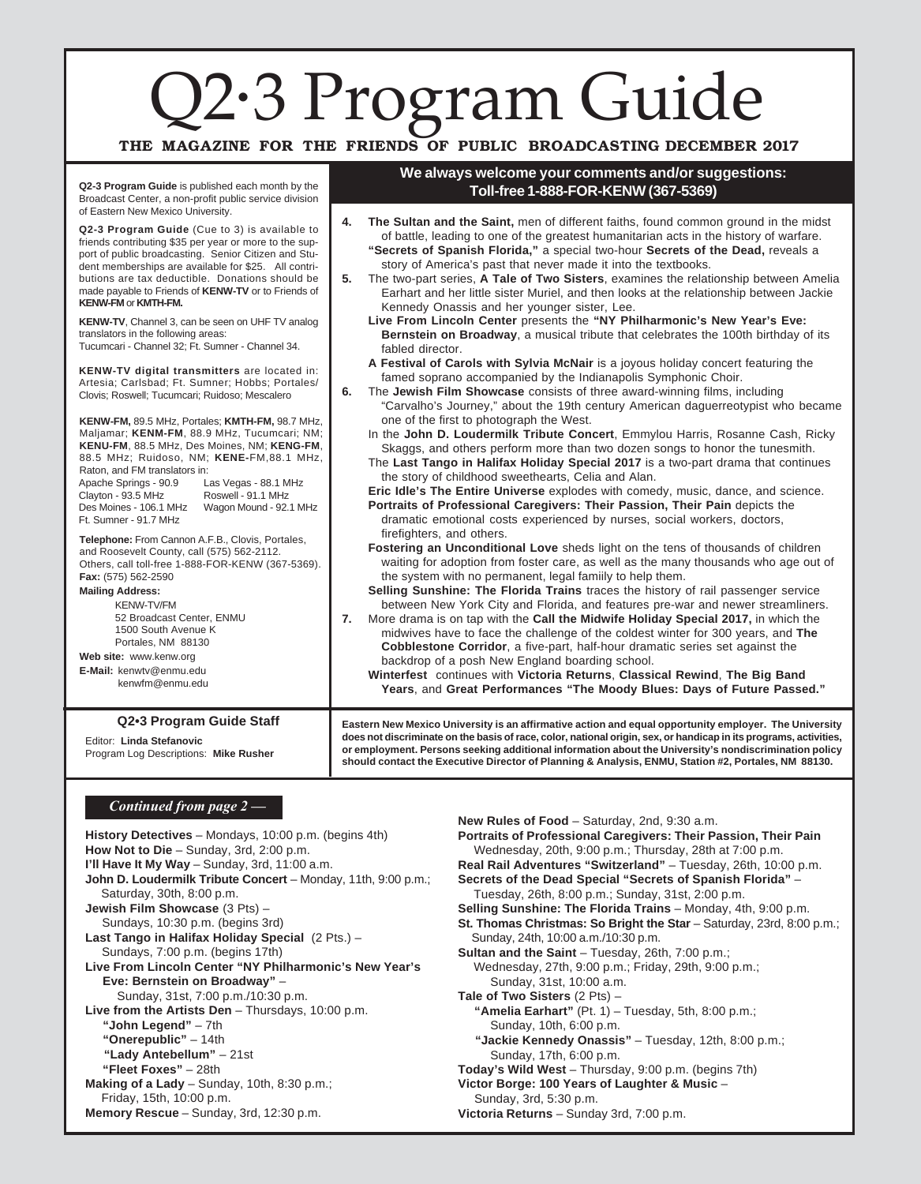# Q2·3 Program Guide

**THE MAGAZINE FOR THE FRIENDS OF PUBLIC BROADCASTING DECEMBER 2017**

**Q2-3 Program Guide** is published each month by the Broadcast Center, a non-profit public service division of Eastern New Mexico University.

**Q2-3 Program Guide** (Cue to 3) is available to friends contributing $35 per year or more to the support of public broadcasting. Senior Citizen and Student memberships are available for $25. All contributions are tax deductible. Donations should be made payable to Friends of **KENW-TV** or to Friends of **KENW-FM** or **KMTH-FM.**

**KENW-TV**, Channel 3, can be seen on UHF TV analog translators in the following areas:
Tucumcari - Channel 32; Ft. Sumner - Channel 34.

**KENW-TV digital transmitters** are located in: Artesia; Carlsbad; Ft. Sumner; Hobbs; Portales/ Clovis; Roswell; Tucumcari; Ruidoso; Mescalero

**KENW-FM,** 89.5 MHz, Portales; **KMTH-FM,** 98.7 MHz, Maljamar; **KENM-FM**, 88.9 MHz, Tucumcari; NM; **KENU-FM**, 88.5 MHz, Des Moines, NM; **KENG-FM**, 88.5 MHz; Ruidoso, NM; **KENE-**FM,88.1 MHz, Raton, and FM translators in:

| | |
|---|---|
| Apache Springs - 90.9 | Las Vegas - 88.1 MHz |
| Clayton - 93.5 MHz | Roswell - 91.1 MHz |
| Des Moines - 106.1 MHz | Wagon Mound - 92.1 MHz |
| Ft. Sumner - 91.7 MHz | |

**Telephone:** From Cannon A.F.B., Clovis, Portales, and Roosevelt County, call (575) 562-2112. Others, call toll-free 1-888-FOR-KENW (367-5369).
**Fax:** (575) 562-2590

**Mailing Address:**
KENW-TV/FM
52 Broadcast Center, ENMU
1500 South Avenue K
Portales, NM 88130

**Web site:** www.kenw.org
**E-Mail:** kenwtv@enmu.edu
kenwfm@enmu.edu

### Q2•3 Program Guide Staff

Editor: **Linda Stefanovic**
Program Log Descriptions: **Mike Rusher**

## We always welcome your comments and/or suggestions: Toll-free 1-888-FOR-KENW (367-5369)

**4.** **The Sultan and the Saint,** men of different faiths, found common ground in the midst of battle, leading to one of the greatest humanitarian acts in the history of warfare.
**"Secrets of Spanish Florida,"** a special two-hour **Secrets of the Dead,** reveals a story of America's past that never made it into the textbooks.

**5.** The two-part series, **A Tale of Two Sisters**, examines the relationship between Amelia Earhart and her little sister Muriel, and then looks at the relationship between Jackie Kennedy Onassis and her younger sister, Lee.
**Live From Lincoln Center** presents the **"NY Philharmonic's New Year's Eve: Bernstein on Broadway**, a musical tribute that celebrates the 100th birthday of its fabled director.
**A Festival of Carols with Sylvia McNair** is a joyous holiday concert featuring the famed soprano accompanied by the Indianapolis Symphonic Choir.

**6.** The **Jewish Film Showcase** consists of three award-winning films, including "Carvalho's Journey," about the 19th century American daguerreotypist who became one of the first to photograph the West.
In the **John D. Loudermilk Tribute Concert**, Emmylou Harris, Rosanne Cash, Ricky Skaggs, and others perform more than two dozen songs to honor the tunesmith.
The **Last Tango in Halifax Holiday Special 2017** is a two-part drama that continues the story of childhood sweethearts, Celia and Alan.
**Eric Idle's The Entire Universe** explodes with comedy, music, dance, and science.
**Portraits of Professional Caregivers: Their Passion, Their Pain** depicts the dramatic emotional costs experienced by nurses, social workers, doctors, firefighters, and others.
**Fostering an Unconditional Love** sheds light on the tens of thousands of children waiting for adoption from foster care, as well as the many thousands who age out of the system with no permanent, legal famiily to help them.
**Selling Sunshine: The Florida Trains** traces the history of rail passenger service between New York City and Florida, and features pre-war and newer streamliners.

**7.** More drama is on tap with the **Call the Midwife Holiday Special 2017,** in which the midwives have to face the challenge of the coldest winter for 300 years, and **The Cobblestone Corridor**, a five-part, half-hour dramatic series set against the backdrop of a posh New England boarding school.
**Winterfest** continues with **Victoria Returns**, **Classical Rewind**, **The Big Band Years**, and **Great Performances "The Moody Blues: Days of Future Passed."**

**Eastern New Mexico University is an affirmative action and equal opportunity employer. The University does not discriminate on the basis of race, color, national origin, sex, or handicap in its programs, activities, or employment. Persons seeking additional information about the University's nondiscrimination policy should contact the Executive Director of Planning & Analysis, ENMU, Station #2, Portales, NM 88130.**

*Continued from page 2 —*

**History Detectives** – Mondays, 10:00 p.m. (begins 4th)
**How Not to Die** – Sunday, 3rd, 2:00 p.m.
**I'll Have It My Way** – Sunday, 3rd, 11:00 a.m.
**John D. Loudermilk Tribute Concert** – Monday, 11th, 9:00 p.m.; Saturday, 30th, 8:00 p.m.
**Jewish Film Showcase** (3 Pts) – Sundays, 10:30 p.m. (begins 3rd)
**Last Tango in Halifax Holiday Special** (2 Pts.) – Sundays, 7:00 p.m. (begins 17th)
**Live From Lincoln Center "NY Philharmonic's New Year's Eve: Bernstein on Broadway"** – Sunday, 31st, 7:00 p.m./10:30 p.m.
**Live from the Artists Den** – Thursdays, 10:00 p.m.
**"John Legend"** – 7th
**"Onerepublic"** – 14th
**"Lady Antebellum"** – 21st
**"Fleet Foxes"** – 28th
**Making of a Lady** – Sunday, 10th, 8:30 p.m.; Friday, 15th, 10:00 p.m.
**Memory Rescue** – Sunday, 3rd, 12:30 p.m.
**New Rules of Food** – Saturday, 2nd, 9:30 a.m.
**Portraits of Professional Caregivers: Their Passion, Their Pain** Wednesday, 20th, 9:00 p.m.; Thursday, 28th at 7:00 p.m.
**Real Rail Adventures "Switzerland"** – Tuesday, 26th, 10:00 p.m.
**Secrets of the Dead Special "Secrets of Spanish Florida"** – Tuesday, 26th, 8:00 p.m.; Sunday, 31st, 2:00 p.m.
**Selling Sunshine: The Florida Trains** – Monday, 4th, 9:00 p.m.
**St. Thomas Christmas: So Bright the Star** – Saturday, 23rd, 8:00 p.m.; Sunday, 24th, 10:00 a.m./10:30 p.m.
**Sultan and the Saint** – Tuesday, 26th, 7:00 p.m.; Wednesday, 27th, 9:00 p.m.; Friday, 29th, 9:00 p.m.; Sunday, 31st, 10:00 a.m.
**Tale of Two Sisters** (2 Pts) –
**"Amelia Earhart"** (Pt. 1) – Tuesday, 5th, 8:00 p.m.; Sunday, 10th, 6:00 p.m.
**"Jackie Kennedy Onassis"** – Tuesday, 12th, 8:00 p.m.; Sunday, 17th, 6:00 p.m.
**Today's Wild West** – Thursday, 9:00 p.m. (begins 7th)
**Victor Borge: 100 Years of Laughter & Music** – Sunday, 3rd, 5:30 p.m.
**Victoria Returns** – Sunday 3rd, 7:00 p.m.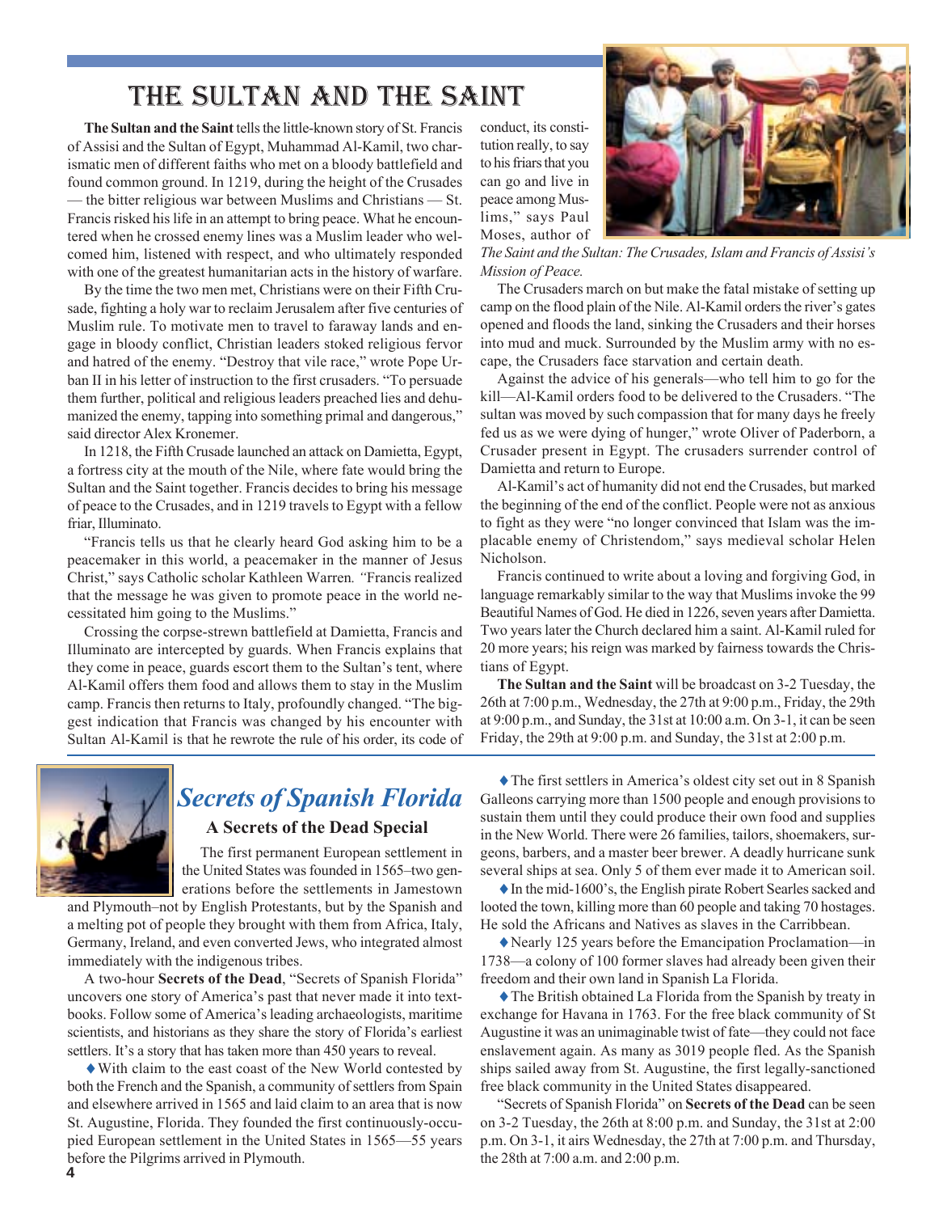# The Sultan and the Saint

**The Sultan and the Saint** tells the little-known story of St. Francis of Assisi and the Sultan of Egypt, Muhammad Al-Kamil, two charismatic men of different faiths who met on a bloody battlefield and found common ground. In 1219, during the height of the Crusades — the bitter religious war between Muslims and Christians — St. Francis risked his life in an attempt to bring peace. What he encountered when he crossed enemy lines was a Muslim leader who welcomed him, listened with respect, and who ultimately responded with one of the greatest humanitarian acts in the history of warfare.

By the time the two men met, Christians were on their Fifth Crusade, fighting a holy war to reclaim Jerusalem after five centuries of Muslim rule. To motivate men to travel to faraway lands and engage in bloody conflict, Christian leaders stoked religious fervor and hatred of the enemy. "Destroy that vile race," wrote Pope Urban II in his letter of instruction to the first crusaders. "To persuade them further, political and religious leaders preached lies and dehumanized the enemy, tapping into something primal and dangerous," said director Alex Kronemer.

In 1218, the Fifth Crusade launched an attack on Damietta, Egypt, a fortress city at the mouth of the Nile, where fate would bring the Sultan and the Saint together. Francis decides to bring his message of peace to the Crusades, and in 1219 travels to Egypt with a fellow friar, Illuminato.

"Francis tells us that he clearly heard God asking him to be a peacemaker in this world, a peacemaker in the manner of Jesus Christ," says Catholic scholar Kathleen Warren. "Francis realized that the message he was given to promote peace in the world necessitated him going to the Muslims."

Crossing the corpse-strewn battlefield at Damietta, Francis and Illuminato are intercepted by guards. When Francis explains that they come in peace, guards escort them to the Sultan's tent, where Al-Kamil offers them food and allows them to stay in the Muslim camp. Francis then returns to Italy, profoundly changed. "The biggest indication that Francis was changed by his encounter with Sultan Al-Kamil is that he rewrote the rule of his order, its code of conduct, its constitution really, to say to his friars that you can go and live in peace among Muslims," says Paul Moses, author of *The Saint and the Sultan: The Crusades, Islam and Francis of Assisi's Mission of Peace.*

The Crusaders march on but make the fatal mistake of setting up camp on the flood plain of the Nile. Al-Kamil orders the river's gates opened and floods the land, sinking the Crusaders and their horses into mud and muck. Surrounded by the Muslim army with no escape, the Crusaders face starvation and certain death.

Against the advice of his generals—who tell him to go for the kill—Al-Kamil orders food to be delivered to the Crusaders. "The sultan was moved by such compassion that for many days he freely fed us as we were dying of hunger," wrote Oliver of Paderborn, a Crusader present in Egypt. The crusaders surrender control of Damietta and return to Europe.

Al-Kamil's act of humanity did not end the Crusades, but marked the beginning of the end of the conflict. People were not as anxious to fight as they were "no longer convinced that Islam was the implacable enemy of Christendom," says medieval scholar Helen Nicholson.

Francis continued to write about a loving and forgiving God, in language remarkably similar to the way that Muslims invoke the 99 Beautiful Names of God. He died in 1226, seven years after Damietta. Two years later the Church declared him a saint. Al-Kamil ruled for 20 more years; his reign was marked by fairness towards the Christians of Egypt.

**The Sultan and the Saint** will be broadcast on 3-2 Tuesday, the 26th at 7:00 p.m., Wednesday, the 27th at 9:00 p.m., Friday, the 29th at 9:00 p.m., and Sunday, the 31st at 10:00 a.m. On 3-1, it can be seen Friday, the 29th at 9:00 p.m. and Sunday, the 31st at 2:00 p.m.

## *Secrets of Spanish Florida*

### A Secrets of the Dead Special

The first permanent European settlement in the United States was founded in 1565–two generations before the settlements in Jamestown and Plymouth–not by English Protestants, but by the Spanish and a melting pot of people they brought with them from Africa, Italy, Germany, Ireland, and even converted Jews, who integrated almost immediately with the indigenous tribes.

A two-hour **Secrets of the Dead**, "Secrets of Spanish Florida" uncovers one story of America's past that never made it into textbooks. Follow some of America's leading archaeologists, maritime scientists, and historians as they share the story of Florida's earliest settlers. It's a story that has taken more than 450 years to reveal.

♦ With claim to the east coast of the New World contested by both the French and the Spanish, a community of settlers from Spain and elsewhere arrived in 1565 and laid claim to an area that is now St. Augustine, Florida. They founded the first continuously-occupied European settlement in the United States in 1565—55 years before the Pilgrims arrived in Plymouth.

♦ The first settlers in America's oldest city set out in 8 Spanish Galleons carrying more than 1500 people and enough provisions to sustain them until they could produce their own food and supplies in the New World. There were 26 families, tailors, shoemakers, surgeons, barbers, and a master beer brewer. A deadly hurricane sunk several ships at sea. Only 5 of them ever made it to American soil.

♦ In the mid-1600's, the English pirate Robert Searles sacked and looted the town, killing more than 60 people and taking 70 hostages. He sold the Africans and Natives as slaves in the Carribbean.

♦ Nearly 125 years before the Emancipation Proclamation—in 1738—a colony of 100 former slaves had already been given their freedom and their own land in Spanish La Florida.

♦ The British obtained La Florida from the Spanish by treaty in exchange for Havana in 1763. For the free black community of St Augustine it was an unimaginable twist of fate—they could not face enslavement again. As many as 3019 people fled. As the Spanish ships sailed away from St. Augustine, the first legally-sanctioned free black community in the United States disappeared.

"Secrets of Spanish Florida" on **Secrets of the Dead** can be seen on 3-2 Tuesday, the 26th at 8:00 p.m. and Sunday, the 31st at 2:00 p.m. On 3-1, it airs Wednesday, the 27th at 7:00 p.m. and Thursday, the 28th at 7:00 a.m. and 2:00 p.m.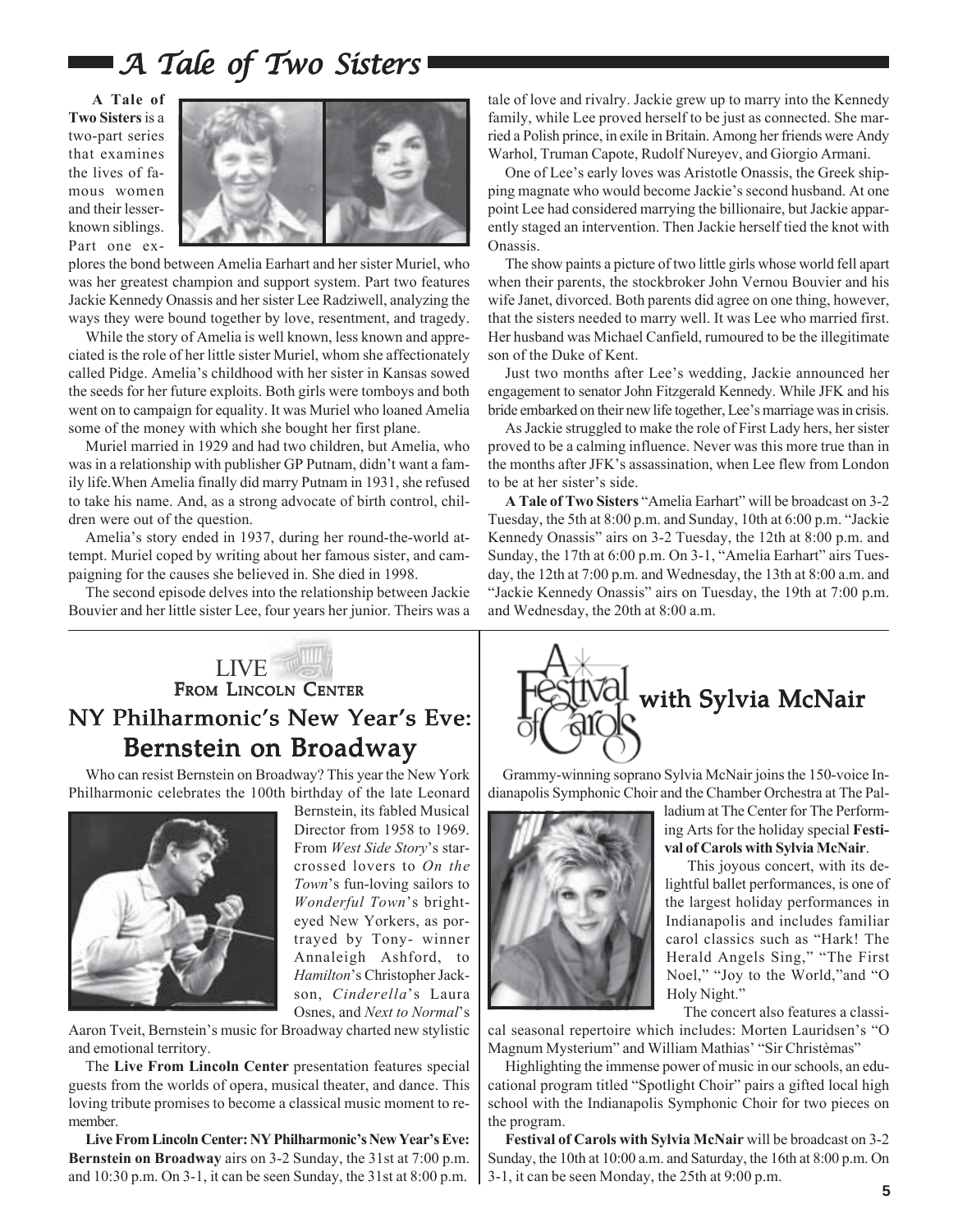# A Tale of Two Sisters

**A Tale of Two Sisters** is a two-part series that examines the lives of famous women and their lesser-known siblings. Part one explores the bond between Amelia Earhart and her sister Muriel, who was her greatest champion and support system. Part two features Jackie Kennedy Onassis and her sister Lee Radziwell, analyzing the ways they were bound together by love, resentment, and tragedy.

While the story of Amelia is well known, less known and appreciated is the role of her little sister Muriel, whom she affectionately called Pidge. Amelia's childhood with her sister in Kansas sowed the seeds for her future exploits. Both girls were tomboys and both went on to campaign for equality. It was Muriel who loaned Amelia some of the money with which she bought her first plane.

Muriel married in 1929 and had two children, but Amelia, who was in a relationship with publisher GP Putnam, didn't want a family life.When Amelia finally did marry Putnam in 1931, she refused to take his name. And, as a strong advocate of birth control, children were out of the question.

Amelia's story ended in 1937, during her round-the-world attempt. Muriel coped by writing about her famous sister, and campaigning for the causes she believed in. She died in 1998.

The second episode delves into the relationship between Jackie Bouvier and her little sister Lee, four years her junior. Theirs was a tale of love and rivalry. Jackie grew up to marry into the Kennedy family, while Lee proved herself to be just as connected. She married a Polish prince, in exile in Britain. Among her friends were Andy Warhol, Truman Capote, Rudolf Nureyev, and Giorgio Armani.

One of Lee's early loves was Aristotle Onassis, the Greek shipping magnate who would become Jackie's second husband. At one point Lee had considered marrying the billionaire, but Jackie apparently staged an intervention. Then Jackie herself tied the knot with Onassis.

The show paints a picture of two little girls whose world fell apart when their parents, the stockbroker John Vernou Bouvier and his wife Janet, divorced. Both parents did agree on one thing, however, that the sisters needed to marry well. It was Lee who married first. Her husband was Michael Canfield, rumoured to be the illegitimate son of the Duke of Kent.

Just two months after Lee's wedding, Jackie announced her engagement to senator John Fitzgerald Kennedy. While JFK and his bride embarked on their new life together, Lee's marriage was in crisis.

As Jackie struggled to make the role of First Lady hers, her sister proved to be a calming influence. Never was this more true than in the months after JFK's assassination, when Lee flew from London to be at her sister's side.

**A Tale of Two Sisters** "Amelia Earhart" will be broadcast on 3-2 Tuesday, the 5th at 8:00 p.m. and Sunday, 10th at 6:00 p.m. "Jackie Kennedy Onassis" airs on 3-2 Tuesday, the 12th at 8:00 p.m. and Sunday, the 17th at 6:00 p.m. On 3-1, "Amelia Earhart" airs Tuesday, the 12th at 7:00 p.m. and Wednesday, the 13th at 8:00 a.m. and "Jackie Kennedy Onassis" airs on Tuesday, the 19th at 7:00 p.m. and Wednesday, the 20th at 8:00 a.m.

---

LIVE FROM LINCOLN CENTER

## NY Philharmonic's New Year's Eve: Bernstein on Broadway

Who can resist Bernstein on Broadway? This year the New York Philharmonic celebrates the 100th birthday of the late Leonard Bernstein, its fabled Musical Director from 1958 to 1969. From *West Side Story*'s star-crossed lovers to *On the Town*'s fun-loving sailors to *Wonderful Town*'s bright-eyed New Yorkers, as portrayed by Tony- winner Annaleigh Ashford, to *Hamilton*'s Christopher Jackson, *Cinderella*'s Laura Osnes, and *Next to Normal*'s Aaron Tveit, Bernstein's music for Broadway charted new stylistic and emotional territory.

The **Live From Lincoln Center** presentation features special guests from the worlds of opera, musical theater, and dance. This loving tribute promises to become a classical music moment to remember.

**Live From Lincoln Center: NY Philharmonic's New Year's Eve: Bernstein on Broadway** airs on 3-2 Sunday, the 31st at 7:00 p.m. and 10:30 p.m. On 3-1, it can be seen Sunday, the 31st at 8:00 p.m.

---

## A Festival of Carols with Sylvia McNair

Grammy-winning soprano Sylvia McNair joins the 150-voice Indianapolis Symphonic Choir and the Chamber Orchestra at The Palladium at The Center for The Performing Arts for the holiday special **Festival of Carols with Sylvia McNair**.

This joyous concert, with its delightful ballet performances, is one of the largest holiday performances in Indianapolis and includes familiar carol classics such as "Hark! The Herald Angels Sing," "The First Noel," "Joy to the World,"and "O Holy Night."

The concert also features a classical seasonal repertoire which includes: Morten Lauridsen's "O Magnum Mysterium" and William Mathias' "Sir Christèmas"

Highlighting the immense power of music in our schools, an educational program titled "Spotlight Choir" pairs a gifted local high school with the Indianapolis Symphonic Choir for two pieces on the program.

**Festival of Carols with Sylvia McNair** will be broadcast on 3-2 Sunday, the 10th at 10:00 a.m. and Saturday, the 16th at 8:00 p.m. On 3-1, it can be seen Monday, the 25th at 9:00 p.m.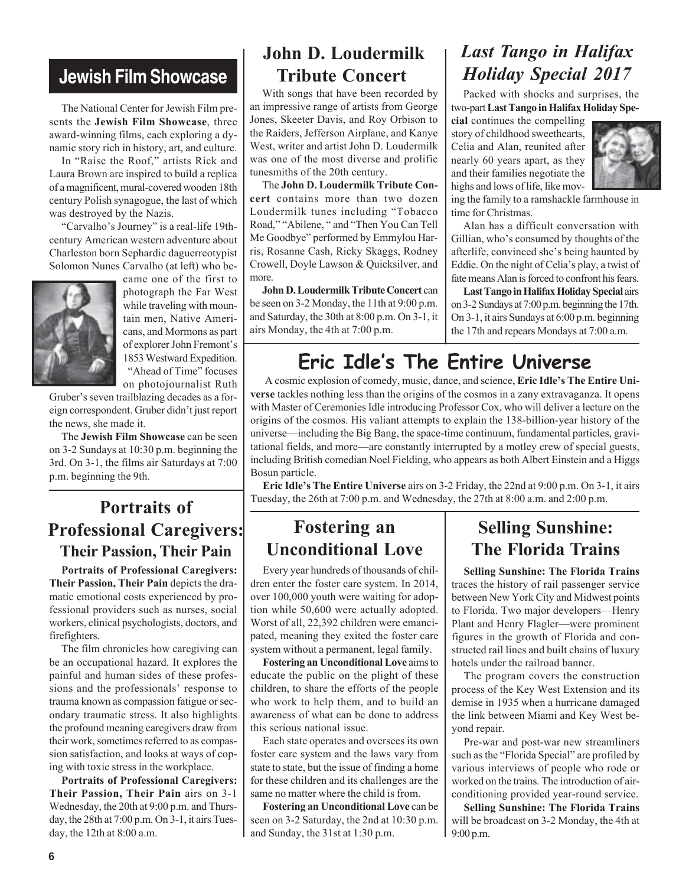## Jewish Film Showcase

The National Center for Jewish Film presents the **Jewish Film Showcase**, three award-winning films, each exploring a dynamic story rich in history, art, and culture.

In "Raise the Roof," artists Rick and Laura Brown are inspired to build a replica of a magnificent, mural-covered wooden 18th century Polish synagogue, the last of which was destroyed by the Nazis.

"Carvalho's Journey" is a real-life 19th-century American western adventure about Charleston born Sephardic daguerreotypist Solomon Nunes Carvalho (at left) who became one of the first to photograph the Far West while traveling with mountain men, Native Americans, and Mormons as part of explorer John Fremont's 1853 Westward Expedition.

"Ahead of Time" focuses on photojournalist Ruth Gruber's seven trailblazing decades as a foreign correspondent. Gruber didn't just report the news, she made it.

The **Jewish Film Showcase** can be seen on 3-2 Sundays at 10:30 p.m. beginning the 3rd. On 3-1, the films air Saturdays at 7:00 p.m. beginning the 9th.

## John D. Loudermilk Tribute Concert

With songs that have been recorded by an impressive range of artists from George Jones, Skeeter Davis, and Roy Orbison to the Raiders, Jefferson Airplane, and Kanye West, writer and artist John D. Loudermilk was one of the most diverse and prolific tunesmiths of the 20th century.

The **John D. Loudermilk Tribute Concert** contains more than two dozen Loudermilk tunes including "Tobacco Road," "Abilene, " and "Then You Can Tell Me Goodbye" performed by Emmylou Harris, Rosanne Cash, Ricky Skaggs, Rodney Crowell, Doyle Lawson & Quicksilver, and more.

**John D. Loudermilk Tribute Concert** can be seen on 3-2 Monday, the 11th at 9:00 p.m. and Saturday, the 30th at 8:00 p.m. On 3-1, it airs Monday, the 4th at 7:00 p.m.

## *Last Tango in Halifax Holiday Special 2017*

Packed with shocks and surprises, the two-part **Last Tango in Halifax Holiday Special** continues the compelling story of childhood sweethearts, Celia and Alan, reunited after nearly 60 years apart, as they and their families negotiate the highs and lows of life, like moving the family to a ramshackle farmhouse in time for Christmas.

Alan has a difficult conversation with Gillian, who's consumed by thoughts of the afterlife, convinced she's being haunted by Eddie. On the night of Celia's play, a twist of fate means Alan is forced to confront his fears.

**Last Tango in Halifax Holiday Special** airs on 3-2 Sundays at 7:00 p.m. beginning the 17th. On 3-1, it airs Sundays at 6:00 p.m. beginning the 17th and repears Mondays at 7:00 a.m.

## Eric Idle's The Entire Universe

A cosmic explosion of comedy, music, dance, and science, **Eric Idle's The Entire Universe** tackles nothing less than the origins of the cosmos in a zany extravaganza. It opens with Master of Ceremonies Idle introducing Professor Cox, who will deliver a lecture on the origins of the cosmos. His valiant attempts to explain the 138-billion-year history of the universe—including the Big Bang, the space-time continuum, fundamental particles, gravitational fields, and more—are constantly interrupted by a motley crew of special guests, including British comedian Noel Fielding, who appears as both Albert Einstein and a Higgs Bosun particle.

**Eric Idle's The Entire Universe** airs on 3-2 Friday, the 22nd at 9:00 p.m. On 3-1, it airs Tuesday, the 26th at 7:00 p.m. and Wednesday, the 27th at 8:00 a.m. and 2:00 p.m.

## Portraits of Professional Caregivers: Their Passion, Their Pain

**Portraits of Professional Caregivers: Their Passion, Their Pain** depicts the dramatic emotional costs experienced by professional providers such as nurses, social workers, clinical psychologists, doctors, and firefighters.

The film chronicles how caregiving can be an occupational hazard. It explores the painful and human sides of these professions and the professionals' response to trauma known as compassion fatigue or secondary traumatic stress. It also highlights the profound meaning caregivers draw from their work, sometimes referred to as compassion satisfaction, and looks at ways of coping with toxic stress in the workplace.

**Portraits of Professional Caregivers: Their Passion, Their Pain** airs on 3-1 Wednesday, the 20th at 9:00 p.m. and Thursday, the 28th at 7:00 p.m. On 3-1, it airs Tuesday, the 12th at 8:00 a.m.

## Fostering an Unconditional Love

Every year hundreds of thousands of children enter the foster care system. In 2014, over 100,000 youth were waiting for adoption while 50,600 were actually adopted. Worst of all, 22,392 children were emancipated, meaning they exited the foster care system without a permanent, legal family.

**Fostering an Unconditional Love** aims to educate the public on the plight of these children, to share the efforts of the people who work to help them, and to build an awareness of what can be done to address this serious national issue.

Each state operates and oversees its own foster care system and the laws vary from state to state, but the issue of finding a home for these children and its challenges are the same no matter where the child is from.

**Fostering an Unconditional Love** can be seen on 3-2 Saturday, the 2nd at 10:30 p.m. and Sunday, the 31st at 1:30 p.m.

## Selling Sunshine: The Florida Trains

**Selling Sunshine: The Florida Trains** traces the history of rail passenger service between New York City and Midwest points to Florida. Two major developers—Henry Plant and Henry Flagler—were prominent figures in the growth of Florida and constructed rail lines and built chains of luxury hotels under the railroad banner.

The program covers the construction process of the Key West Extension and its demise in 1935 when a hurricane damaged the link between Miami and Key West beyond repair.

Pre-war and post-war new streamliners such as the "Florida Special" are profiled by various interviews of people who rode or worked on the trains. The introduction of air-conditioning provided year-round service.

**Selling Sunshine: The Florida Trains** will be broadcast on 3-2 Monday, the 4th at 9:00 p.m.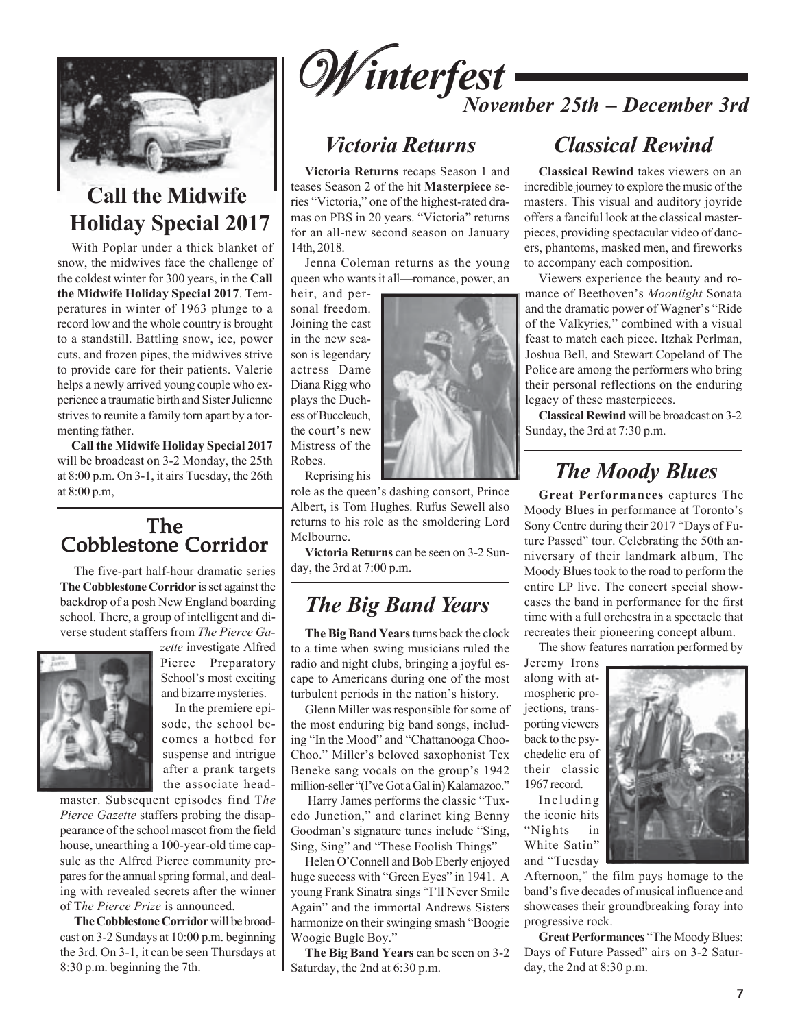# Winterfest

*November 25th – December 3rd*

## Call the Midwife Holiday Special 2017

With Poplar under a thick blanket of snow, the midwives face the challenge of the coldest winter for 300 years, in the **Call the Midwife Holiday Special 2017**. Temperatures in winter of 1963 plunge to a record low and the whole country is brought to a standstill. Battling snow, ice, power cuts, and frozen pipes, the midwives strive to provide care for their patients. Valerie helps a newly arrived young couple who experience a traumatic birth and Sister Julienne strives to reunite a family torn apart by a tormenting father.

**Call the Midwife Holiday Special 2017** will be broadcast on 3-2 Monday, the 25th at 8:00 p.m. On 3-1, it airs Tuesday, the 26th at 8:00 p.m,

## The Cobblestone Corridor

The five-part half-hour dramatic series **The Cobblestone Corridor** is set against the backdrop of a posh New England boarding school. There, a group of intelligent and diverse student staffers from *The Pierce Gazette* investigate Alfred Pierce Preparatory School's most exciting and bizarre mysteries.

In the premiere episode, the school becomes a hotbed for suspense and intrigue after a prank targets the associate headmaster. Subsequent episodes find T*he Pierce Gazette* staffers probing the disappearance of the school mascot from the field house, unearthing a 100-year-old time capsule as the Alfred Pierce community prepares for the annual spring formal, and dealing with revealed secrets after the winner of T*he Pierce Prize* is announced.

**The Cobblestone Corridor** will be broadcast on 3-2 Sundays at 10:00 p.m. beginning the 3rd. On 3-1, it can be seen Thursdays at 8:30 p.m. beginning the 7th.

## *Victoria Returns*

**Victoria Returns** recaps Season 1 and teases Season 2 of the hit **Masterpiece** series "Victoria," one of the highest-rated dramas on PBS in 20 years. "Victoria" returns for an all-new second season on January 14th, 2018.

Jenna Coleman returns as the young queen who wants it all—romance, power, an heir, and personal freedom. Joining the cast in the new season is legendary actress Dame Diana Rigg who plays the Duchess of Buccleuch, the court's new Mistress of the Robes.

Reprising his role as the queen's dashing consort, Prince Albert, is Tom Hughes. Rufus Sewell also returns to his role as the smoldering Lord Melbourne.

**Victoria Returns** can be seen on 3-2 Sunday, the 3rd at 7:00 p.m.

## *The Big Band Years*

**The Big Band Years** turns back the clock to a time when swing musicians ruled the radio and night clubs, bringing a joyful escape to Americans during one of the most turbulent periods in the nation's history.

Glenn Miller was responsible for some of the most enduring big band songs, including "In the Mood" and "Chattanooga Choo-Choo." Miller's beloved saxophonist Tex Beneke sang vocals on the group's 1942 million-seller "(I've Got a Gal in) Kalamazoo."

Harry James performs the classic "Tuxedo Junction," and clarinet king Benny Goodman's signature tunes include "Sing, Sing, Sing" and "These Foolish Things"

Helen O'Connell and Bob Eberly enjoyed huge success with "Green Eyes" in 1941. A young Frank Sinatra sings "I'll Never Smile Again" and the immortal Andrews Sisters harmonize on their swinging smash "Boogie Woogie Bugle Boy."

**The Big Band Years** can be seen on 3-2 Saturday, the 2nd at 6:30 p.m.

## *Classical Rewind*

**Classical Rewind** takes viewers on an incredible journey to explore the music of the masters. This visual and auditory joyride offers a fanciful look at the classical masterpieces, providing spectacular video of dancers, phantoms, masked men, and fireworks to accompany each composition.

Viewers experience the beauty and romance of Beethoven's *Moonlight* Sonata and the dramatic power of Wagner's "Ride of the Valkyries," combined with a visual feast to match each piece. Itzhak Perlman, Joshua Bell, and Stewart Copeland of The Police are among the performers who bring their personal reflections on the enduring legacy of these masterpieces.

**Classical Rewind** will be broadcast on 3-2 Sunday, the 3rd at 7:30 p.m.

## *The Moody Blues*

**Great Performances** captures The Moody Blues in performance at Toronto's Sony Centre during their 2017 "Days of Future Passed" tour. Celebrating the 50th anniversary of their landmark album, The Moody Blues took to the road to perform the entire LP live. The concert special showcases the band in performance for the first time with a full orchestra in a spectacle that recreates their pioneering concept album.

The show features narration performed by Jeremy Irons along with atmospheric projections, transporting viewers back to the psychedelic era of their classic 1967 record.

Including the iconic hits "Nights in White Satin" and "Tuesday Afternoon," the film pays homage to the band's five decades of musical influence and showcases their groundbreaking foray into progressive rock.

**Great Performances** "The Moody Blues: Days of Future Passed" airs on 3-2 Saturday, the 2nd at 8:30 p.m.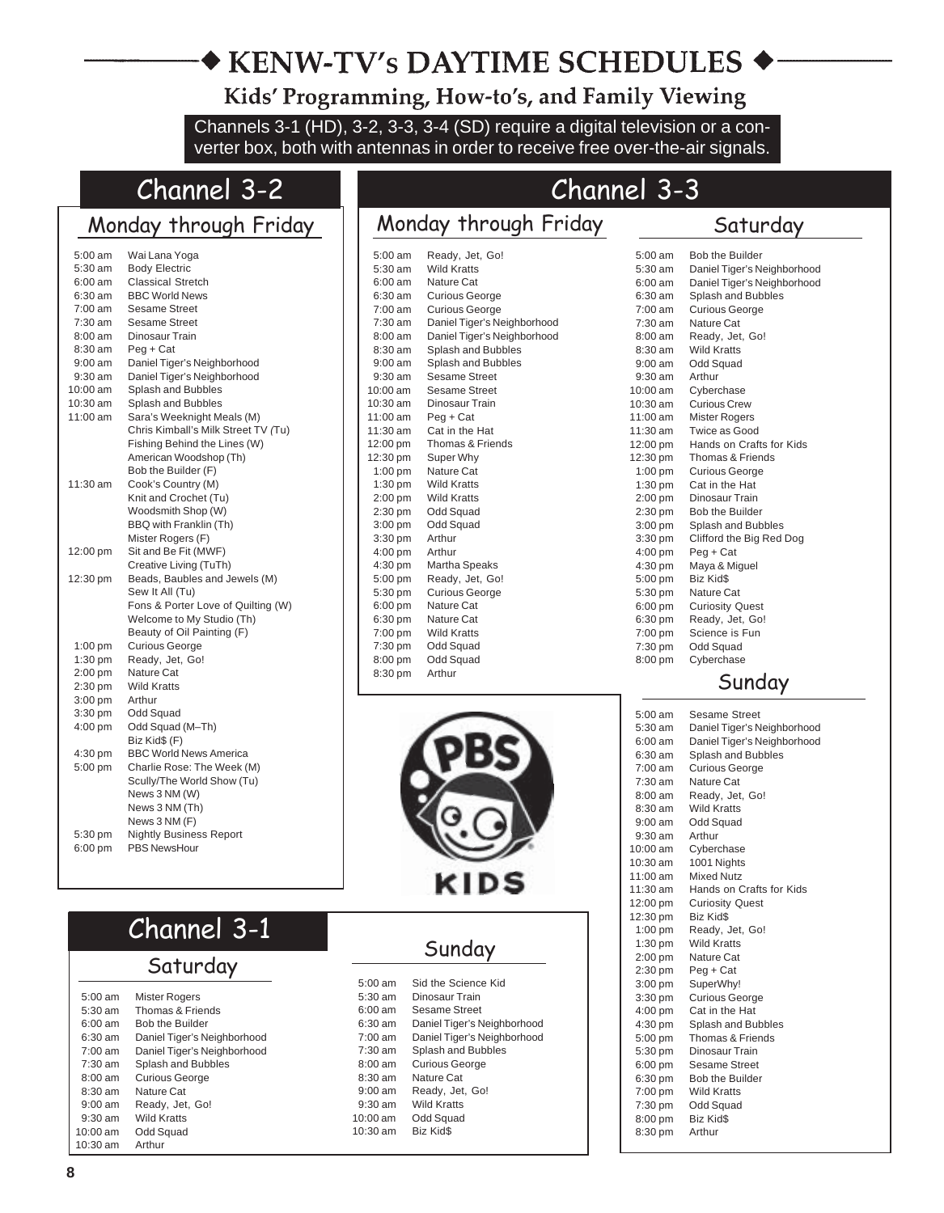# ◆ KENW-TV's DAYTIME SCHEDULES ◆

## Kids' Programming, How-to's, and Family Viewing

Channels 3-1 (HD), 3-2, 3-3, 3-4 (SD) require a digital television or a converter box, both with antennas in order to receive free over-the-air signals.

## Channel 3-2

### Monday through Friday

| Time | Program |
|---|---|
| 5:00 am | Wai Lana Yoga |
| 5:30 am | Body Electric |
| 6:00 am | Classical Stretch |
| 6:30 am | BBC World News |
| 7:00 am | Sesame Street |
| 7:30 am | Sesame Street |
| 8:00 am | Dinosaur Train |
| 8:30 am | Peg + Cat |
| 9:00 am | Daniel Tiger's Neighborhood |
| 9:30 am | Daniel Tiger's Neighborhood |
| 10:00 am | Splash and Bubbles |
| 10:30 am | Splash and Bubbles |
| 11:00 am | Sara's Weeknight Meals (M)<br>Chris Kimball's Milk Street TV (Tu)<br>Fishing Behind the Lines (W)<br>American Woodshop (Th)<br>Bob the Builder (F) |
| 11:30 am | Cook's Country (M)<br>Knit and Crochet (Tu)<br>Woodsmith Shop (W)<br>BBQ with Franklin (Th)<br>Mister Rogers (F) |
| 12:00 pm | Sit and Be Fit (MWF)<br>Creative Living (TuTh) |
| 12:30 pm | Beads, Baubles and Jewels (M)<br>Sew It All (Tu)<br>Fons & Porter Love of Quilting (W)<br>Welcome to My Studio (Th)<br>Beauty of Oil Painting (F) |
| 1:00 pm | Curious George |
| 1:30 pm | Ready, Jet, Go! |
| 2:00 pm | Nature Cat |
| 2:30 pm | Wild Kratts |
| 3:00 pm | Arthur |
| 3:30 pm | Odd Squad |
| 4:00 pm | Odd Squad (M–Th)<br>Biz Kid$ (F) |
| 4:30 pm | BBC World News America |
| 5:00 pm | Charlie Rose: The Week (M)<br>Scully/The World Show (Tu)<br>News 3 NM (W)<br>News 3 NM (Th)<br>News 3 NM (F) |
| 5:30 pm | Nightly Business Report |
| 6:00 pm | PBS NewsHour |

## Channel 3-3

### Monday through Friday

| Time | Program |
|---|---|
| 5:00 am | Ready, Jet, Go! |
| 5:30 am | Wild Kratts |
| 6:00 am | Nature Cat |
| 6:30 am | Curious George |
| 7:00 am | Curious George |
| 7:30 am | Daniel Tiger's Neighborhood |
| 8:00 am | Daniel Tiger's Neighborhood |
| 8:30 am | Splash and Bubbles |
| 9:00 am | Splash and Bubbles |
| 9:30 am | Sesame Street |
| 10:00 am | Sesame Street |
| 10:30 am | Dinosaur Train |
| 11:00 am | Peg + Cat |
| 11:30 am | Cat in the Hat |
| 12:00 pm | Thomas & Friends |
| 12:30 pm | Super Why |
| 1:00 pm | Nature Cat |
| 1:30 pm | Wild Kratts |
| 2:00 pm | Wild Kratts |
| 2:30 pm | Odd Squad |
| 3:00 pm | Odd Squad |
| 3:30 pm | Arthur |
| 4:00 pm | Arthur |
| 4:30 pm | Martha Speaks |
| 5:00 pm | Ready, Jet, Go! |
| 5:30 pm | Curious George |
| 6:00 pm | Nature Cat |
| 6:30 pm | Nature Cat |
| 7:00 pm | Wild Kratts |
| 7:30 pm | Odd Squad |
| 8:00 pm | Odd Squad |
| 8:30 pm | Arthur |

### Saturday

| Time | Program |
|---|---|
| 5:00 am | Bob the Builder |
| 5:30 am | Daniel Tiger's Neighborhood |
| 6:00 am | Daniel Tiger's Neighborhood |
| 6:30 am | Splash and Bubbles |
| 7:00 am | Curious George |
| 7:30 am | Nature Cat |
| 8:00 am | Ready, Jet, Go! |
| 8:30 am | Wild Kratts |
| 9:00 am | Odd Squad |
| 9:30 am | Arthur |
| 10:00 am | Cyberchase |
| 10:30 am | Curious Crew |
| 11:00 am | Mister Rogers |
| 11:30 am | Twice as Good |
| 12:00 pm | Hands on Crafts for Kids |
| 12:30 pm | Thomas & Friends |
| 1:00 pm | Curious George |
| 1:30 pm | Cat in the Hat |
| 2:00 pm | Dinosaur Train |
| 2:30 pm | Bob the Builder |
| 3:00 pm | Splash and Bubbles |
| 3:30 pm | Clifford the Big Red Dog |
| 4:00 pm | Peg + Cat |
| 4:30 pm | Maya & Miguel |
| 5:00 pm | Biz Kid$ |
| 5:30 pm | Nature Cat |
| 6:00 pm | Curiosity Quest |
| 6:30 pm | Ready, Jet, Go! |
| 7:00 pm | Science is Fun |
| 7:30 pm | Odd Squad |
| 8:00 pm | Cyberchase |

### Sunday

| Time | Program |
|---|---|
| 5:00 am | Sesame Street |
| 5:30 am | Daniel Tiger's Neighborhood |
| 6:00 am | Daniel Tiger's Neighborhood |
| 6:30 am | Splash and Bubbles |
| 7:00 am | Curious George |
| 7:30 am | Nature Cat |
| 8:00 am | Ready, Jet, Go! |
| 8:30 am | Wild Kratts |
| 9:00 am | Odd Squad |
| 9:30 am | Arthur |
| 10:00 am | Cyberchase |
| 10:30 am | 1001 Nights |
| 11:00 am | Mixed Nutz |
| 11:30 am | Hands on Crafts for Kids |
| 12:00 pm | Curiosity Quest |
| 12:30 pm | Biz Kid$ |
| 1:00 pm | Ready, Jet, Go! |
| 1:30 pm | Wild Kratts |
| 2:00 pm | Nature Cat |
| 2:30 pm | Peg + Cat |
| 3:00 pm | SuperWhy! |
| 3:30 pm | Curious George |
| 4:00 pm | Cat in the Hat |
| 4:30 pm | Splash and Bubbles |
| 5:00 pm | Thomas & Friends |
| 5:30 pm | Dinosaur Train |
| 6:00 pm | Sesame Street |
| 6:30 pm | Bob the Builder |
| 7:00 pm | Wild Kratts |
| 7:30 pm | Odd Squad |
| 8:00 pm | Biz Kid$ |
| 8:30 pm | Arthur |

PBS KIDS

## Channel 3-1

### Saturday

| Time | Program |
|---|---|
| 5:00 am | Mister Rogers |
| 5:30 am | Thomas & Friends |
| 6:00 am | Bob the Builder |
| 6:30 am | Daniel Tiger's Neighborhood |
| 7:00 am | Daniel Tiger's Neighborhood |
| 7:30 am | Splash and Bubbles |
| 8:00 am | Curious George |
| 8:30 am | Nature Cat |
| 9:00 am | Ready, Jet, Go! |
| 9:30 am | Wild Kratts |
| 10:00 am | Odd Squad |
| 10:30 am | Arthur |

### Sunday

| Time | Program |
|---|---|
| 5:00 am | Sid the Science Kid |
| 5:30 am | Dinosaur Train |
| 6:00 am | Sesame Street |
| 6:30 am | Daniel Tiger's Neighborhood |
| 7:00 am | Daniel Tiger's Neighborhood |
| 7:30 am | Splash and Bubbles |
| 8:00 am | Curious George |
| 8:30 am | Nature Cat |
| 9:00 am | Ready, Jet, Go! |
| 9:30 am | Wild Kratts |
| 10:00 am | Odd Squad |
| 10:30 am | Biz Kid$ |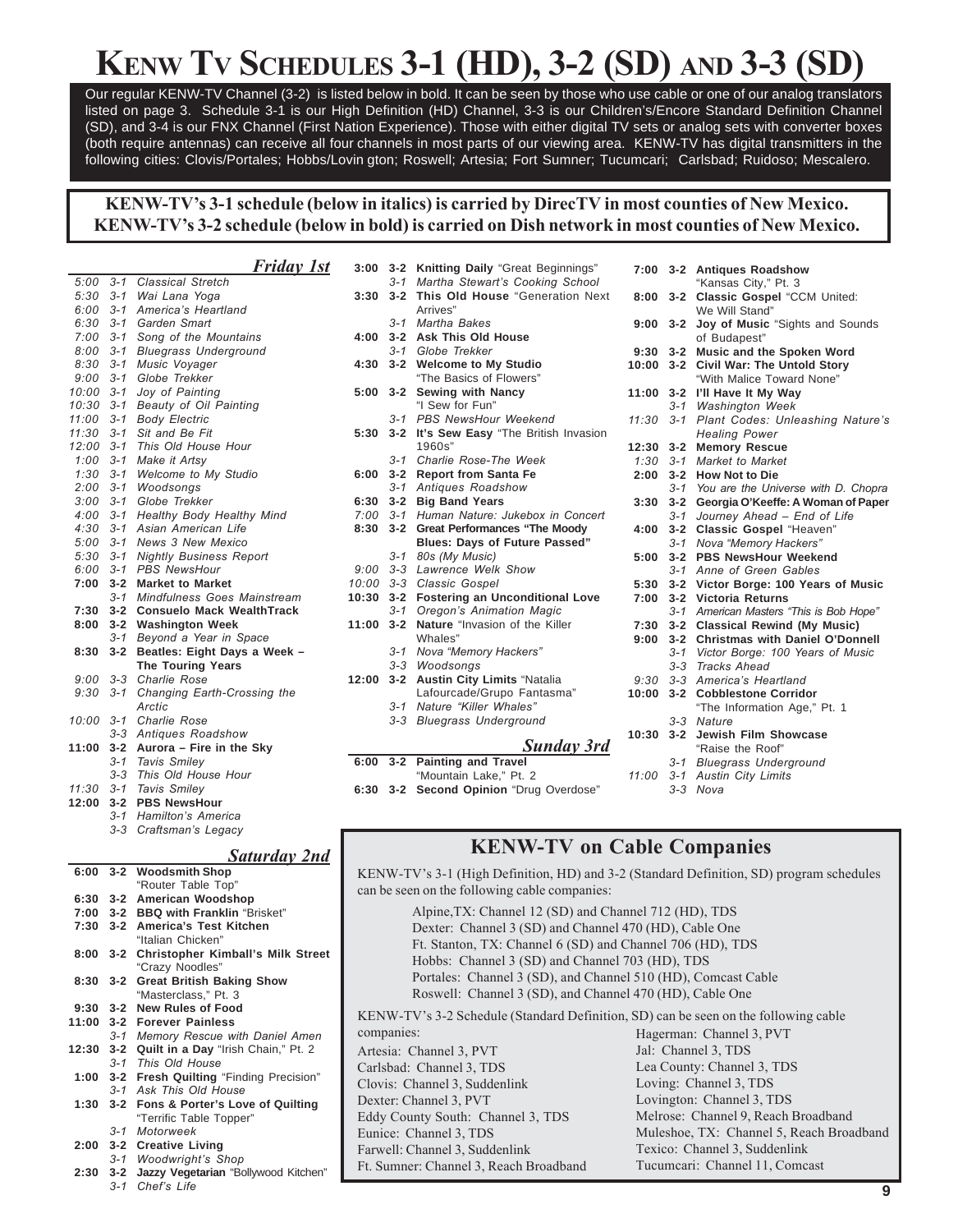# KENW TV SCHEDULES 3-1 (HD), 3-2 (SD) AND 3-3 (SD)

Our regular KENW-TV Channel (3-2) is listed below in bold. It can be seen by those who use cable or one of our analog translators listed on page 3. Schedule 3-1 is our High Definition (HD) Channel, 3-3 is our Children's/Encore Standard Definition Channel (SD), and 3-4 is our FNX Channel (First Nation Experience). Those with either digital TV sets or analog sets with converter boxes (both require antennas) can receive all four channels in most parts of our viewing area. KENW-TV has digital transmitters in the following cities: Clovis/Portales; Hobbs/Lovin gton; Roswell; Artesia; Fort Sumner; Tucumcari; Carlsbad; Ruidoso; Mescalero.

**KENW-TV's 3-1 schedule (below in italics) is carried by DirecTV in most counties of New Mexico.**
**KENW-TV's 3-2 schedule (below in bold) is carried on Dish network in most counties of New Mexico.**

## *Friday 1st*

*5:00 3-1 Classical Stretch*
*5:30 3-1 Wai Lana Yoga*
*6:00 3-1 America's Heartland*
*6:30 3-1 Garden Smart*
*7:00 3-1 Song of the Mountains*
*8:00 3-1 Bluegrass Underground*
*8:30 3-1 Music Voyager*
*9:00 3-1 Globe Trekker*
*10:00 3-1 Joy of Painting*
*10:30 3-1 Beauty of Oil Painting*
*11:00 3-1 Body Electric*
*11:30 3-1 Sit and Be Fit*
*12:00 3-1 This Old House Hour*
*1:00 3-1 Make it Artsy*
*1:30 3-1 Welcome to My Studio*
*2:00 3-1 Woodsongs*
*3:00 3-1 Globe Trekker*
*4:00 3-1 Healthy Body Healthy Mind*
*4:30 3-1 Asian American Life*
*5:00 3-1 News 3 New Mexico*
*5:30 3-1 Nightly Business Report*
*6:00 3-1 PBS NewsHour*
**7:00 3-2 Market to Market**
*3-1 Mindfulness Goes Mainstream*
**7:30 3-2 Consuelo Mack WealthTrack**
**8:00 3-2 Washington Week**
*3-1 Beyond a Year in Space*
**8:30 3-2 Beatles: Eight Days a Week – The Touring Years**
*9:00 3-3 Charlie Rose*
*9:30 3-1 Changing Earth-Crossing the Arctic*
*10:00 3-1 Charlie Rose*
*3-3 Antiques Roadshow*
**11:00 3-2 Aurora – Fire in the Sky**
*3-1 Tavis Smiley*
*3-3 This Old House Hour*
*11:30 3-1 Tavis Smiley*
**12:00 3-2 PBS NewsHour**
*3-1 Hamilton's America*
*3-3 Craftsman's Legacy*

## *Saturday 2nd*

**6:00 3-2 Woodsmith Shop** "Router Table Top"
**6:30 3-2 American Woodshop**
**7:00 3-2 BBQ with Franklin** "Brisket"
**7:30 3-2 America's Test Kitchen** "Italian Chicken"
**8:00 3-2 Christopher Kimball's Milk Street** "Crazy Noodles"
**8:30 3-2 Great British Baking Show** "Masterclass," Pt. 3
**9:30 3-2 New Rules of Food**
**11:00 3-2 Forever Painless**
*3-1 Memory Rescue with Daniel Amen*
**12:30 3-2 Quilt in a Day** "Irish Chain," Pt. 2
*3-1 This Old House*
**1:00 3-2 Fresh Quilting** "Finding Precision"
*3-1 Ask This Old House*
**1:30 3-2 Fons & Porter's Love of Quilting** "Terrific Table Topper"
*3-1 Motorweek*
**2:00 3-2 Creative Living**
*3-1 Woodwright's Shop*
**2:30 3-2 Jazzy Vegetarian** "Bollywood Kitchen"
*3-1 Chef's Life*
**3:00 3-2 Knitting Daily** "Great Beginnings"
*3-1 Martha Stewart's Cooking School*
**3:30 3-2 This Old House** "Generation Next Arrives"
*3-1 Martha Bakes*
**4:00 3-2 Ask This Old House**
*3-1 Globe Trekker*
**4:30 3-2 Welcome to My Studio** "The Basics of Flowers"
**5:00 3-2 Sewing with Nancy** "I Sew for Fun"
*3-1 PBS NewsHour Weekend*
**5:30 3-2 It's Sew Easy** "The British Invasion 1960s"
*3-1 Charlie Rose-The Week*
**6:00 3-2 Report from Santa Fe**
*3-1 Antiques Roadshow*
**6:30 3-2 Big Band Years**
*7:00 3-1 Human Nature: Jukebox in Concert*
**8:30 3-2 Great Performances "The Moody Blues: Days of Future Passed"**
*3-1 80s (My Music)*
*9:00 3-3 Lawrence Welk Show*
*10:00 3-3 Classic Gospel*
**10:30 3-2 Fostering an Unconditional Love**
*3-1 Oregon's Animation Magic*
**11:00 3-2 Nature** "Invasion of the Killer Whales"
*3-1 Nova "Memory Hackers"*
*3-3 Woodsongs*
**12:00 3-2 Austin City Limits** "Natalia Lafourcade/Grupo Fantasma"
*3-1 Nature "Killer Whales"*
*3-3 Bluegrass Underground*

## *Sunday 3rd*

**6:00 3-2 Painting and Travel** "Mountain Lake," Pt. 2
**6:30 3-2 Second Opinion** "Drug Overdose"
**7:00 3-2 Antiques Roadshow** "Kansas City," Pt. 3
**8:00 3-2 Classic Gospel** "CCM United: We Will Stand"
**9:00 3-2 Joy of Music** "Sights and Sounds of Budapest"
**9:30 3-2 Music and the Spoken Word**
**10:00 3-2 Civil War: The Untold Story** "With Malice Toward None"
**11:00 3-2 I'll Have It My Way**
*3-1 Washington Week*
*11:30 3-1 Plant Codes: Unleashing Nature's Healing Power*
**12:30 3-2 Memory Rescue**
*1:30 3-1 Market to Market*
**2:00 3-2 How Not to Die**
*3-1 You are the Universe with D. Chopra*
**3:30 3-2 Georgia O'Keeffe: A Woman of Paper**
*3-1 Journey Ahead – End of Life*
**4:00 3-2 Classic Gospel** "Heaven"
*3-1 Nova "Memory Hackers"*
**5:00 3-2 PBS NewsHour Weekend**
*3-1 Anne of Green Gables*
**5:30 3-2 Victor Borge: 100 Years of Music**
**7:00 3-2 Victoria Returns**
*3-1 American Masters "This is Bob Hope"*
**7:30 3-2 Classical Rewind (My Music)**
**9:00 3-2 Christmas with Daniel O'Donnell**
*3-1 Victor Borge: 100 Years of Music*
*3-3 Tracks Ahead*
*9:30 3-3 America's Heartland*
**10:00 3-2 Cobblestone Corridor** "The Information Age," Pt. 1
*3-3 Nature*
**10:30 3-2 Jewish Film Showcase** "Raise the Roof"
*3-1 Bluegrass Underground*
*11:00 3-1 Austin City Limits*
*3-3 Nova*

## KENW-TV on Cable Companies

KENW-TV's 3-1 (High Definition, HD) and 3-2 (Standard Definition, SD) program schedules can be seen on the following cable companies:

Alpine,TX: Channel 12 (SD) and Channel 712 (HD), TDS
Dexter: Channel 3 (SD) and Channel 470 (HD), Cable One
Ft. Stanton, TX: Channel 6 (SD) and Channel 706 (HD), TDS
Hobbs: Channel 3 (SD) and Channel 703 (HD), TDS
Portales: Channel 3 (SD), and Channel 510 (HD), Comcast Cable
Roswell: Channel 3 (SD), and Channel 470 (HD), Cable One

KENW-TV's 3-2 Schedule (Standard Definition, SD) can be seen on the following cable companies:

Artesia: Channel 3, PVT
Carlsbad: Channel 3, TDS
Clovis: Channel 3, Suddenlink
Dexter: Channel 3, PVT
Eddy County South: Channel 3, TDS
Eunice: Channel 3, TDS
Farwell: Channel 3, Suddenlink
Ft. Sumner: Channel 3, Reach Broadband
Hagerman: Channel 3, PVT
Jal: Channel 3, TDS
Lea County: Channel 3, TDS
Loving: Channel 3, TDS
Lovington: Channel 3, TDS
Melrose: Channel 9, Reach Broadband
Muleshoe, TX: Channel 5, Reach Broadband
Texico: Channel 3, Suddenlink
Tucumcari: Channel 11, Comcast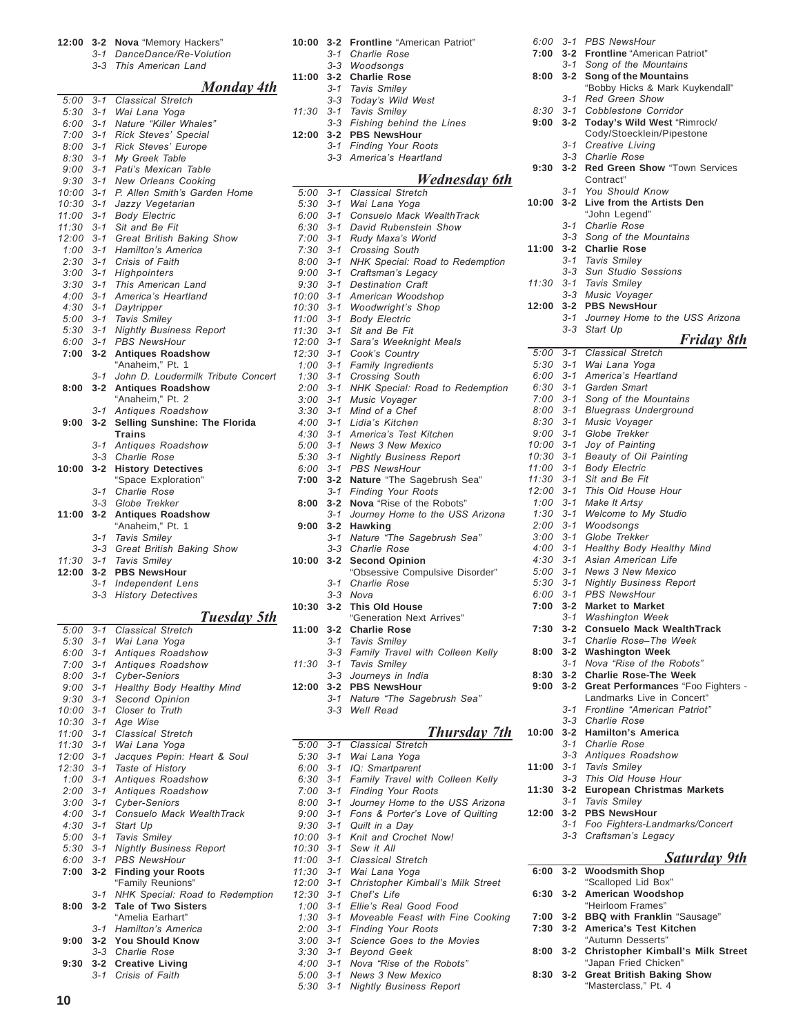| | | |
|---|---|---|
| **12:00** | **3-2** | **Nova** "Memory Hackers" |
| | *3-1* | *DanceDance/Re-Volution* |
| | *3-3* | *This American Land* |

## *Monday 4th*

| | | |
|---|---|---|
| *5:00* | *3-1* | *Classical Stretch* |
| *5:30* | *3-1* | *Wai Lana Yoga* |
| *6:00* | *3-1* | *Nature "Killer Whales"* |
| *7:00* | *3-1* | *Rick Steves' Special* |
| *8:00* | *3-1* | *Rick Steves' Europe* |
| *8:30* | *3-1* | *My Greek Table* |
| *9:00* | *3-1* | *Pati's Mexican Table* |
| *9:30* | *3-1* | *New Orleans Cooking* |
| *10:00* | *3-1* | *P. Allen Smith's Garden Home* |
| *10:30* | *3-1* | *Jazzy Vegetarian* |
| *11:00* | *3-1* | *Body Electric* |
| *11:30* | *3-1* | *Sit and Be Fit* |
| *12:00* | *3-1* | *Great British Baking Show* |
| *1:00* | *3-1* | *Hamilton's America* |
| *2:30* | *3-1* | *Crisis of Faith* |
| *3:00* | *3-1* | *Highpointers* |
| *3:30* | *3-1* | *This American Land* |
| *4:00* | *3-1* | *America's Heartland* |
| *4:30* | *3-1* | *Daytripper* |
| *5:00* | *3-1* | *Tavis Smiley* |
| *5:30* | *3-1* | *Nightly Business Report* |
| *6:00* | *3-1* | *PBS NewsHour* |
| **7:00** | **3-2** | **Antiques Roadshow** "Anaheim," Pt. 1 |
| | *3-1* | *John D. Loudermilk Tribute Concert* |
| **8:00** | **3-2** | **Antiques Roadshow** "Anaheim," Pt. 2 |
| | *3-1* | *Antiques Roadshow* |
| **9:00** | **3-2** | **Selling Sunshine: The Florida Trains** |
| | *3-1* | *Antiques Roadshow* |
| | *3-3* | *Charlie Rose* |
| **10:00** | **3-2** | **History Detectives** "Space Exploration" |
| | *3-1* | *Charlie Rose* |
| | *3-3* | *Globe Trekker* |
| **11:00** | **3-2** | **Antiques Roadshow** "Anaheim," Pt. 1 |
| | *3-1* | *Tavis Smiley* |
| | *3-3* | *Great British Baking Show* |
| *11:30* | *3-1* | *Tavis Smiley* |
| **12:00** | **3-2** | **PBS NewsHour** |
| | *3-1* | *Independent Lens* |
| | *3-3* | *History Detectives* |

## *Tuesday 5th*

| | | |
|---|---|---|
| *5:00* | *3-1* | *Classical Stretch* |
| *5:30* | *3-1* | *Wai Lana Yoga* |
| *6:00* | *3-1* | *Antiques Roadshow* |
| *7:00* | *3-1* | *Antiques Roadshow* |
| *8:00* | *3-1* | *Cyber-Seniors* |
| *9:00* | *3-1* | *Healthy Body Healthy Mind* |
| *9:30* | *3-1* | *Second Opinion* |
| *10:00* | *3-1* | *Closer to Truth* |
| *10:30* | *3-1* | *Age Wise* |
| *11:00* | *3-1* | *Classical Stretch* |
| *11:30* | *3-1* | *Wai Lana Yoga* |
| *12:00* | *3-1* | *Jacques Pepin: Heart & Soul* |
| *12:30* | *3-1* | *Taste of History* |
| *1:00* | *3-1* | *Antiques Roadshow* |
| *2:00* | *3-1* | *Antiques Roadshow* |
| *3:00* | *3-1* | *Cyber-Seniors* |
| *4:00* | *3-1* | *Consuelo Mack WealthTrack* |
| *4:30* | *3-1* | *Start Up* |
| *5:00* | *3-1* | *Tavis Smiley* |
| *5:30* | *3-1* | *Nightly Business Report* |
| *6:00* | *3-1* | *PBS NewsHour* |
| **7:00** | **3-2** | **Finding your Roots** "Family Reunions" |
| | *3-1* | *NHK Special: Road to Redemption* |
| **8:00** | **3-2** | **Tale of Two Sisters** "Amelia Earhart" |
| | *3-1* | *Hamilton's America* |
| **9:00** | **3-2** | **You Should Know** |
| | *3-3* | *Charlie Rose* |
| **9:30** | **3-2** | **Creative Living** |
| | *3-1* | *Crisis of Faith* |
| **10:00** | **3-2** | **Frontline** "American Patriot" |
| | *3-1* | *Charlie Rose* |
| | *3-3* | *Woodsongs* |
| **11:00** | **3-2** | **Charlie Rose** |
| | *3-1* | *Tavis Smiley* |
| | *3-3* | *Today's Wild West* |
| *11:30* | *3-1* | *Tavis Smiley* |
| | *3-3* | *Fishing behind the Lines* |
| **12:00** | **3-2** | **PBS NewsHour** |
| | *3-1* | *Finding Your Roots* |
| | *3-3* | *America's Heartland* |

## *Wednesday 6th*

| | | |
|---|---|---|
| *5:00* | *3-1* | *Classical Stretch* |
| *5:30* | *3-1* | *Wai Lana Yoga* |
| *6:00* | *3-1* | *Consuelo Mack WealthTrack* |
| *6:30* | *3-1* | *David Rubenstein Show* |
| *7:00* | *3-1* | *Rudy Maxa's World* |
| *7:30* | *3-1* | *Crossing South* |
| *8:00* | *3-1* | *NHK Special: Road to Redemption* |
| *9:00* | *3-1* | *Craftsman's Legacy* |
| *9:30* | *3-1* | *Destination Craft* |
| *10:00* | *3-1* | *American Woodshop* |
| *10:30* | *3-1* | *Woodwright's Shop* |
| *11:00* | *3-1* | *Body Electric* |
| *11:30* | *3-1* | *Sit and Be Fit* |
| *12:00* | *3-1* | *Sara's Weeknight Meals* |
| *12:30* | *3-1* | *Cook's Country* |
| *1:00* | *3-1* | *Family Ingredients* |
| *1:30* | *3-1* | *Crossing South* |
| *2:00* | *3-1* | *NHK Special: Road to Redemption* |
| *3:00* | *3-1* | *Music Voyager* |
| *3:30* | *3-1* | *Mind of a Chef* |
| *4:00* | *3-1* | *Lidia's Kitchen* |
| *4:30* | *3-1* | *America's Test Kitchen* |
| *5:00* | *3-1* | *News 3 New Mexico* |
| *5:30* | *3-1* | *Nightly Business Report* |
| *6:00* | *3-1* | *PBS NewsHour* |
| **7:00** | **3-2** | **Nature** "The Sagebrush Sea" |
| | *3-1* | *Finding Your Roots* |
| **8:00** | **3-2** | **Nova** "Rise of the Robots" |
| | *3-1* | *Journey Home to the USS Arizona* |
| **9:00** | **3-2** | **Hawking** |
| | *3-1* | *Nature "The Sagebrush Sea"* |
| | *3-3* | *Charlie Rose* |
| **10:00** | **3-2** | **Second Opinion** "Obsessive Compulsive Disorder" |
| | *3-1* | *Charlie Rose* |
| | *3-3* | *Nova* |
| **10:30** | **3-2** | **This Old House** "Generation Next Arrives" |
| **11:00** | **3-2** | **Charlie Rose** |
| | *3-1* | *Tavis Smiley* |
| | *3-3* | *Family Travel with Colleen Kelly* |
| *11:30* | *3-1* | *Tavis Smiley* |
| | *3-3* | *Journeys in India* |
| **12:00** | **3-2** | **PBS NewsHour** |
| | *3-1* | *Nature "The Sagebrush Sea"* |
| | *3-3* | *Well Read* |

## *Thursday 7th*

| | | |
|---|---|---|
| *5:00* | *3-1* | *Classical Stretch* |
| *5:30* | *3-1* | *Wai Lana Yoga* |
| *6:00* | *3-1* | *IQ: Smartparent* |
| *6:30* | *3-1* | *Family Travel with Colleen Kelly* |
| *7:00* | *3-1* | *Finding Your Roots* |
| *8:00* | *3-1* | *Journey Home to the USS Arizona* |
| *9:00* | *3-1* | *Fons & Porter's Love of Quilting* |
| *9:30* | *3-1* | *Quilt in a Day* |
| *10:00* | *3-1* | *Knit and Crochet Now!* |
| *10:30* | *3-1* | *Sew it All* |
| *11:00* | *3-1* | *Classical Stretch* |
| *11:30* | *3-1* | *Wai Lana Yoga* |
| *12:00* | *3-1* | *Christopher Kimball's Milk Street* |
| *12:30* | *3-1* | *Chef's Life* |
| *1:00* | *3-1* | *Ellie's Real Good Food* |
| *1:30* | *3-1* | *Moveable Feast with Fine Cooking* |
| *2:00* | *3-1* | *Finding Your Roots* |
| *3:00* | *3-1* | *Science Goes to the Movies* |
| *3:30* | *3-1* | *Beyond Geek* |
| *4:00* | *3-1* | *Nova "Rise of the Robots"* |
| *5:00* | *3-1* | *News 3 New Mexico* |
| *5:30* | *3-1* | *Nightly Business Report* |
| *6:00* | *3-1* | *PBS NewsHour* |
| **7:00** | **3-2** | **Frontline** "American Patriot" |
| | *3-1* | *Song of the Mountains* |
| **8:00** | **3-2** | **Song of the Mountains** "Bobby Hicks & Mark Kuykendall" |
| | *3-1* | *Red Green Show* |
| *8:30* | *3-1* | *Cobblestone Corridor* |
| **9:00** | **3-2** | **Today's Wild West** "Rimrock/ Cody/Stoecklein/Pipestone |
| | *3-1* | *Creative Living* |
| | *3-3* | *Charlie Rose* |
| **9:30** | **3-2** | **Red Green Show** "Town Services Contract" |
| | *3-1* | *You Should Know* |
| **10:00** | **3-2** | **Live from the Artists Den** "John Legend" |
| | *3-1* | *Charlie Rose* |
| | *3-3* | *Song of the Mountains* |
| **11:00** | **3-2** | **Charlie Rose** |
| | *3-1* | *Tavis Smiley* |
| | *3-3* | *Sun Studio Sessions* |
| *11:30* | *3-1* | *Tavis Smiley* |
| | *3-3* | *Music Voyager* |
| **12:00** | **3-2** | **PBS NewsHour** |
| | *3-1* | *Journey Home to the USS Arizona* |
| | *3-3* | *Start Up* |

## *Friday 8th*

| | | |
|---|---|---|
| *5:00* | *3-1* | *Classical Stretch* |
| *5:30* | *3-1* | *Wai Lana Yoga* |
| *6:00* | *3-1* | *America's Heartland* |
| *6:30* | *3-1* | *Garden Smart* |
| *7:00* | *3-1* | *Song of the Mountains* |
| *8:00* | *3-1* | *Bluegrass Underground* |
| *8:30* | *3-1* | *Music Voyager* |
| *9:00* | *3-1* | *Globe Trekker* |
| *10:00* | *3-1* | *Joy of Painting* |
| *10:30* | *3-1* | *Beauty of Oil Painting* |
| *11:00* | *3-1* | *Body Electric* |
| *11:30* | *3-1* | *Sit and Be Fit* |
| *12:00* | *3-1* | *This Old House Hour* |
| *1:00* | *3-1* | *Make It Artsy* |
| *1:30* | *3-1* | *Welcome to My Studio* |
| *2:00* | *3-1* | *Woodsongs* |
| *3:00* | *3-1* | *Globe Trekker* |
| *4:00* | *3-1* | *Healthy Body Healthy Mind* |
| *4:30* | *3-1* | *Asian American Life* |
| *5:00* | *3-1* | *News 3 New Mexico* |
| *5:30* | *3-1* | *Nightly Business Report* |
| *6:00* | *3-1* | *PBS NewsHour* |
| **7:00** | **3-2** | **Market to Market** |
| | *3-1* | *Washington Week* |
| **7:30** | **3-2** | **Consuelo Mack WealthTrack** |
| | *3-1* | *Charlie Rose–The Week* |
| **8:00** | **3-2** | **Washington Week** |
| | *3-1* | *Nova "Rise of the Robots"* |
| **8:30** | **3-2** | **Charlie Rose-The Week** |
| **9:00** | **3-2** | **Great Performances** "Foo Fighters - Landmarks Live in Concert" |
| | *3-1* | *Frontline "American Patriot"* |
| | *3-3* | *Charlie Rose* |
| **10:00** | **3-2** | **Hamilton's America** |
| | *3-1* | *Charlie Rose* |
| | *3-3* | *Antiques Roadshow* |
| **11:00** | *3-1* | *Tavis Smiley* |
| | *3-3* | *This Old House Hour* |
| **11:30** | **3-2** | **European Christmas Markets** |
| | *3-1* | *Tavis Smiley* |
| **12:00** | **3-2** | **PBS NewsHour** |
| | *3-1* | *Foo Fighters-Landmarks/Concert* |
| | *3-3* | *Craftsman's Legacy* |

## *Saturday 9th*

| | | |
|---|---|---|
| **6:00** | **3-2** | **Woodsmith Shop** "Scalloped Lid Box" |
| **6:30** | **3-2** | **American Woodshop** "Heirloom Frames" |
| **7:00** | **3-2** | **BBQ with Franklin** "Sausage" |
| **7:30** | **3-2** | **America's Test Kitchen** "Autumn Desserts" |
| **8:00** | **3-2** | **Christopher Kimball's Milk Street** "Japan Fried Chicken" |
| **8:30** | **3-2** | **Great British Baking Show** "Masterclass," Pt. 4 |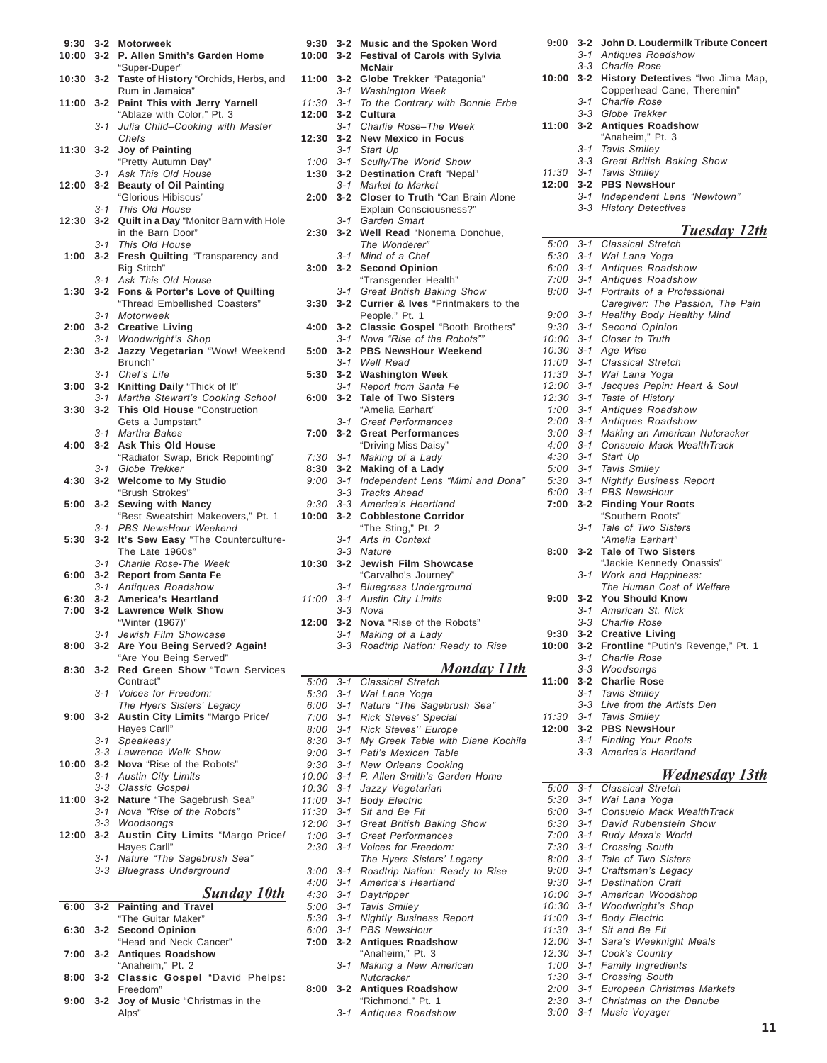**9:30** **3-2** **Motorweek**
**10:00** **3-2** **P. Allen Smith's Garden Home** "Super-Duper"
**10:30** **3-2** **Taste of History** "Orchids, Herbs, and Rum in Jamaica"
**11:00** **3-2** **Paint This with Jerry Yarnell** "Ablaze with Color," Pt. 3
*3-1 Julia Child–Cooking with Master Chefs*
**11:30** **3-2** **Joy of Painting** "Pretty Autumn Day"
*3-1 Ask This Old House*
**12:00** **3-2** **Beauty of Oil Painting** "Glorious Hibiscus"
*3-1 This Old House*
**12:30** **3-2** **Quilt in a Day** "Monitor Barn with Hole in the Barn Door"
*3-1 This Old House*
**1:00** **3-2** **Fresh Quilting** "Transparency and Big Stitch"
*3-1 Ask This Old House*
**1:30** **3-2** **Fons & Porter's Love of Quilting** "Thread Embellished Coasters"
*3-1 Motorweek*
**2:00** **3-2** **Creative Living**
*3-1 Woodwright's Shop*
**2:30** **3-2** **Jazzy Vegetarian** "Wow! Weekend Brunch"
*3-1 Chef's Life*
**3:00** **3-2** **Knitting Daily** "Thick of It"
*3-1 Martha Stewart's Cooking School*
**3:30** **3-2** **This Old House** "Construction Gets a Jumpstart"
*3-1 Martha Bakes*
**4:00** **3-2** **Ask This Old House** "Radiator Swap, Brick Repointing"
*3-1 Globe Trekker*
**4:30** **3-2** **Welcome to My Studio** "Brush Strokes"
**5:00** **3-2** **Sewing with Nancy** "Best Sweatshirt Makeovers," Pt. 1
*3-1 PBS NewsHour Weekend*
**5:30** **3-2** **It's Sew Easy** "The Counterculture-The Late 1960s"
*3-1 Charlie Rose-The Week*
**6:00** **3-2** **Report from Santa Fe**
*3-1 Antiques Roadshow*
**6:30** **3-2** **America's Heartland**
**7:00** **3-2** **Lawrence Welk Show** "Winter (1967)"
*3-1 Jewish Film Showcase*
**8:00** **3-2** **Are You Being Served? Again!** "Are You Being Served"
**8:30** **3-2** **Red Green Show** "Town Services Contract"
*3-1 Voices for Freedom: The Hyers Sisters' Legacy*
**9:00** **3-2** **Austin City Limits** "Margo Price/ Hayes Carll"
*3-1 Speakeasy*
*3-3 Lawrence Welk Show*
**10:00** **3-2** **Nova** "Rise of the Robots"
*3-1 Austin City Limits*
*3-3 Classic Gospel*
**11:00** **3-2** **Nature** "The Sagebrush Sea"
*3-1 Nova "Rise of the Robots"*
*3-3 Woodsongs*
**12:00** **3-2** **Austin City Limits** "Margo Price/ Hayes Carll"
*3-1 Nature "The Sagebrush Sea"*
*3-3 Bluegrass Underground*

## *Sunday 10th*

**6:00** **3-2** **Painting and Travel** "The Guitar Maker"
**6:30** **3-2** **Second Opinion** "Head and Neck Cancer"
**7:00** **3-2** **Antiques Roadshow** "Anaheim," Pt. 2
**8:00** **3-2** **Classic Gospel** "David Phelps: Freedom"
**9:00** **3-2** **Joy of Music** "Christmas in the Alps"
**9:30** **3-2** **Music and the Spoken Word**
**10:00** **3-2** **Festival of Carols with Sylvia McNair**
**11:00** **3-2** **Globe Trekker** "Patagonia"
*3-1 Washington Week*
*11:30 3-1 To the Contrary with Bonnie Erbe*
**12:00** **3-2** **Cultura**
*3-1 Charlie Rose–The Week*
**12:30** **3-2** **New Mexico in Focus**
*3-1 Start Up*
*1:00 3-1 Scully/The World Show*
**1:30** **3-2** **Destination Craft** "Nepal"
*3-1 Market to Market*
**2:00** **3-2** **Closer to Truth** "Can Brain Alone Explain Consciousness?"
*3-1 Garden Smart*
**2:30** **3-2** **Well Read** "Nonema Donohue, The Wonderer"
*3-1 Mind of a Chef*
**3:00** **3-2** **Second Opinion** "Transgender Health"
*3-1 Great British Baking Show*
**3:30** **3-2** **Currier & Ives** "Printmakers to the People," Pt. 1
**4:00** **3-2** **Classic Gospel** "Booth Brothers"
*3-1 Nova "Rise of the Robots""*
**5:00** **3-2** **PBS NewsHour Weekend**
*3-1 Well Read*
**5:30** **3-2** **Washington Week**
*3-1 Report from Santa Fe*
**6:00** **3-2** **Tale of Two Sisters** "Amelia Earhart"
*3-1 Great Performances*
**7:00** **3-2** **Great Performances** "Driving Miss Daisy"
*7:30 3-1 Making of a Lady*
**8:30** **3-2** **Making of a Lady**
*9:00 3-1 Independent Lens "Mimi and Dona"*
*3-3 Tracks Ahead*
*9:30 3-3 America's Heartland*
**10:00** **3-2** **Cobblestone Corridor** "The Sting," Pt. 2
*3-1 Arts in Context*
*3-3 Nature*
**10:30** **3-2** **Jewish Film Showcase** "Carvalho's Journey"
*3-1 Bluegrass Underground*
*11:00 3-1 Austin City Limits*
*3-3 Nova*
**12:00** **3-2** **Nova** "Rise of the Robots"
*3-1 Making of a Lady*
*3-3 Roadtrip Nation: Ready to Rise*

## *Monday 11th*

*5:00 3-1 Classical Stretch*
*5:30 3-1 Wai Lana Yoga*
*6:00 3-1 Nature "The Sagebrush Sea"*
*7:00 3-1 Rick Steves' Special*
*8:00 3-1 Rick Steves'' Europe*
*8:30 3-1 My Greek Table with Diane Kochila*
*9:00 3-1 Pati's Mexican Table*
*9:30 3-1 New Orleans Cooking*
*10:00 3-1 P. Allen Smith's Garden Home*
*10:30 3-1 Jazzy Vegetarian*
*11:00 3-1 Body Electric*
*11:30 3-1 Sit and Be Fit*
*12:00 3-1 Great British Baking Show*
*1:00 3-1 Great Performances*
*2:30 3-1 Voices for Freedom: The Hyers Sisters' Legacy*
*3:00 3-1 Roadtrip Nation: Ready to Rise*
*4:00 3-1 America's Heartland*
*4:30 3-1 Daytripper*
*5:00 3-1 Tavis Smiley*
*5:30 3-1 Nightly Business Report*
*6:00 3-1 PBS NewsHour*
**7:00** **3-2** **Antiques Roadshow** "Anaheim," Pt. 3
*3-1 Making a New American Nutcracker*
**8:00** **3-2** **Antiques Roadshow** "Richmond," Pt. 1
*3-1 Antiques Roadshow*
**9:00** **3-2** **John D. Loudermilk Tribute Concert**
*3-1 Antiques Roadshow*
*3-3 Charlie Rose*
**10:00** **3-2** **History Detectives** "Iwo Jima Map, Copperhead Cane, Theremin"
*3-1 Charlie Rose*
*3-3 Globe Trekker*
**11:00** **3-2** **Antiques Roadshow** "Anaheim," Pt. 3
*3-1 Tavis Smiley*
*3-3 Great British Baking Show*
*11:30 3-1 Tavis Smiley*
**12:00** **3-2** **PBS NewsHour**
*3-1 Independent Lens "Newtown"*
*3-3 History Detectives*

## *Tuesday 12th*

*5:00 3-1 Classical Stretch*
*5:30 3-1 Wai Lana Yoga*
*6:00 3-1 Antiques Roadshow*
*7:00 3-1 Antiques Roadshow*
*8:00 3-1 Portraits of a Professional Caregiver: The Passion, The Pain*
*9:00 3-1 Healthy Body Healthy Mind*
*9:30 3-1 Second Opinion*
*10:00 3-1 Closer to Truth*
*10:30 3-1 Age Wise*
*11:00 3-1 Classical Stretch*
*11:30 3-1 Wai Lana Yoga*
*12:00 3-1 Jacques Pepin: Heart & Soul*
*12:30 3-1 Taste of History*
*1:00 3-1 Antiques Roadshow*
*2:00 3-1 Antiques Roadshow*
*3:00 3-1 Making an American Nutcracker*
*4:00 3-1 Consuelo Mack WealthTrack*
*4:30 3-1 Start Up*
*5:00 3-1 Tavis Smiley*
*5:30 3-1 Nightly Business Report*
*6:00 3-1 PBS NewsHour*
**7:00** **3-2** **Finding Your Roots** "Southern Roots"
*3-1 Tale of Two Sisters "Amelia Earhart"*
**8:00** **3-2** **Tale of Two Sisters** "Jackie Kennedy Onassis"
*3-1 Work and Happiness: The Human Cost of Welfare*
**9:00** **3-2** **You Should Know**
*3-1 American St. Nick*
*3-3 Charlie Rose*
**9:30** **3-2** **Creative Living**
**10:00** **3-2** **Frontline** "Putin's Revenge," Pt. 1
*3-1 Charlie Rose*
*3-3 Woodsongs*
**11:00** **3-2** **Charlie Rose**
*3-1 Tavis Smiley*
*3-3 Live from the Artists Den*
*11:30 3-1 Tavis Smiley*
**12:00** **3-2** **PBS NewsHour**
*3-1 Finding Your Roots*
*3-3 America's Heartland*

## *Wednesday 13th*

*5:00 3-1 Classical Stretch*
*5:30 3-1 Wai Lana Yoga*
*6:00 3-1 Consuelo Mack WealthTrack*
*6:30 3-1 David Rubenstein Show*
*7:00 3-1 Rudy Maxa's World*
*7:30 3-1 Crossing South*
*8:00 3-1 Tale of Two Sisters*
*9:00 3-1 Craftsman's Legacy*
*9:30 3-1 Destination Craft*
*10:00 3-1 American Woodshop*
*10:30 3-1 Woodwright's Shop*
*11:00 3-1 Body Electric*
*11:30 3-1 Sit and Be Fit*
*12:00 3-1 Sara's Weeknight Meals*
*12:30 3-1 Cook's Country*
*1:00 3-1 Family Ingredients*
*1:30 3-1 Crossing South*
*2:00 3-1 European Christmas Markets*
*2:30 3-1 Christmas on the Danube*
*3:00 3-1 Music Voyager*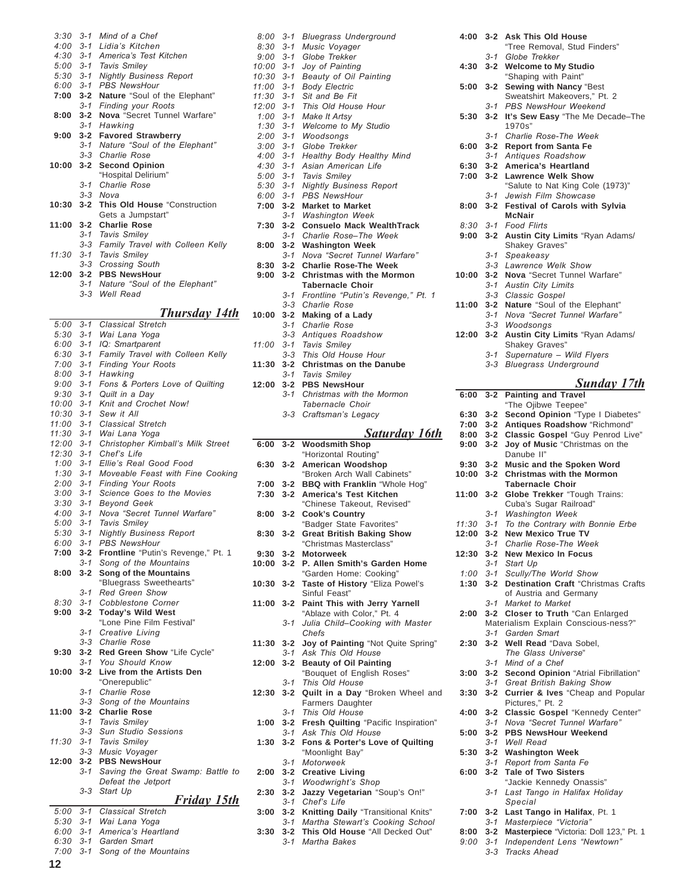3:30 3-1 *Mind of a Chef*
4:00 3-1 *Lidia's Kitchen*
4:30 3-1 *America's Test Kitchen*
5:00 3-1 *Tavis Smiley*
5:30 3-1 *Nightly Business Report*
6:00 3-1 *PBS NewsHour*
**7:00 3-2 Nature** "Soul of the Elephant"
3-1 *Finding your Roots*
**8:00 3-2 Nova** "Secret Tunnel Warfare"
3-1 *Hawking*
**9:00 3-2 Favored Strawberry**
3-1 *Nature "Soul of the Elephant"*
3-3 *Charlie Rose*
**10:00 3-2 Second Opinion** "Hospital Delirium"
3-1 *Charlie Rose*
3-3 *Nova*
**10:30 3-2 This Old House** "Construction Gets a Jumpstart"
**11:00 3-2 Charlie Rose**
3-1 *Tavis Smiley*
3-3 *Family Travel with Colleen Kelly*
11:30 3-1 *Tavis Smiley*
3-3 *Crossing South*
**12:00 3-2 PBS NewsHour**
3-1 *Nature "Soul of the Elephant"*
3-3 *Well Read*

## Thursday 14th

5:00 3-1 *Classical Stretch*
5:30 3-1 *Wai Lana Yoga*
6:00 3-1 *IQ: Smartparent*
6:30 3-1 *Family Travel with Colleen Kelly*
7:00 3-1 *Finding Your Roots*
8:00 3-1 *Hawking*
9:00 3-1 *Fons & Porters Love of Quilting*
9:30 3-1 *Quilt in a Day*
10:00 3-1 *Knit and Crochet Now!*
10:30 3-1 *Sew it All*
11:00 3-1 *Classical Stretch*
11:30 3-1 *Wai Lana Yoga*
12:00 3-1 *Christopher Kimball's Milk Street*
12:30 3-1 *Chef's Life*
1:00 3-1 *Ellie's Real Good Food*
1:30 3-1 *Moveable Feast with Fine Cooking*
2:00 3-1 *Finding Your Roots*
3:00 3-1 *Science Goes to the Movies*
3:30 3-1 *Beyond Geek*
4:00 3-1 *Nova "Secret Tunnel Warfare"*
5:00 3-1 *Tavis Smiley*
5:30 3-1 *Nightly Business Report*
6:00 3-1 *PBS NewsHour*
**7:00 3-2 Frontline** "Putin's Revenge," Pt. 1
3-1 *Song of the Mountains*
**8:00 3-2 Song of the Mountains** "Bluegrass Sweethearts"
3-1 *Red Green Show*
8:30 3-1 *Cobblestone Corner*
**9:00 3-2 Today's Wild West** "Lone Pine Film Festival"
3-1 *Creative Living*
3-3 *Charlie Rose*
**9:30 3-2 Red Green Show** "Life Cycle"
3-1 *You Should Know*
**10:00 3-2 Live from the Artists Den** "Onerepublic"
3-1 *Charlie Rose*
3-3 *Song of the Mountains*
**11:00 3-2 Charlie Rose**
3-1 *Tavis Smiley*
3-3 *Sun Studio Sessions*
11:30 3-1 *Tavis Smiley*
3-3 *Music Voyager*
**12:00 3-2 PBS NewsHour**
3-1 *Saving the Great Swamp: Battle to Defeat the Jetport*
3-3 *Start Up*

## Friday 15th

5:00 3-1 *Classical Stretch*
5:30 3-1 *Wai Lana Yoga*
6:00 3-1 *America's Heartland*
6:30 3-1 *Garden Smart*
7:00 3-1 *Song of the Mountains*
8:00 3-1 *Bluegrass Underground*
8:30 3-1 *Music Voyager*
9:00 3-1 *Globe Trekker*
10:00 3-1 *Joy of Painting*
10:30 3-1 *Beauty of Oil Painting*
11:00 3-1 *Body Electric*
11:30 3-1 *Sit and Be Fit*
12:00 3-1 *This Old House Hour*
1:00 3-1 *Make It Artsy*
1:30 3-1 *Welcome to My Studio*
2:00 3-1 *Woodsongs*
3:00 3-1 *Globe Trekker*
4:00 3-1 *Healthy Body Healthy Mind*
4:30 3-1 *Asian American Life*
5:00 3-1 *Tavis Smiley*
5:30 3-1 *Nightly Business Report*
6:00 3-1 *PBS NewsHour*
**7:00 3-2 Market to Market**
3-1 *Washington Week*
**7:30 3-2 Consuelo Mack WealthTrack**
3-1 *Charlie Rose–The Week*
**8:00 3-2 Washington Week**
3-1 *Nova "Secret Tunnel Warfare"*
**8:30 3-2 Charlie Rose-The Week**
**9:00 3-2 Christmas with the Mormon Tabernacle Choir**
3-1 *Frontline "Putin's Revenge," Pt. 1*
3-3 *Charlie Rose*
**10:00 3-2 Making of a Lady**
3-1 *Charlie Rose*
3-3 *Antiques Roadshow*
11:00 3-1 *Tavis Smiley*
3-3 *This Old House Hour*
**11:30 3-2 Christmas on the Danube**
3-1 *Tavis Smiley*
**12:00 3-2 PBS NewsHour**
3-1 *Christmas with the Mormon Tabernacle Choir*
3-3 *Craftsman's Legacy*

## Saturday 16th

**6:00 3-2 Woodsmith Shop** "Horizontal Routing"
**6:30 3-2 American Woodshop** "Broken Arch Wall Cabinets"
**7:00 3-2 BBQ with Franklin** "Whole Hog"
**7:30 3-2 America's Test Kitchen** "Chinese Takeout, Revised"
**8:00 3-2 Cook's Country** "Badger State Favorites"
**8:30 3-2 Great British Baking Show** "Christmas Masterclass"
**9:30 3-2 Motorweek**
**10:00 3-2 P. Allen Smith's Garden Home** "Garden Home: Cooking"
**10:30 3-2 Taste of History** "Eliza Powel's Sinful Feast"
**11:00 3-2 Paint This with Jerry Yarnell** "Ablaze with Color," Pt. 4
3-1 *Julia Child–Cooking with Master Chefs*
**11:30 3-2 Joy of Painting** "Not Quite Spring"
3-1 *Ask This Old House*
**12:00 3-2 Beauty of Oil Painting** "Bouquet of English Roses"
3-1 *This Old House*
**12:30 3-2 Quilt in a Day** "Broken Wheel and Farmers Daughter
3-1 *This Old House*
**1:00 3-2 Fresh Quilting** "Pacific Inspiration"
3-1 *Ask This Old House*
**1:30 3-2 Fons & Porter's Love of Quilting** "Moonlight Bay"
3-1 *Motorweek*
**2:00 3-2 Creative Living**
3-1 *Woodwright's Shop*
**2:30 3-2 Jazzy Vegetarian** "Soup's On!"
3-1 *Chef's Life*
**3:00 3-2 Knitting Daily** "Transitional Knits"
3-1 *Martha Stewart's Cooking School*
**3:30 3-2 This Old House** "All Decked Out"
3-1 *Martha Bakes*
**4:00 3-2 Ask This Old House** "Tree Removal, Stud Finders"
3-1 *Globe Trekker*
**4:30 3-2 Welcome to My Studio** "Shaping with Paint"
**5:00 3-2 Sewing with Nancy** "Best Sweatshirt Makeovers," Pt. 2
3-1 *PBS NewsHour Weekend*
**5:30 3-2 It's Sew Easy** "The Me Decade–The 1970s"
3-1 *Charlie Rose-The Week*
**6:00 3-2 Report from Santa Fe**
3-1 *Antiques Roadshow*
**6:30 3-2 America's Heartland**
**7:00 3-2 Lawrence Welk Show** "Salute to Nat King Cole (1973)"
3-1 *Jewish Film Showcase*
**8:00 3-2 Festival of Carols with Sylvia McNair**
8:30 3-1 *Food Flirts*
**9:00 3-2 Austin City Limits** "Ryan Adams/ Shakey Graves"
3-1 *Speakeasy*
3-3 *Lawrence Welk Show*
**10:00 3-2 Nova** "Secret Tunnel Warfare"
3-1 *Austin City Limits*
3-3 *Classic Gospel*
**11:00 3-2 Nature** "Soul of the Elephant"
3-1 *Nova "Secret Tunnel Warfare"*
3-3 *Woodsongs*
**12:00 3-2 Austin City Limits** "Ryan Adams/ Shakey Graves"
3-1 *Supernature – Wild Flyers*
3-3 *Bluegrass Underground*

## Sunday 17th

**6:00 3-2 Painting and Travel** "The Ojibwe Teepee"
**6:30 3-2 Second Opinion** "Type I Diabetes"
**7:00 3-2 Antiques Roadshow** "Richmond"
**8:00 3-2 Classic Gospel** "Guy Penrod Live"
**9:00 3-2 Joy of Music** "Christmas on the Danube II"
**9:30 3-2 Music and the Spoken Word**
**10:00 3-2 Christmas with the Mormon Tabernacle Choir**
**11:00 3-2 Globe Trekker** "Tough Trains: Cuba's Sugar Railroad"
3-1 *Washington Week*
11:30 3-1 *To the Contrary with Bonnie Erbe*
**12:00 3-2 New Mexico True TV**
3-1 *Charlie Rose-The Week*
**12:30 3-2 New Mexico In Focus**
3-1 *Start Up*
1:00 3-1 *Scully/The World Show*
**1:30 3-2 Destination Craft** "Christmas Crafts of Austria and Germany
3-1 *Market to Market*
**2:00 3-2 Closer to Truth** "Can Enlarged Materialism Explain Conscious-ness?"
3-1 *Garden Smart*
**2:30 3-2 Well Read** "Dava Sobel, *The Glass Universe*"
3-1 *Mind of a Chef*
**3:00 3-2 Second Opinion** "Atrial Fibrillation"
3-1 *Great British Baking Show*
**3:30 3-2 Currier & Ives** "Cheap and Popular Pictures," Pt. 2
**4:00 3-2 Classic Gospel** "Kennedy Center"
3-1 *Nova "Secret Tunnel Warfare"*
**5:00 3-2 PBS NewsHour Weekend**
3-1 *Well Read*
**5:30 3-2 Washington Week**
3-1 *Report from Santa Fe*
**6:00 3-2 Tale of Two Sisters** "Jackie Kennedy Onassis"
3-1 *Last Tango in Halifax Holiday Special*
**7:00 3-2 Last Tango in Halifax**, Pt. 1
3-1 *Masterpiece "Victoria"*
**8:00 3-2 Masterpiece** "Victoria: Doll 123," Pt. 1
9:00 3-1 *Independent Lens "Newtown"*
3-3 *Tracks Ahead*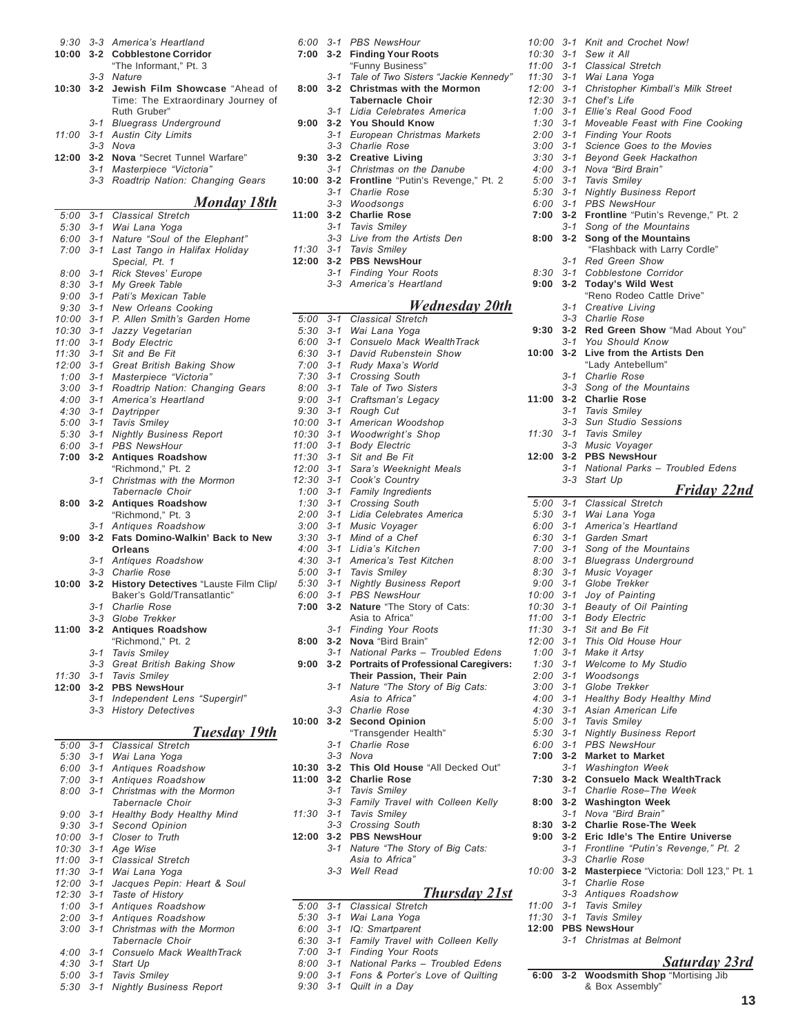9:30 3-3 *America's Heartland*
**10:00 3-2 Cobblestone Corridor** "The Informant," Pt. 3
3-3 *Nature*
**10:30 3-2 Jewish Film Showcase** "Ahead of Time: The Extraordinary Journey of Ruth Gruber"
3-1 *Bluegrass Underground*
11:00 3-1 *Austin City Limits*
3-3 *Nova*
**12:00 3-2 Nova** "Secret Tunnel Warfare"
3-1 *Masterpiece "Victoria"*
3-3 *Roadtrip Nation: Changing Gears*

## *Monday 18th*

5:00 3-1 *Classical Stretch*
5:30 3-1 *Wai Lana Yoga*
6:00 3-1 *Nature "Soul of the Elephant"*
7:00 3-1 *Last Tango in Halifax Holiday Special, Pt. 1*
8:00 3-1 *Rick Steves' Europe*
8:30 3-1 *My Greek Table*
9:00 3-1 *Pati's Mexican Table*
9:30 3-1 *New Orleans Cooking*
10:00 3-1 *P. Allen Smith's Garden Home*
10:30 3-1 *Jazzy Vegetarian*
11:00 3-1 *Body Electric*
11:30 3-1 *Sit and Be Fit*
12:00 3-1 *Great British Baking Show*
1:00 3-1 *Masterpiece "Victoria"*
3:00 3-1 *Roadtrip Nation: Changing Gears*
4:00 3-1 *America's Heartland*
4:30 3-1 *Daytripper*
5:00 3-1 *Tavis Smiley*
5:30 3-1 *Nightly Business Report*
6:00 3-1 *PBS NewsHour*
**7:00 3-2 Antiques Roadshow** "Richmond," Pt. 2
3-1 *Christmas with the Mormon Tabernacle Choir*
**8:00 3-2 Antiques Roadshow** "Richmond," Pt. 3
3-1 *Antiques Roadshow*
**9:00 3-2 Fats Domino-Walkin' Back to New Orleans**
3-1 *Antiques Roadshow*
3-3 *Charlie Rose*
**10:00 3-2 History Detectives** "Lauste Film Clip/ Baker's Gold/Transatlantic"
3-1 *Charlie Rose*
3-3 *Globe Trekker*
**11:00 3-2 Antiques Roadshow** "Richmond," Pt. 2
3-1 *Tavis Smiley*
3-3 *Great British Baking Show*
11:30 3-1 *Tavis Smiley*
**12:00 3-2 PBS NewsHour**
3-1 *Independent Lens "Supergirl"*
3-3 *History Detectives*

## *Tuesday 19th*

5:00 3-1 *Classical Stretch*
5:30 3-1 *Wai Lana Yoga*
6:00 3-1 *Antiques Roadshow*
7:00 3-1 *Antiques Roadshow*
8:00 3-1 *Christmas with the Mormon Tabernacle Choir*
9:00 3-1 *Healthy Body Healthy Mind*
9:30 3-1 *Second Opinion*
10:00 3-1 *Closer to Truth*
10:30 3-1 *Age Wise*
11:00 3-1 *Classical Stretch*
11:30 3-1 *Wai Lana Yoga*
12:00 3-1 *Jacques Pepin: Heart & Soul*
12:30 3-1 *Taste of History*
1:00 3-1 *Antiques Roadshow*
2:00 3-1 *Antiques Roadshow*
3:00 3-1 *Christmas with the Mormon Tabernacle Choir*
4:00 3-1 *Consuelo Mack WealthTrack*
4:30 3-1 *Start Up*
5:00 3-1 *Tavis Smiley*
5:30 3-1 *Nightly Business Report*
6:00 3-1 *PBS NewsHour*
**7:00 3-2 Finding Your Roots** "Funny Business"
3-1 *Tale of Two Sisters "Jackie Kennedy"*
**8:00 3-2 Christmas with the Mormon Tabernacle Choir**
3-1 *Lidia Celebrates America*
**9:00 3-2 You Should Know**
3-1 *European Christmas Markets*
3-3 *Charlie Rose*
**9:30 3-2 Creative Living**
3-1 *Christmas on the Danube*
**10:00 3-2 Frontline** "Putin's Revenge," Pt. 2
3-1 *Charlie Rose*
3-3 *Woodsongs*
**11:00 3-2 Charlie Rose**
3-1 *Tavis Smiley*
3-3 *Live from the Artists Den*
11:30 3-1 *Tavis Smiley*
**12:00 3-2 PBS NewsHour**
3-1 *Finding Your Roots*
3-3 *America's Heartland*

## *Wednesday 20th*

5:00 3-1 *Classical Stretch*
5:30 3-1 *Wai Lana Yoga*
6:00 3-1 *Consuelo Mack WealthTrack*
6:30 3-1 *David Rubenstein Show*
7:00 3-1 *Rudy Maxa's World*
7:30 3-1 *Crossing South*
8:00 3-1 *Tale of Two Sisters*
9:00 3-1 *Craftsman's Legacy*
9:30 3-1 *Rough Cut*
10:00 3-1 *American Woodshop*
10:30 3-1 *Woodwright's Shop*
11:00 3-1 *Body Electric*
11:30 3-1 *Sit and Be Fit*
12:00 3-1 *Sara's Weeknight Meals*
12:30 3-1 *Cook's Country*
1:00 3-1 *Family Ingredients*
1:30 3-1 *Crossing South*
2:00 3-1 *Lidia Celebrates America*
3:00 3-1 *Music Voyager*
3:30 3-1 *Mind of a Chef*
4:00 3-1 *Lidia's Kitchen*
4:30 3-1 *America's Test Kitchen*
5:00 3-1 *Tavis Smiley*
5:30 3-1 *Nightly Business Report*
6:00 3-1 *PBS NewsHour*
**7:00 3-2 Nature** "The Story of Cats: Asia to Africa"
3-1 *Finding Your Roots*
**8:00 3-2 Nova** "Bird Brain"
3-1 *National Parks – Troubled Edens*
**9:00 3-2 Portraits of Professional Caregivers: Their Passion, Their Pain**
3-1 *Nature "The Story of Big Cats: Asia to Africa"*
3-3 *Charlie Rose*
**10:00 3-2 Second Opinion** "Transgender Health"
3-1 *Charlie Rose*
3-3 *Nova*
**10:30 3-2 This Old House** "All Decked Out"
**11:00 3-2 Charlie Rose**
3-1 *Tavis Smiley*
3-3 *Family Travel with Colleen Kelly*
11:30 3-1 *Tavis Smiley*
3-3 *Crossing South*
**12:00 3-2 PBS NewsHour**
3-1 *Nature "The Story of Big Cats: Asia to Africa"*
3-3 *Well Read*

## *Thursday 21st*

5:00 3-1 *Classical Stretch*
5:30 3-1 *Wai Lana Yoga*
6:00 3-1 *IQ: Smartparent*
6:30 3-1 *Family Travel with Colleen Kelly*
7:00 3-1 *Finding Your Roots*
8:00 3-1 *National Parks – Troubled Edens*
9:00 3-1 *Fons & Porter's Love of Quilting*
9:30 3-1 *Quilt in a Day*
10:00 3-1 *Knit and Crochet Now!*
10:30 3-1 *Sew it All*
11:00 3-1 *Classical Stretch*
11:30 3-1 *Wai Lana Yoga*
12:00 3-1 *Christopher Kimball's Milk Street*
12:30 3-1 *Chef's Life*
1:00 3-1 *Ellie's Real Good Food*
1:30 3-1 *Moveable Feast with Fine Cooking*
2:00 3-1 *Finding Your Roots*
3:00 3-1 *Science Goes to the Movies*
3:30 3-1 *Beyond Geek Hackathon*
4:00 3-1 *Nova "Bird Brain"*
5:00 3-1 *Tavis Smiley*
5:30 3-1 *Nightly Business Report*
6:00 3-1 *PBS NewsHour*
**7:00 3-2 Frontline** "Putin's Revenge," Pt. 2
3-1 *Song of the Mountains*
**8:00 3-2 Song of the Mountains** "Flashback with Larry Cordle"
3-1 *Red Green Show*
8:30 3-1 *Cobblestone Corridor*
**9:00 3-2 Today's Wild West** "Reno Rodeo Cattle Drive"
3-1 *Creative Living*
3-3 *Charlie Rose*
**9:30 3-2 Red Green Show** "Mad About You"
3-1 *You Should Know*
**10:00 3-2 Live from the Artists Den** "Lady Antebellum"
3-1 *Charlie Rose*
3-3 *Song of the Mountains*
**11:00 3-2 Charlie Rose**
3-1 *Tavis Smiley*
3-3 *Sun Studio Sessions*
11:30 3-1 *Tavis Smiley*
3-3 *Music Voyager*
**12:00 3-2 PBS NewsHour**
3-1 *National Parks – Troubled Edens*
3-3 *Start Up*

## *Friday 22nd*

5:00 3-1 *Classical Stretch*
5:30 3-1 *Wai Lana Yoga*
6:00 3-1 *America's Heartland*
6:30 3-1 *Garden Smart*
7:00 3-1 *Song of the Mountains*
8:00 3-1 *Bluegrass Underground*
8:30 3-1 *Music Voyager*
9:00 3-1 *Globe Trekker*
10:00 3-1 *Joy of Painting*
10:30 3-1 *Beauty of Oil Painting*
11:00 3-1 *Body Electric*
11:30 3-1 *Sit and Be Fit*
12:00 3-1 *This Old House Hour*
1:00 3-1 *Make it Artsy*
1:30 3-1 *Welcome to My Studio*
2:00 3-1 *Woodsongs*
3:00 3-1 *Globe Trekker*
4:00 3-1 *Healthy Body Healthy Mind*
4:30 3-1 *Asian American Life*
5:00 3-1 *Tavis Smiley*
5:30 3-1 *Nightly Business Report*
6:00 3-1 *PBS NewsHour*
**7:00 3-2 Market to Market**
3-1 *Washington Week*
**7:30 3-2 Consuelo Mack WealthTrack**
3-1 *Charlie Rose–The Week*
**8:00 3-2 Washington Week**
3-1 *Nova "Bird Brain"*
**8:30 3-2 Charlie Rose-The Week**
**9:00 3-2 Eric Idle's The Entire Universe**
3-1 *Frontline "Putin's Revenge," Pt. 2*
3-3 *Charlie Rose*
10:00 **3-2 Masterpiece** "Victoria: Doll 123," Pt. 1
3-1 *Charlie Rose*
3-3 *Antiques Roadshow*
11:00 3-1 *Tavis Smiley*
11:30 3-1 *Tavis Smiley*
**12:00 PBS NewsHour**
3-1 *Christmas at Belmont*

## *Saturday 23rd*

**6:00 3-2 Woodsmith Shop** "Mortising Jib & Box Assembly"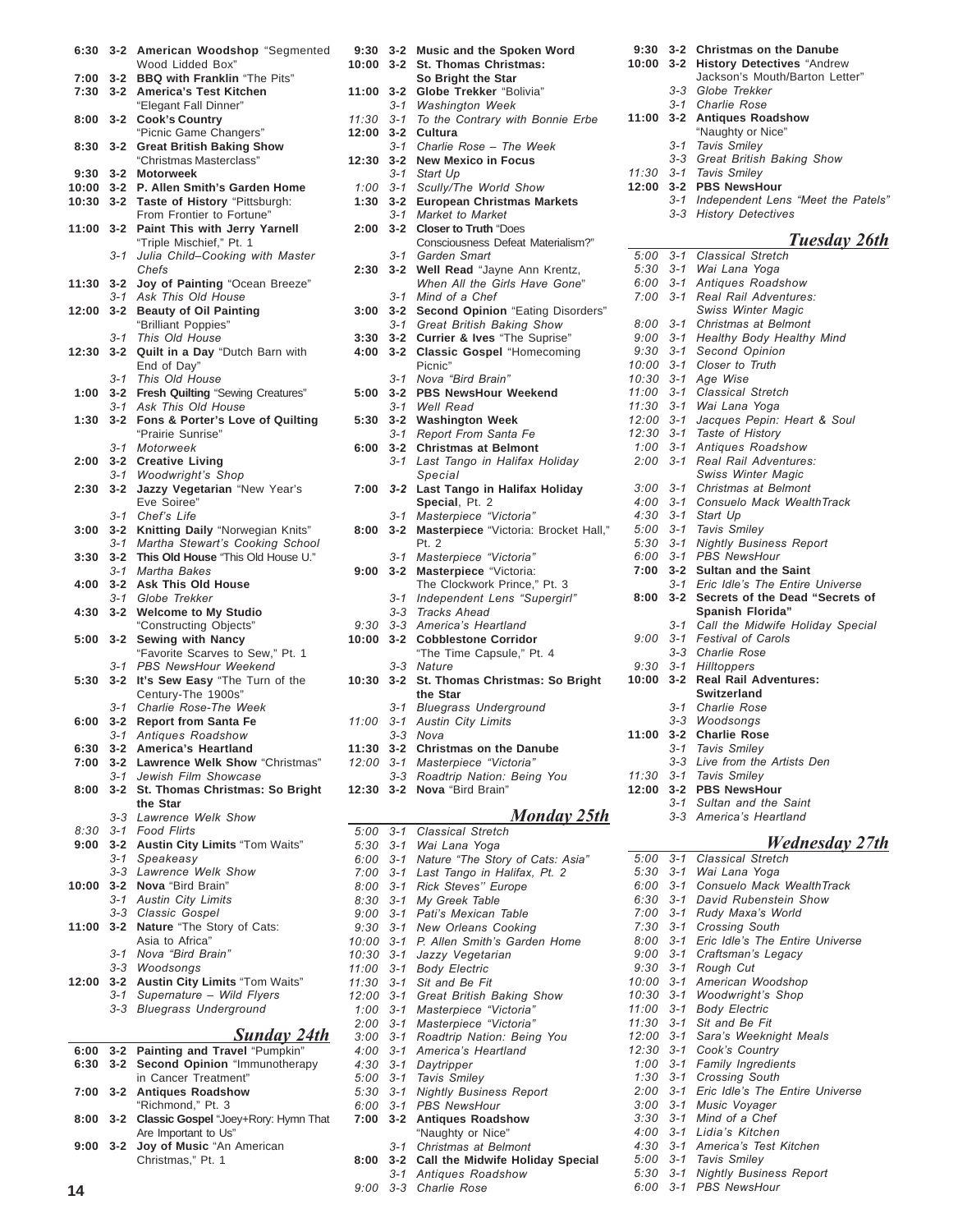| | | |
|---|---|---|
| 6:30 | 3-2 | **American Woodshop** "Segmented Wood Lidded Box" |
| 7:00 | 3-2 | **BBQ with Franklin** "The Pits" |
| 7:30 | 3-2 | **America's Test Kitchen** "Elegant Fall Dinner" |
| 8:00 | 3-2 | **Cook's Country** "Picnic Game Changers" |
| 8:30 | 3-2 | **Great British Baking Show** "Christmas Masterclass" |
| 9:30 | 3-2 | **Motorweek** |
| 10:00 | 3-2 | **P. Allen Smith's Garden Home** |
| 10:30 | 3-2 | **Taste of History** "Pittsburgh: From Frontier to Fortune" |
| 11:00 | 3-2 | **Paint This with Jerry Yarnell** "Triple Mischief," Pt. 1 |
| | 3-1 | *Julia Child–Cooking with Master Chefs* |
| 11:30 | 3-2 | **Joy of Painting** "Ocean Breeze" |
| | 3-1 | *Ask This Old House* |
| 12:00 | 3-2 | **Beauty of Oil Painting** "Brilliant Poppies" |
| | 3-1 | *This Old House* |
| 12:30 | 3-2 | **Quilt in a Day** "Dutch Barn with End of Day" |
| | 3-1 | *This Old House* |
| 1:00 | 3-2 | **Fresh Quilting** "Sewing Creatures" |
| | 3-1 | *Ask This Old House* |
| 1:30 | 3-2 | **Fons & Porter's Love of Quilting** "Prairie Sunrise" |
| | 3-1 | *Motorweek* |
| 2:00 | 3-2 | **Creative Living** |
| | 3-1 | *Woodwright's Shop* |
| 2:30 | 3-2 | **Jazzy Vegetarian** "New Year's Eve Soiree" |
| | 3-1 | *Chef's Life* |
| 3:00 | 3-2 | **Knitting Daily** "Norwegian Knits" |
| | 3-1 | *Martha Stewart's Cooking School* |
| 3:30 | 3-2 | **This Old House** "This Old House U." |
| | 3-1 | *Martha Bakes* |
| 4:00 | 3-2 | **Ask This Old House** |
| | 3-1 | *Globe Trekker* |
| 4:30 | 3-2 | **Welcome to My Studio** "Constructing Objects" |
| 5:00 | 3-2 | **Sewing with Nancy** "Favorite Scarves to Sew," Pt. 1 |
| | 3-1 | *PBS NewsHour Weekend* |
| 5:30 | 3-2 | **It's Sew Easy** "The Turn of the Century-The 1900s" |
| | 3-1 | *Charlie Rose-The Week* |
| 6:00 | 3-2 | **Report from Santa Fe** |
| | 3-1 | *Antiques Roadshow* |
| 6:30 | 3-2 | **America's Heartland** |
| 7:00 | 3-2 | **Lawrence Welk Show** "Christmas" |
| | 3-1 | *Jewish Film Showcase* |
| 8:00 | 3-2 | **St. Thomas Christmas: So Bright the Star** |
| | 3-3 | *Lawrence Welk Show* |
| *8:30* | 3-1 | *Food Flirts* |
| 9:00 | 3-2 | **Austin City Limits** "Tom Waits" |
| | 3-1 | *Speakeasy* |
| | 3-3 | *Lawrence Welk Show* |
| 10:00 | 3-2 | **Nova** "Bird Brain" |
| | 3-1 | *Austin City Limits* |
| | 3-3 | *Classic Gospel* |
| 11:00 | 3-2 | **Nature** "The Story of Cats: Asia to Africa" |
| | 3-1 | *Nova "Bird Brain"* |
| | 3-3 | *Woodsongs* |
| 12:00 | 3-2 | **Austin City Limits** "Tom Waits" |
| | 3-1 | *Supernature – Wild Flyers* |
| | 3-3 | *Bluegrass Underground* |

## *Sunday 24th*

| | | |
|---|---|---|
| 6:00 | 3-2 | **Painting and Travel** "Pumpkin" |
| 6:30 | 3-2 | **Second Opinion** "Immunotherapy in Cancer Treatment" |
| 7:00 | 3-2 | **Antiques Roadshow** "Richmond," Pt. 3 |
| 8:00 | 3-2 | **Classic Gospel** "Joey+Rory: Hymn That Are Important to Us" |
| 9:00 | 3-2 | **Joy of Music** "An American Christmas," Pt. 1 |
| 9:30 | 3-2 | **Music and the Spoken Word** |
| 10:00 | 3-2 | **St. Thomas Christmas: So Bright the Star** |
| 11:00 | 3-2 | **Globe Trekker** "Bolivia" |
| | 3-1 | *Washington Week* |
| *11:30* | 3-1 | *To the Contrary with Bonnie Erbe* |
| 12:00 | 3-2 | **Cultura** |
| | 3-1 | *Charlie Rose – The Week* |
| 12:30 | 3-2 | **New Mexico in Focus** |
| | 3-1 | *Start Up* |
| *1:00* | 3-1 | *Scully/The World Show* |
| 1:30 | 3-2 | **European Christmas Markets** |
| | 3-1 | *Market to Market* |
| 2:00 | 3-2 | **Closer to Truth** "Does Consciousness Defeat Materialism?" |
| | 3-1 | *Garden Smart* |
| 2:30 | 3-2 | **Well Read** "Jayne Ann Krentz, *When All the Girls Have Gone*" |
| | 3-1 | *Mind of a Chef* |
| 3:00 | 3-2 | **Second Opinion** "Eating Disorders" |
| | 3-1 | *Great British Baking Show* |
| 3:30 | 3-2 | **Currier & Ives** "The Suprise" |
| 4:00 | 3-2 | **Classic Gospel** "Homecoming Picnic" |
| | 3-1 | *Nova "Bird Brain"* |
| 5:00 | 3-2 | **PBS NewsHour Weekend** |
| | 3-1 | *Well Read* |
| 5:30 | 3-2 | **Washington Week** |
| | 3-1 | *Report From Santa Fe* |
| 6:00 | 3-2 | **Christmas at Belmont** |
| | 3-1 | *Last Tango in Halifax Holiday Special* |
| 7:00 | 3-2 | **Last Tango in Halifax Holiday Special**, Pt. 2 |
| | 3-1 | *Masterpiece "Victoria"* |
| 8:00 | 3-2 | **Masterpiece** "Victoria: Brocket Hall," Pt. 2 |
| | 3-1 | *Masterpiece "Victoria"* |
| 9:00 | 3-2 | **Masterpiece** "Victoria: The Clockwork Prince," Pt. 3 |
| | 3-1 | *Independent Lens "Supergirl"* |
| | 3-3 | *Tracks Ahead* |
| *9:30* | 3-3 | *America's Heartland* |
| 10:00 | 3-2 | **Cobblestone Corridor** "The Time Capsule," Pt. 4 |
| | 3-3 | *Nature* |
| 10:30 | 3-2 | **St. Thomas Christmas: So Bright the Star** |
| | 3-1 | *Bluegrass Underground* |
| *11:00* | 3-1 | *Austin City Limits* |
| | 3-3 | *Nova* |
| 11:30 | 3-2 | **Christmas on the Danube** |
| *12:00* | 3-1 | *Masterpiece "Victoria"* |
| | 3-3 | *Roadtrip Nation: Being You* |
| 12:30 | 3-2 | **Nova** "Bird Brain" |

## *Monday 25th*

| | | |
|---|---|---|
| *5:00* | 3-1 | *Classical Stretch* |
| *5:30* | 3-1 | *Wai Lana Yoga* |
| *6:00* | 3-1 | *Nature "The Story of Cats: Asia"* |
| *7:00* | 3-1 | *Last Tango in Halifax, Pt. 2* |
| *8:00* | 3-1 | *Rick Steves'' Europe* |
| *8:30* | 3-1 | *My Greek Table* |
| *9:00* | 3-1 | *Pati's Mexican Table* |
| *9:30* | 3-1 | *New Orleans Cooking* |
| *10:00* | 3-1 | *P. Allen Smith's Garden Home* |
| *10:30* | 3-1 | *Jazzy Vegetarian* |
| *11:00* | 3-1 | *Body Electric* |
| *11:30* | 3-1 | *Sit and Be Fit* |
| *12:00* | 3-1 | *Great British Baking Show* |
| *1:00* | 3-1 | *Masterpiece "Victoria"* |
| *2:00* | 3-1 | *Masterpiece "Victoria"* |
| *3:00* | 3-1 | *Roadtrip Nation: Being You* |
| *4:00* | 3-1 | *America's Heartland* |
| *4:30* | 3-1 | *Daytripper* |
| *5:00* | 3-1 | *Tavis Smiley* |
| *5:30* | 3-1 | *Nightly Business Report* |
| *6:00* | 3-1 | *PBS NewsHour* |
| 7:00 | 3-2 | **Antiques Roadshow** "Naughty or Nice" |
| | 3-1 | *Christmas at Belmont* |
| 8:00 | 3-2 | **Call the Midwife Holiday Special** |
| | 3-1 | *Antiques Roadshow* |
| *9:00* | 3-3 | *Charlie Rose* |
| 9:30 | 3-2 | **Christmas on the Danube** |
| 10:00 | 3-2 | **History Detectives** "Andrew Jackson's Mouth/Barton Letter" |
| | 3-3 | *Globe Trekker* |
| | 3-1 | *Charlie Rose* |
| 11:00 | 3-2 | **Antiques Roadshow** "Naughty or Nice" |
| | 3-1 | *Tavis Smiley* |
| | 3-3 | *Great British Baking Show* |
| *11:30* | 3-1 | *Tavis Smiley* |
| 12:00 | 3-2 | **PBS NewsHour** |
| | 3-1 | *Independent Lens "Meet the Patels"* |
| | 3-3 | *History Detectives* |

## *Tuesday 26th*

| | | |
|---|---|---|
| *5:00* | 3-1 | *Classical Stretch* |
| *5:30* | 3-1 | *Wai Lana Yoga* |
| *6:00* | 3-1 | *Antiques Roadshow* |
| *7:00* | 3-1 | *Real Rail Adventures: Swiss Winter Magic* |
| *8:00* | 3-1 | *Christmas at Belmont* |
| *9:00* | 3-1 | *Healthy Body Healthy Mind* |
| *9:30* | 3-1 | *Second Opinion* |
| *10:00* | 3-1 | *Closer to Truth* |
| *10:30* | 3-1 | *Age Wise* |
| *11:00* | 3-1 | *Classical Stretch* |
| *11:30* | 3-1 | *Wai Lana Yoga* |
| *12:00* | 3-1 | *Jacques Pepin: Heart & Soul* |
| *12:30* | 3-1 | *Taste of History* |
| *1:00* | 3-1 | *Antiques Roadshow* |
| *2:00* | 3-1 | *Real Rail Adventures: Swiss Winter Magic* |
| *3:00* | 3-1 | *Christmas at Belmont* |
| *4:00* | 3-1 | *Consuelo Mack WealthTrack* |
| *4:30* | 3-1 | *Start Up* |
| *5:00* | 3-1 | *Tavis Smiley* |
| *5:30* | 3-1 | *Nightly Business Report* |
| *6:00* | 3-1 | *PBS NewsHour* |
| 7:00 | 3-2 | **Sultan and the Saint** |
| | 3-1 | *Eric Idle's The Entire Universe* |
| 8:00 | 3-2 | **Secrets of the Dead "Secrets of Spanish Florida"** |
| | 3-1 | *Call the Midwife Holiday Special* |
| *9:00* | 3-1 | *Festival of Carols* |
| | 3-3 | *Charlie Rose* |
| *9:30* | 3-1 | *Hilltoppers* |
| 10:00 | 3-2 | **Real Rail Adventures: Switzerland** |
| | 3-1 | *Charlie Rose* |
| | 3-3 | *Woodsongs* |
| 11:00 | 3-2 | **Charlie Rose** |
| | 3-1 | *Tavis Smiley* |
| | 3-3 | *Live from the Artists Den* |
| *11:30* | 3-1 | *Tavis Smiley* |
| 12:00 | 3-2 | **PBS NewsHour** |
| | 3-1 | *Sultan and the Saint* |
| | 3-3 | *America's Heartland* |

## *Wednesday 27th*

| | | |
|---|---|---|
| *5:00* | 3-1 | *Classical Stretch* |
| *5:30* | 3-1 | *Wai Lana Yoga* |
| *6:00* | 3-1 | *Consuelo Mack WealthTrack* |
| *6:30* | 3-1 | *David Rubenstein Show* |
| *7:00* | 3-1 | *Rudy Maxa's World* |
| *7:30* | 3-1 | *Crossing South* |
| *8:00* | 3-1 | *Eric Idle's The Entire Universe* |
| *9:00* | 3-1 | *Craftsman's Legacy* |
| *9:30* | 3-1 | *Rough Cut* |
| *10:00* | 3-1 | *American Woodshop* |
| *10:30* | 3-1 | *Woodwright's Shop* |
| *11:00* | 3-1 | *Body Electric* |
| *11:30* | 3-1 | *Sit and Be Fit* |
| *12:00* | 3-1 | *Sara's Weeknight Meals* |
| *12:30* | 3-1 | *Cook's Country* |
| *1:00* | 3-1 | *Family Ingredients* |
| *1:30* | 3-1 | *Crossing South* |
| *2:00* | 3-1 | *Eric Idle's The Entire Universe* |
| *3:00* | 3-1 | *Music Voyager* |
| *3:30* | 3-1 | *Mind of a Chef* |
| *4:00* | 3-1 | *Lidia's Kitchen* |
| *4:30* | 3-1 | *America's Test Kitchen* |
| *5:00* | 3-1 | *Tavis Smiley* |
| *5:30* | 3-1 | *Nightly Business Report* |
| *6:00* | 3-1 | *PBS NewsHour* |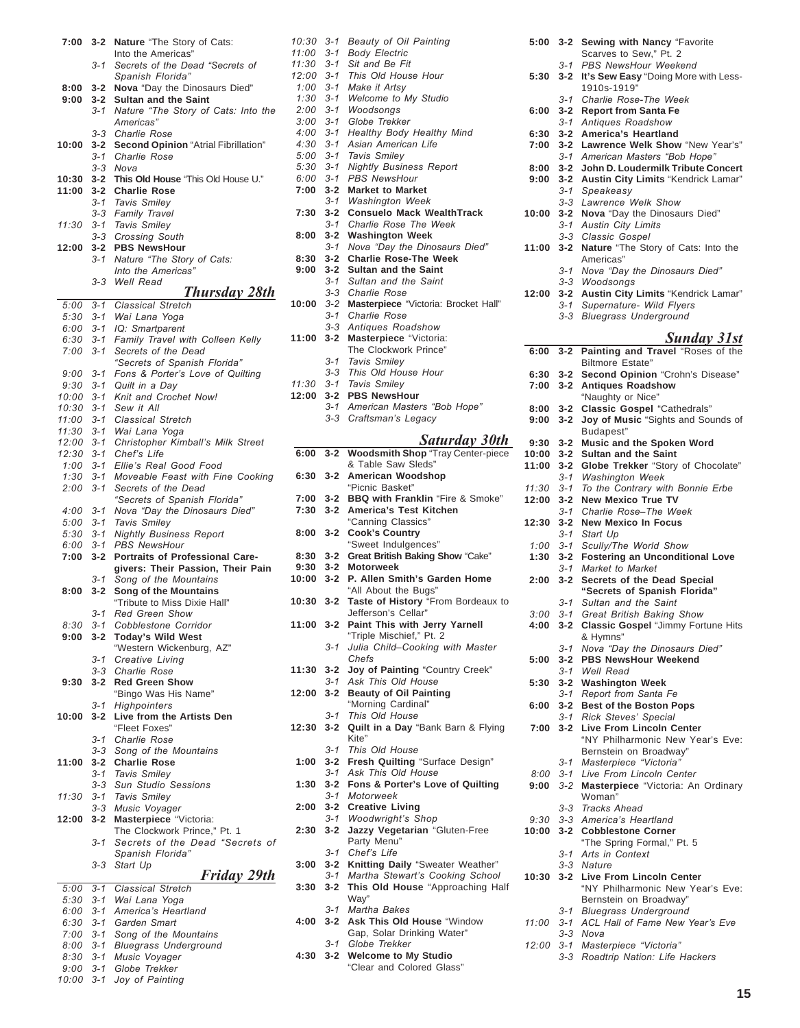**7:00 3-2 Nature** "The Story of Cats: Into the Americas"
*3-1 Secrets of the Dead "Secrets of Spanish Florida"*
**8:00 3-2 Nova** "Day the Dinosaurs Died"
**9:00 3-2 Sultan and the Saint**
*3-1 Nature "The Story of Cats: Into the Americas"*
*3-3 Charlie Rose*
**10:00 3-2 Second Opinion** "Atrial Fibrillation"
*3-1 Charlie Rose*
*3-3 Nova*
**10:30 3-2 This Old House** "This Old House U."
**11:00 3-2 Charlie Rose**
*3-1 Tavis Smiley*
*3-3 Family Travel*
*11:30 3-1 Tavis Smiley*
*3-3 Crossing South*
**12:00 3-2 PBS NewsHour**
*3-1 Nature "The Story of Cats: Into the Americas"*
*3-3 Well Read*

## Thursday 28th

*5:00 3-1 Classical Stretch*
*5:30 3-1 Wai Lana Yoga*
*6:00 3-1 IQ: Smartparent*
*6:30 3-1 Family Travel with Colleen Kelly*
*7:00 3-1 Secrets of the Dead "Secrets of Spanish Florida"*
*9:00 3-1 Fons & Porter's Love of Quilting*
*9:30 3-1 Quilt in a Day*
*10:00 3-1 Knit and Crochet Now!*
*10:30 3-1 Sew it All*
*11:00 3-1 Classical Stretch*
*11:30 3-1 Wai Lana Yoga*
*12:00 3-1 Christopher Kimball's Milk Street*
*12:30 3-1 Chef's Life*
*1:00 3-1 Ellie's Real Good Food*
*1:30 3-1 Moveable Feast with Fine Cooking*
*2:00 3-1 Secrets of the Dead "Secrets of Spanish Florida"*
*4:00 3-1 Nova "Day the Dinosaurs Died"*
*5:00 3-1 Tavis Smiley*
*5:30 3-1 Nightly Business Report*
*6:00 3-1 PBS NewsHour*
**7:00 3-2 Portraits of Professional Caregivers: Their Passion, Their Pain**
*3-1 Song of the Mountains*
**8:00 3-2 Song of the Mountains** "Tribute to Miss Dixie Hall"
*3-1 Red Green Show*
*8:30 3-1 Cobblestone Corridor*
**9:00 3-2 Today's Wild West** "Western Wickenburg, AZ"
*3-1 Creative Living*
*3-3 Charlie Rose*
**9:30 3-2 Red Green Show** "Bingo Was His Name"
*3-1 Highpointers*
**10:00 3-2 Live from the Artists Den** "Fleet Foxes"
*3-1 Charlie Rose*
*3-3 Song of the Mountains*
**11:00 3-2 Charlie Rose**
*3-1 Tavis Smiley*
*3-3 Sun Studio Sessions*
*11:30 3-1 Tavis Smiley*
*3-3 Music Voyager*
**12:00 3-2 Masterpiece** "Victoria: The Clockwork Prince," Pt. 1
*3-1 Secrets of the Dead "Secrets of Spanish Florida"*
*3-3 Start Up*

## Friday 29th

*5:00 3-1 Classical Stretch*
*5:30 3-1 Wai Lana Yoga*
*6:00 3-1 America's Heartland*
*6:30 3-1 Garden Smart*
*7:00 3-1 Song of the Mountains*
*8:00 3-1 Bluegrass Underground*
*8:30 3-1 Music Voyager*
*9:00 3-1 Globe Trekker*
*10:00 3-1 Joy of Painting*
*10:30 3-1 Beauty of Oil Painting*
*11:00 3-1 Body Electric*
*11:30 3-1 Sit and Be Fit*
*12:00 3-1 This Old House Hour*
*1:00 3-1 Make it Artsy*
*1:30 3-1 Welcome to My Studio*
*2:00 3-1 Woodsongs*
*3:00 3-1 Globe Trekker*
*4:00 3-1 Healthy Body Healthy Mind*
*4:30 3-1 Asian American Life*
*5:00 3-1 Tavis Smiley*
*5:30 3-1 Nightly Business Report*
*6:00 3-1 PBS NewsHour*
**7:00 3-2 Market to Market**
*3-1 Washington Week*
**7:30 3-2 Consuelo Mack WealthTrack**
*3-1 Charlie Rose The Week*
**8:00 3-2 Washington Week**
*3-1 Nova "Day the Dinosaurs Died"*
**8:30 3-2 Charlie Rose-The Week**
**9:00 3-2 Sultan and the Saint**
*3-1 Sultan and the Saint*
*3-3 Charlie Rose*
**10:00 3-2 Masterpiece** "Victoria: Brocket Hall"
*3-1 Charlie Rose*
*3-3 Antiques Roadshow*
**11:00 3-2 Masterpiece** "Victoria: The Clockwork Prince"
*3-1 Tavis Smiley*
*3-3 This Old House Hour*
*11:30 3-1 Tavis Smiley*
**12:00 3-2 PBS NewsHour**
*3-1 American Masters "Bob Hope"*
*3-3 Craftsman's Legacy*

## Saturday 30th

**6:00 3-2 Woodsmith Shop** "Tray Center-piece & Table Saw Sleds"
**6:30 3-2 American Woodshop** "Picnic Basket"
**7:00 3-2 BBQ with Franklin** "Fire & Smoke"
**7:30 3-2 America's Test Kitchen** "Canning Classics"
**8:00 3-2 Cook's Country** "Sweet Indulgences"
**8:30 3-2 Great British Baking Show** "Cake"
**9:30 3-2 Motorweek**
**10:00 3-2 P. Allen Smith's Garden Home** "All About the Bugs"
**10:30 3-2 Taste of History** "From Bordeaux to Jefferson's Cellar"
**11:00 3-2 Paint This with Jerry Yarnell** "Triple Mischief," Pt. 2
*3-1 Julia Child–Cooking with Master Chefs*
**11:30 3-2 Joy of Painting** "Country Creek"
*3-1 Ask This Old House*
**12:00 3-2 Beauty of Oil Painting** "Morning Cardinal"
*3-1 This Old House*
**12:30 3-2 Quilt in a Day** "Bank Barn & Flying Kite"
*3-1 This Old House*
**1:00 3-2 Fresh Quilting** "Surface Design"
*3-1 Ask This Old House*
**1:30 3-2 Fons & Porter's Love of Quilting**
*3-1 Motorweek*
**2:00 3-2 Creative Living**
*3-1 Woodwright's Shop*
**2:30 3-2 Jazzy Vegetarian** "Gluten-Free Party Menu"
*3-1 Chef's Life*
**3:00 3-2 Knitting Daily** "Sweater Weather"
*3-1 Martha Stewart's Cooking School*
**3:30 3-2 This Old House** "Approaching Half Way"
*3-1 Martha Bakes*
**4:00 3-2 Ask This Old House** "Window Gap, Solar Drinking Water"
*3-1 Globe Trekker*
**4:30 3-2 Welcome to My Studio** "Clear and Colored Glass"
**5:00 3-2 Sewing with Nancy** "Favorite Scarves to Sew," Pt. 2
*3-1 PBS NewsHour Weekend*
**5:30 3-2 It's Sew Easy** "Doing More with Less-1910s-1919"
*3-1 Charlie Rose-The Week*
**6:00 3-2 Report from Santa Fe**
*3-1 Antiques Roadshow*
**6:30 3-2 America's Heartland**
**7:00 3-2 Lawrence Welk Show** "New Year's"
*3-1 American Masters "Bob Hope"*
**8:00 3-2 John D. Loudermilk Tribute Concert**
**9:00 3-2 Austin City Limits** "Kendrick Lamar"
*3-1 Speakeasy*
*3-3 Lawrence Welk Show*
**10:00 3-2 Nova** "Day the Dinosaurs Died"
*3-1 Austin City Limits*
*3-3 Classic Gospel*
**11:00 3-2 Nature** "The Story of Cats: Into the Americas"
*3-1 Nova "Day the Dinosaurs Died"*
*3-3 Woodsongs*
**12:00 3-2 Austin City Limits** "Kendrick Lamar"
*3-1 Supernature- Wild Flyers*
*3-3 Bluegrass Underground*

## Sunday 31st

**6:00 3-2 Painting and Travel** "Roses of the Biltmore Estate"
**6:30 3-2 Second Opinion** "Crohn's Disease"
**7:00 3-2 Antiques Roadshow** "Naughty or Nice"
**8:00 3-2 Classic Gospel** "Cathedrals"
**9:00 3-2 Joy of Music** "Sights and Sounds of Budapest"
**9:30 3-2 Music and the Spoken Word**
**10:00 3-2 Sultan and the Saint**
**11:00 3-2 Globe Trekker** "Story of Chocolate"
*3-1 Washington Week*
*11:30 3-1 To the Contrary with Bonnie Erbe*
**12:00 3-2 New Mexico True TV**
*3-1 Charlie Rose–The Week*
**12:30 3-2 New Mexico In Focus**
*3-1 Start Up*
*1:00 3-1 Scully/The World Show*
**1:30 3-2 Fostering an Unconditional Love**
*3-1 Market to Market*
**2:00 3-2 Secrets of the Dead Special "Secrets of Spanish Florida"**
*3-1 Sultan and the Saint*
*3:00 3-1 Great British Baking Show*
**4:00 3-2 Classic Gospel** "Jimmy Fortune Hits & Hymns"
*3-1 Nova "Day the Dinosaurs Died"*
**5:00 3-2 PBS NewsHour Weekend**
*3-1 Well Read*
**5:30 3-2 Washington Week**
*3-1 Report from Santa Fe*
**6:00 3-2 Best of the Boston Pops**
*3-1 Rick Steves' Special*
**7:00 3-2 Live From Lincoln Center** "NY Philharmonic New Year's Eve: Bernstein on Broadway"
*3-1 Masterpiece "Victoria"*
*8:00 3-1 Live From Lincoln Center*
**9:00 3-2 Masterpiece** "Victoria: An Ordinary Woman"
*3-3 Tracks Ahead*
*9:30 3-3 America's Heartland*
**10:00 3-2 Cobblestone Corner** "The Spring Formal," Pt. 5
*3-1 Arts in Context*
*3-3 Nature*
**10:30 3-2 Live From Lincoln Center** "NY Philharmonic New Year's Eve: Bernstein on Broadway"
*3-1 Bluegrass Underground*
*11:00 3-1 ACL Hall of Fame New Year's Eve*
*3-3 Nova*
*12:00 3-1 Masterpiece "Victoria"*
*3-3 Roadtrip Nation: Life Hackers*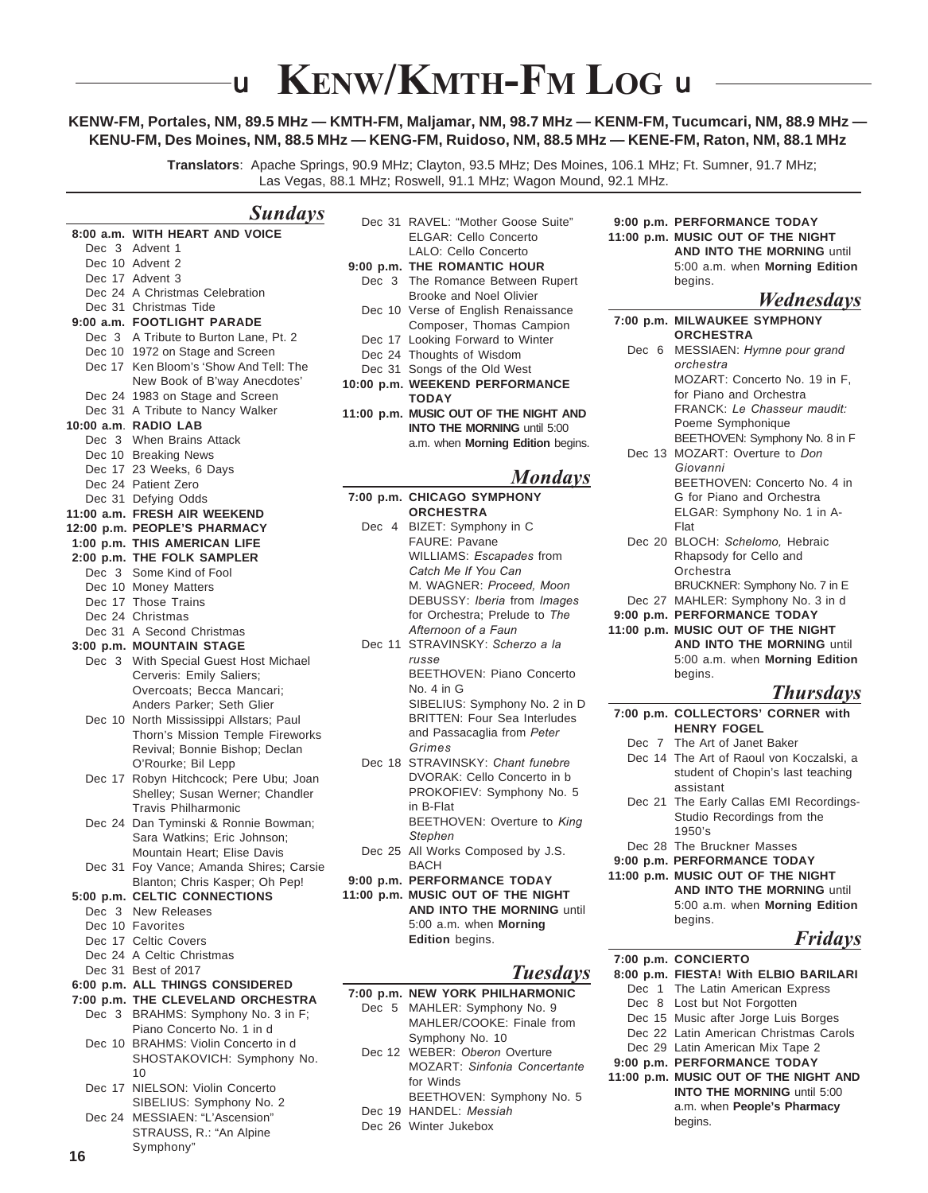# KENW/KMTH-FM LOG

**KENW-FM, Portales, NM, 89.5 MHz — KMTH-FM, Maljamar, NM, 98.7 MHz — KENM-FM, Tucumcari, NM, 88.9 MHz — KENU-FM, Des Moines, NM, 88.5 MHz — KENG-FM, Ruidoso, NM, 88.5 MHz — KENE-FM, Raton, NM, 88.1 MHz**

**Translators**: Apache Springs, 90.9 MHz; Clayton, 93.5 MHz; Des Moines, 106.1 MHz; Ft. Sumner, 91.7 MHz; Las Vegas, 88.1 MHz; Roswell, 91.1 MHz; Wagon Mound, 92.1 MHz.

## Sundays

**8:00 a.m. WITH HEART AND VOICE**
- Dec 3 Advent 1
- Dec 10 Advent 2
- Dec 17 Advent 3
- Dec 24 A Christmas Celebration
- Dec 31 Christmas Tide

**9:00 a.m. FOOTLIGHT PARADE**
- Dec 3 A Tribute to Burton Lane, Pt. 2
- Dec 10 1972 on Stage and Screen
- Dec 17 Ken Bloom's 'Show And Tell: The New Book of B'way Anecdotes'
- Dec 24 1983 on Stage and Screen
- Dec 31 A Tribute to Nancy Walker

**10:00 a.m. RADIO LAB**
- Dec 3 When Brains Attack
- Dec 10 Breaking News
- Dec 17 23 Weeks, 6 Days
- Dec 24 Patient Zero
- Dec 31 Defying Odds

**11:00 a.m. FRESH AIR WEEKEND**

**12:00 p.m. PEOPLE'S PHARMACY**

**1:00 p.m. THIS AMERICAN LIFE**

**2:00 p.m. THE FOLK SAMPLER**
- Dec 3 Some Kind of Fool
- Dec 10 Money Matters
- Dec 17 Those Trains
- Dec 24 Christmas
- Dec 31 A Second Christmas

**3:00 p.m. MOUNTAIN STAGE**
- Dec 3 With Special Guest Host Michael Cerveris: Emily Saliers; Overcoats; Becca Mancari; Anders Parker; Seth Glier
- Dec 10 North Mississippi Allstars; Paul Thorn's Mission Temple Fireworks Revival; Bonnie Bishop; Declan O'Rourke; Bil Lepp
- Dec 17 Robyn Hitchcock; Pere Ubu; Joan Shelley; Susan Werner; Chandler Travis Philharmonic
- Dec 24 Dan Tyminski & Ronnie Bowman; Sara Watkins; Eric Johnson; Mountain Heart; Elise Davis
- Dec 31 Foy Vance; Amanda Shires; Carsie Blanton; Chris Kasper; Oh Pep!

**5:00 p.m. CELTIC CONNECTIONS**
- Dec 3 New Releases
- Dec 10 Favorites
- Dec 17 Celtic Covers
- Dec 24 A Celtic Christmas
- Dec 31 Best of 2017

**6:00 p.m. ALL THINGS CONSIDERED**

**7:00 p.m. THE CLEVELAND ORCHESTRA**
- Dec 3 BRAHMS: Symphony No. 3 in F; Piano Concerto No. 1 in d
- Dec 10 BRAHMS: Violin Concerto in d; SHOSTAKOVICH: Symphony No. 10
- Dec 17 NIELSON: Violin Concerto; SIBELIUS: Symphony No. 2
- Dec 24 MESSIAEN: "L'Ascension"; STRAUSS, R.: "An Alpine Symphony"
- Dec 31 RAVEL: "Mother Goose Suite"; ELGAR: Cello Concerto; LALO: Cello Concerto

**9:00 p.m. THE ROMANTIC HOUR**
- Dec 3 The Romance Between Rupert Brooke and Noel Olivier
- Dec 10 Verse of English Renaissance Composer, Thomas Campion
- Dec 17 Looking Forward to Winter
- Dec 24 Thoughts of Wisdom
- Dec 31 Songs of the Old West

**10:00 p.m. WEEKEND PERFORMANCE TODAY**

**11:00 p.m. MUSIC OUT OF THE NIGHT AND INTO THE MORNING** until 5:00 a.m. when **Morning Edition** begins.

## Mondays

**7:00 p.m. CHICAGO SYMPHONY ORCHESTRA**
- Dec 4 BIZET: Symphony in C; FAURE: Pavane; WILLIAMS: *Escapades* from *Catch Me If You Can*; M. WAGNER: *Proceed, Moon*; DEBUSSY: *Iberia* from *Images* for Orchestra; Prelude to *The Afternoon of a Faun*
- Dec 11 STRAVINSKY: *Scherzo a la russe*; BEETHOVEN: Piano Concerto No. 4 in G; SIBELIUS: Symphony No. 2 in D; BRITTEN: Four Sea Interludes and Passacaglia from *Peter Grimes*
- Dec 18 STRAVINSKY: *Chant funebre*; DVORAK: Cello Concerto in b; PROKOFIEV: Symphony No. 5 in B-Flat; BEETHOVEN: Overture to *King Stephen*
- Dec 25 All Works Composed by J.S. BACH

**9:00 p.m. PERFORMANCE TODAY**

**11:00 p.m. MUSIC OUT OF THE NIGHT AND INTO THE MORNING** until 5:00 a.m. when **Morning Edition** begins.

## Tuesdays

**7:00 p.m. NEW YORK PHILHARMONIC**
- Dec 5 MAHLER: Symphony No. 9; MAHLER/COOKE: Finale from Symphony No. 10
- Dec 12 WEBER: *Oberon* Overture; MOZART: *Sinfonia Concertante* for Winds; BEETHOVEN: Symphony No. 5
- Dec 19 HANDEL: *Messiah*
- Dec 26 Winter Jukebox

**9:00 p.m. PERFORMANCE TODAY**

**11:00 p.m. MUSIC OUT OF THE NIGHT AND INTO THE MORNING** until 5:00 a.m. when **Morning Edition** begins.

## Wednesdays

**7:00 p.m. MILWAUKEE SYMPHONY ORCHESTRA**
- Dec 6 MESSIAEN: *Hymne pour grand orchestra*; MOZART: Concerto No. 19 in F, for Piano and Orchestra; FRANCK: *Le Chasseur maudit:* Poeme Symphonique; BEETHOVEN: Symphony No. 8 in F
- Dec 13 MOZART: Overture to *Don Giovanni*; BEETHOVEN: Concerto No. 4 in G for Piano and Orchestra; ELGAR: Symphony No. 1 in A-Flat
- Dec 20 BLOCH: *Schelomo,* Hebraic Rhapsody for Cello and Orchestra; BRUCKNER: Symphony No. 7 in E
- Dec 27 MAHLER: Symphony No. 3 in d

**9:00 p.m. PERFORMANCE TODAY**

**11:00 p.m. MUSIC OUT OF THE NIGHT AND INTO THE MORNING** until 5:00 a.m. when **Morning Edition** begins.

## Thursdays

**7:00 p.m. COLLECTORS' CORNER with HENRY FOGEL**
- Dec 7 The Art of Janet Baker
- Dec 14 The Art of Raoul von Koczalski, a student of Chopin's last teaching assistant
- Dec 21 The Early Callas EMI Recordings-Studio Recordings from the 1950's
- Dec 28 The Bruckner Masses

**9:00 p.m. PERFORMANCE TODAY**

**11:00 p.m. MUSIC OUT OF THE NIGHT AND INTO THE MORNING** until 5:00 a.m. when **Morning Edition** begins.

## Fridays

**7:00 p.m. CONCIERTO**

**8:00 p.m. FIESTA! With ELBIO BARILARI**
- Dec 1 The Latin American Express
- Dec 8 Lost but Not Forgotten
- Dec 15 Music after Jorge Luis Borges
- Dec 22 Latin American Christmas Carols
- Dec 29 Latin American Mix Tape 2

**9:00 p.m. PERFORMANCE TODAY**

**11:00 p.m. MUSIC OUT OF THE NIGHT AND INTO THE MORNING** until 5:00 a.m. when **People's Pharmacy** begins.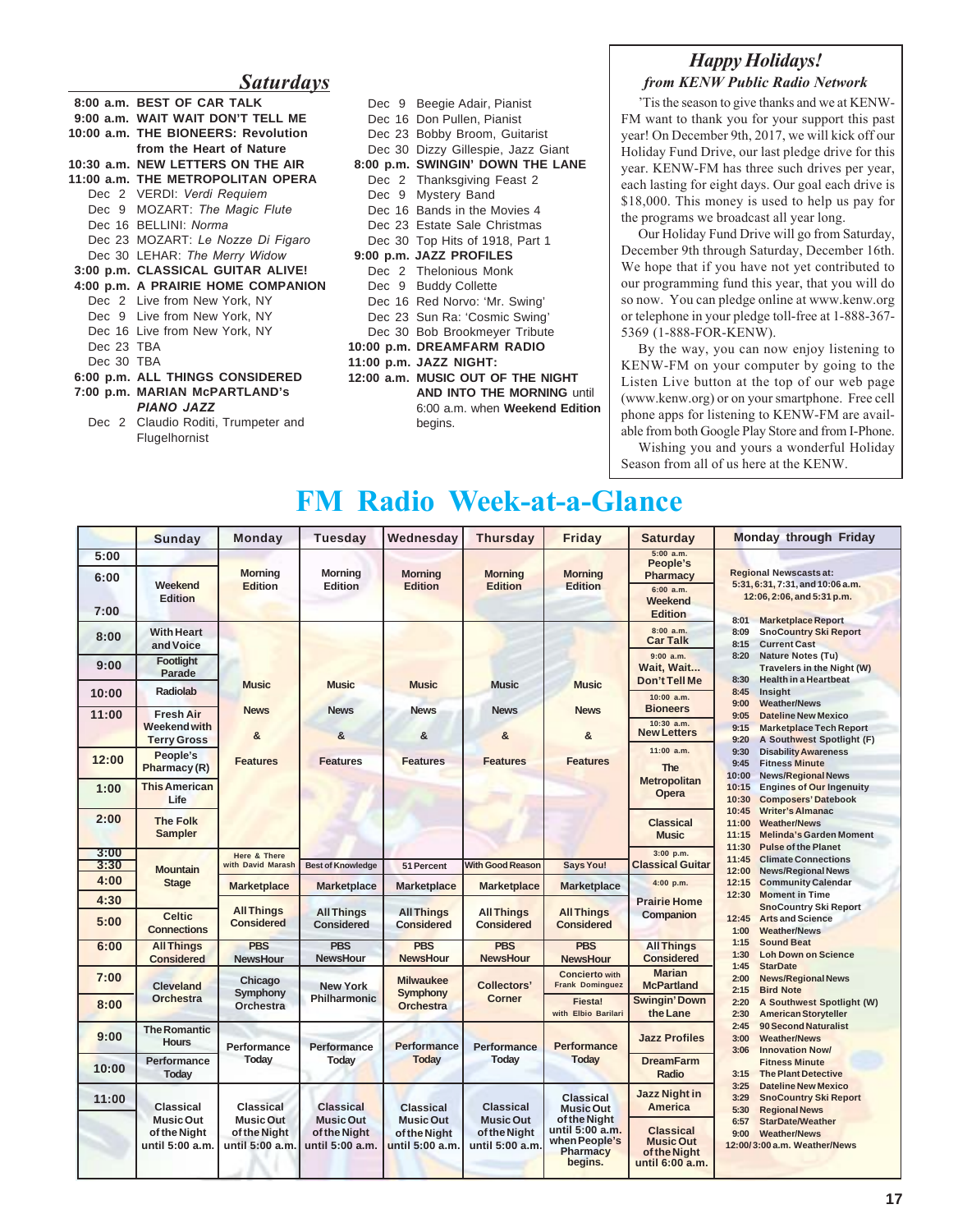## Saturdays

**8:00 a.m. BEST OF CAR TALK**
**9:00 a.m. WAIT WAIT DON'T TELL ME**
**10:00 a.m. THE BIONEERS: Revolution from the Heart of Nature**
**10:30 a.m. NEW LETTERS ON THE AIR**
**11:00 a.m. THE METROPOLITAN OPERA**
- Dec 2 VERDI: *Verdi Requiem*
- Dec 9 MOZART: *The Magic Flute*
- Dec 16 BELLINI: *Norma*
- Dec 23 MOZART: *Le Nozze Di Figaro*
- Dec 30 LEHAR: *The Merry Widow*

**3:00 p.m. CLASSICAL GUITAR ALIVE!**
**4:00 p.m. A PRAIRIE HOME COMPANION**
- Dec 2 Live from New York, NY
- Dec 9 Live from New York, NY
- Dec 16 Live from New York, NY
- Dec 23 TBA
- Dec 30 TBA

**6:00 p.m. ALL THINGS CONSIDERED**
**7:00 p.m. MARIAN McPARTLAND's *PIANO JAZZ***
- Dec 2 Claudio Roditi, Trumpeter and Flugelhornist
- Dec 9 Beegie Adair, Pianist
- Dec 16 Don Pullen, Pianist
- Dec 23 Bobby Broom, Guitarist
- Dec 30 Dizzy Gillespie, Jazz Giant

**8:00 p.m. SWINGIN' DOWN THE LANE**
- Dec 2 Thanksgiving Feast 2
- Dec 9 Mystery Band
- Dec 16 Bands in the Movies 4
- Dec 23 Estate Sale Christmas
- Dec 30 Top Hits of 1918, Part 1

**9:00 p.m. JAZZ PROFILES**
- Dec 2 Thelonious Monk
- Dec 9 Buddy Collette
- Dec 16 Red Norvo: 'Mr. Swing'
- Dec 23 Sun Ra: 'Cosmic Swing'
- Dec 30 Bob Brookmeyer Tribute

**10:00 p.m. DREAMFARM RADIO**
**11:00 p.m. JAZZ NIGHT:**
**12:00 a.m. MUSIC OUT OF THE NIGHT AND INTO THE MORNING** until 6:00 a.m. when **Weekend Edition** begins.

## *Happy Holidays!*
### *from KENW Public Radio Network*

'Tis the season to give thanks and we at KENW-FM want to thank you for your support this past year! On December 9th, 2017, we will kick off our Holiday Fund Drive, our last pledge drive for this year. KENW-FM has three such drives per year, each lasting for eight days. Our goal each drive is $18,000. This money is used to help us pay for the programs we broadcast all year long.

Our Holiday Fund Drive will go from Saturday, December 9th through Saturday, December 16th. We hope that if you have not yet contributed to our programming fund this year, that you will do so now. You can pledge online at www.kenw.org or telephone in your pledge toll-free at 1-888-367-5369 (1-888-FOR-KENW).

By the way, you can now enjoy listening to KENW-FM on your computer by going to the Listen Live button at the top of our web page (www.kenw.org) or on your smartphone. Free cell phone apps for listening to KENW-FM are available from both Google Play Store and from I-Phone.

Wishing you and yours a wonderful Holiday Season from all of us here at the KENW.

# FM Radio Week-at-a-Glance

| | Sunday | Monday | Tuesday | Wednesday | Thursday | Friday | Saturday |
|---|---|---|---|---|---|---|---|
| 5:00 | | Morning Edition | Morning Edition | Morning Edition | Morning Edition | Morning Edition | 5:00 a.m. People's Pharmacy |
| 6:00 | Weekend Edition | | | | | | 6:00 a.m. Weekend Edition |
| 7:00 | | | | | | | |
| 8:00 | With Heart and Voice | Music News & Features | Music News & Features | Music News & Features | Music News & Features | Music News & Features | 8:00 a.m. Car Talk |
| 9:00 | Footlight Parade | | | | | | 9:00 a.m. Wait, Wait... Don't Tell Me |
| 10:00 | Radiolab | | | | | | 10:00 a.m. Bioneers / 10:30 a.m. New Letters |
| 11:00 | Fresh Air Weekend with Terry Gross | | | | | | 11:00 a.m. The Metropolitan Opera |
| 12:00 | People's Pharmacy (R) | | | | | | |
| 1:00 | This American Life | | | | | | |
| 2:00 | The Folk Sampler | | | | | | Classical Music |
| 3:00 | Mountain Stage | Here & There with David Marash | Best of Knowledge | 51 Percent | With Good Reason | Says You! | 3:00 p.m. Classical Guitar |
| 3:30 | | | | | | | |
| 4:00 | | Marketplace | Marketplace | Marketplace | Marketplace | Marketplace | 4:00 p.m. Prairie Home Companion |
| 4:30 | | All Things Considered | All Things Considered | All Things Considered | All Things Considered | All Things Considered | |
| 5:00 | Celtic Connections | | | | | | |
| 6:00 | All Things Considered | PBS NewsHour | PBS NewsHour | PBS NewsHour | PBS NewsHour | PBS NewsHour | All Things Considered |
| 7:00 | Cleveland Orchestra | Chicago Symphony Orchestra | New York Philharmonic | Milwaukee Symphony Orchestra | Collectors' Corner | Concierto with Frank Dominguez | Marian McPartland |
| 8:00 | | | | | | Fiesta! with Elbio Barilari | Swingin' Down the Lane |
| 9:00 | The Romantic Hours | Performance Today | Performance Today | Performance Today | Performance Today | Performance Today | Jazz Profiles |
| 10:00 | Performance Today | | | | | | DreamFarm Radio |
| 11:00 | Classical Music Out of the Night until 5:00 a.m. | Classical Music Out of the Night until 5:00 a.m. | Classical Music Out of the Night until 5:00 a.m. | Classical Music Out of the Night until 5:00 a.m. | Classical Music Out of the Night until 5:00 a.m. | Classical Music Out of the Night until 5:00 a.m. when People's Pharmacy begins. | Jazz Night in America / Classical Music Out of the Night until 6:00 a.m. |

### Monday through Friday

Regional Newscasts at: 5:31, 6:31, 7:31, and 10:06 a.m. 12:06, 2:06, and 5:31 p.m.

| Time | Program |
|---|---|
| 8:01 | Marketplace Report |
| 8:09 | SnoCountry Ski Report |
| 8:15 | Current Cast |
| 8:20 | Nature Notes (Tu) Travelers in the Night (W) |
| 8:30 | Health in a Heartbeat |
| 8:45 | Insight |
| 9:00 | Weather/News |
| 9:05 | Dateline New Mexico |
| 9:15 | Marketplace Tech Report |
| 9:20 | A Southwest Spotlight (F) |
| 9:30 | Disability Awareness |
| 9:45 | Fitness Minute |
| 10:00 | News/Regional News |
| 10:15 | Engines of Our Ingenuity |
| 10:30 | Composers' Datebook |
| 10:45 | Writer's Almanac |
| 11:00 | Weather/News |
| 11:15 | Melinda's Garden Moment |
| 11:30 | Pulse of the Planet |
| 11:45 | Climate Connections |
| 12:00 | News/Regional News |
| 12:15 | Community Calendar |
| 12:30 | Moment in Time SnoCountry Ski Report |
| 12:45 | Arts and Science |
| 1:00 | Weather/News |
| 1:15 | Sound Beat |
| 1:30 | Loh Down on Science |
| 1:45 | StarDate |
| 2:00 | News/Regional News |
| 2:15 | Bird Note |
| 2:20 | A Southwest Spotlight (W) |
| 2:30 | American Storyteller |
| 2:45 | 90 Second Naturalist |
| 3:00 | Weather/News |
| 3:06 | Innovation Now/ Fitness Minute |
| 3:15 | The Plant Detective |
| 3:25 | Dateline New Mexico |
| 3:29 | SnoCountry Ski Report |
| 5:30 | Regional News |
| 6:57 | StarDate/Weather |
| 9:00 | Weather/News |
| 12:00/3:00 a.m. | Weather/News |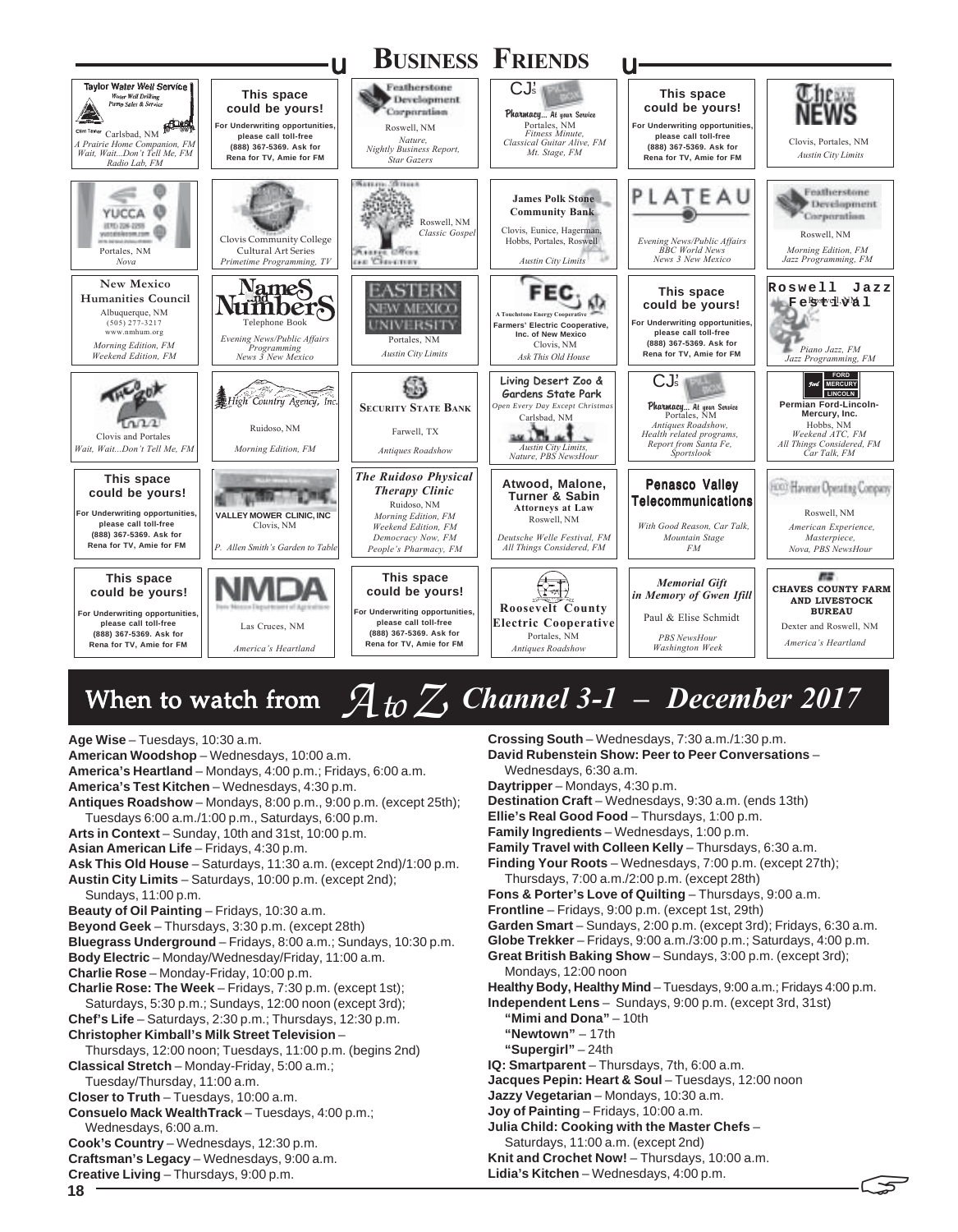## Business Friends

| | | | | | |
|---|---|---|---|---|---|
| Taylor Water Well Service — Water Well Drilling, Pump Sales & Service — Carlsbad, NM — *A Prairie Home Companion, FM; Wait, Wait...Don't Tell Me, FM; Radio Lab, FM* | **This space could be yours!** For Underwriting opportunities, please call toll-free (888) 367-5369. Ask for Rena for TV, Amie for FM | Featherstone Development Corporation — Roswell, NM — *Nature, Nightly Business Report, Star Gazers* | CJ's Pharmacy... At your Service — Portales, NM — *Fitness Minute, Classical Guitar Alive, FM; Mt. Stage, FM* | **This space could be yours!** For Underwriting opportunities, please call toll-free (888) 367-5369. Ask for Rena for TV, Amie for FM | The News — Clovis, Portales, NM — *Austin City Limits* |
| Yucca — Portales, NM — *Nova* | Clovis Community College Cultural Art Series — *Primetime Programming, TV* | Roswell, NM — *Classic Gospel* | James Polk Stone Community Bank — Clovis, Eunice, Hagerman, Hobbs, Portales, Roswell — *Austin City Limits* | Plateau — *Evening News/Public Affairs; BBC World News; News 3 New Mexico* | Featherstone Development Corporation — Roswell, NM — *Morning Edition, FM; Jazz Programming, FM* |
| New Mexico Humanities Council — Albuquerque, NM — (505) 277-3217 — www.nmhum.org — *Morning Edition, FM; Weekend Edition, FM* | Names and Numbers Telephone Book — *Evening News/Public Affairs Programming; News 3 New Mexico* | Eastern New Mexico University — Portales, NM — *Austin City Limits* | FEC — A Touchstone Energy Cooperative — Farmers' Electric Cooperative, Inc. of New Mexico — Clovis, NM — *Ask This Old House* | **This space could be yours!** For Underwriting opportunities, please call toll-free (888) 367-5369. Ask for Rena for TV, Amie for FM | Roswell Jazz Festival — *Piano Jazz, FM; Jazz Programming, FM* |
| The Zoo — Clovis and Portales — *Wait, Wait...Don't Tell Me, FM* | High Country Agency, Inc. — Ruidoso, NM — *Morning Edition, FM* | Security State Bank — Farwell, TX — *Antiques Roadshow* | Living Desert Zoo & Gardens State Park — *Open Every Day Except Christmas* — Carlsbad, NM — *Austin City Limits, Nature, PBS NewsHour* | CJ's Pharmacy... At your Service — Portales, NM — *Antiques Roadshow, Health related programs, Report from Santa Fe, Sportslook* | Ford Mercury Lincoln — Permian Ford-Lincoln-Mercury, Inc. — Hobbs, NM — *Weekend ATC, FM; All Things Considered, FM; Car Talk, FM* |
| **This space could be yours!** For Underwriting opportunities, please call toll-free (888) 367-5369. Ask for Rena for TV, Amie for FM | Valley Mower Clinic, Inc — Clovis, NM — *P. Allen Smith's Garden to Table* | *The Ruidoso Physical Therapy Clinic* — Ruidoso, NM — *Morning Edition, FM; Weekend Edition, FM; Democracy Now, FM; People's Pharmacy, FM* | Atwood, Malone, Turner & Sabin — Attorneys at Law — Roswell, NM — *Deutsche Welle Festival, FM; All Things Considered, FM* | Penasco Valley Telecommunications — *With Good Reason, Car Talk, Mountain Stage, FM* | Hanover Operating Company — Roswell, NM — *American Experience, Masterpiece, Nova, PBS NewsHour* |
| **This space could be yours!** For Underwriting opportunities, please call toll-free (888) 367-5369. Ask for Rena for TV, Amie for FM | NMDA — New Mexico Department of Agriculture — Las Cruces, NM — *America's Heartland* | **This space could be yours!** For Underwriting opportunities, please call toll-free (888) 367-5369. Ask for Rena for TV, Amie for FM | Roosevelt County Electric Cooperative — Portales, NM — *Antiques Roadshow* | *Memorial Gift in Memory of Gwen Ifill* — Paul & Elise Schmidt — *PBS NewsHour; Washington Week* | Chaves County Farm and Livestock Bureau — Dexter and Roswell, NM — *America's Heartland* |

## When to watch from *A to Z* *Channel 3-1 – December 2017*

**Age Wise** – Tuesdays, 10:30 a.m.
**American Woodshop** – Wednesdays, 10:00 a.m.
**America's Heartland** – Mondays, 4:00 p.m.; Fridays, 6:00 a.m.
**America's Test Kitchen** – Wednesdays, 4:30 p.m.
**Antiques Roadshow** – Mondays, 8:00 p.m., 9:00 p.m. (except 25th); Tuesdays 6:00 a.m./1:00 p.m., Saturdays, 6:00 p.m.
**Arts in Context** – Sunday, 10th and 31st, 10:00 p.m.
**Asian American Life** – Fridays, 4:30 p.m.
**Ask This Old House** – Saturdays, 11:30 a.m. (except 2nd)/1:00 p.m.
**Austin City Limits** – Saturdays, 10:00 p.m. (except 2nd); Sundays, 11:00 p.m.
**Beauty of Oil Painting** – Fridays, 10:30 a.m.
**Beyond Geek** – Thursdays, 3:30 p.m. (except 28th)
**Bluegrass Underground** – Fridays, 8:00 a.m.; Sundays, 10:30 p.m.
**Body Electric** – Monday/Wednesday/Friday, 11:00 a.m.
**Charlie Rose** – Monday-Friday, 10:00 p.m.
**Charlie Rose: The Week** – Fridays, 7:30 p.m. (except 1st); Saturdays, 5:30 p.m.; Sundays, 12:00 noon (except 3rd);
**Chef's Life** – Saturdays, 2:30 p.m.; Thursdays, 12:30 p.m.
**Christopher Kimball's Milk Street Television** – Thursdays, 12:00 noon; Tuesdays, 11:00 p.m. (begins 2nd)
**Classical Stretch** – Monday-Friday, 5:00 a.m.; Tuesday/Thursday, 11:00 a.m.
**Closer to Truth** – Tuesdays, 10:00 a.m.
**Consuelo Mack WealthTrack** – Tuesdays, 4:00 p.m.; Wednesdays, 6:00 a.m.
**Cook's Country** – Wednesdays, 12:30 p.m.
**Craftsman's Legacy** – Wednesdays, 9:00 a.m.
**Creative Living** – Thursdays, 9:00 p.m.
**Crossing South** – Wednesdays, 7:30 a.m./1:30 p.m.
**David Rubenstein Show: Peer to Peer Conversations** – Wednesdays, 6:30 a.m.
**Daytripper** – Mondays, 4:30 p.m.
**Destination Craft** – Wednesdays, 9:30 a.m. (ends 13th)
**Ellie's Real Good Food** – Thursdays, 1:00 p.m.
**Family Ingredients** – Wednesdays, 1:00 p.m.
**Family Travel with Colleen Kelly** – Thursdays, 6:30 a.m.
**Finding Your Roots** – Wednesdays, 7:00 p.m. (except 27th); Thursdays, 7:00 a.m./2:00 p.m. (except 28th)
**Fons & Porter's Love of Quilting** – Thursdays, 9:00 a.m.
**Frontline** – Fridays, 9:00 p.m. (except 1st, 29th)
**Garden Smart** – Sundays, 2:00 p.m. (except 3rd); Fridays, 6:30 a.m.
**Globe Trekker** – Fridays, 9:00 a.m./3:00 p.m.; Saturdays, 4:00 p.m.
**Great British Baking Show** – Sundays, 3:00 p.m. (except 3rd); Mondays, 12:00 noon
**Healthy Body, Healthy Mind** – Tuesdays, 9:00 a.m.; Fridays 4:00 p.m.
**Independent Lens** – Sundays, 9:00 p.m. (except 3rd, 31st)
- **"Mimi and Dona"** – 10th
- **"Newtown"** – 17th
- **"Supergirl"** – 24th

**IQ: Smartparent** – Thursdays, 7th, 6:00 a.m.
**Jacques Pepin: Heart & Soul** – Tuesdays, 12:00 noon
**Jazzy Vegetarian** – Mondays, 10:30 a.m.
**Joy of Painting** – Fridays, 10:00 a.m.
**Julia Child: Cooking with the Master Chefs** – Saturdays, 11:00 a.m. (except 2nd)
**Knit and Crochet Now!** – Thursdays, 10:00 a.m.
**Lidia's Kitchen** – Wednesdays, 4:00 p.m.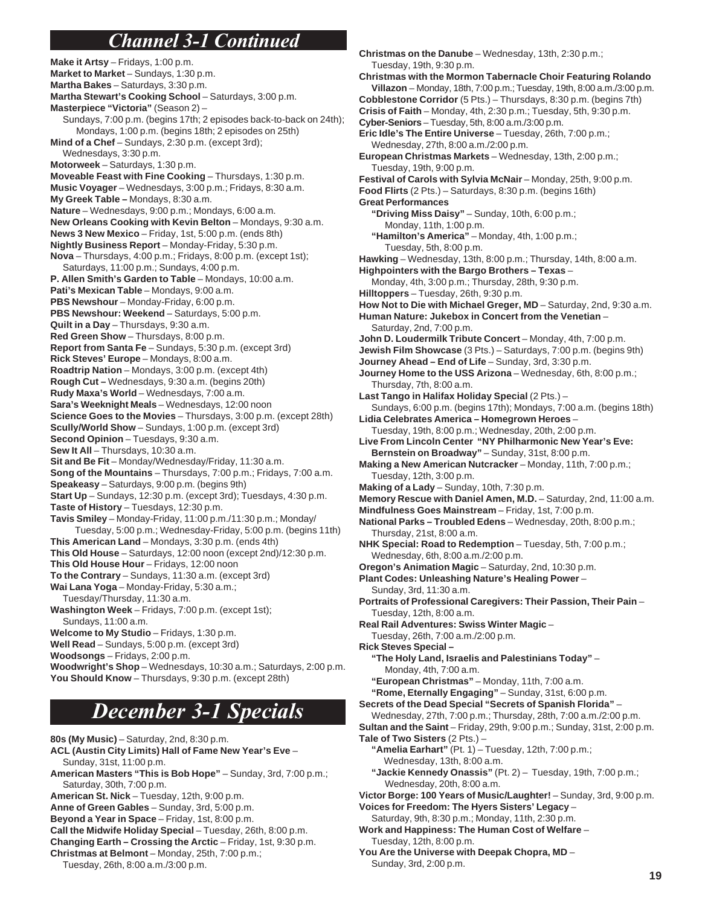# Channel 3-1 Continued

**Make it Artsy** – Fridays, 1:00 p.m.
**Market to Market** – Sundays, 1:30 p.m.
**Martha Bakes** – Saturdays, 3:30 p.m.
**Martha Stewart's Cooking School** – Saturdays, 3:00 p.m.
**Masterpiece "Victoria"** (Season 2) –
Sundays, 7:00 p.m. (begins 17th; 2 episodes back-to-back on 24th); Mondays, 1:00 p.m. (begins 18th; 2 episodes on 25th)
**Mind of a Chef** – Sundays, 2:30 p.m. (except 3rd); Wednesdays, 3:30 p.m.
**Motorweek** – Saturdays, 1:30 p.m.
**Moveable Feast with Fine Cooking** – Thursdays, 1:30 p.m.
**Music Voyager** – Wednesdays, 3:00 p.m.; Fridays, 8:30 a.m.
**My Greek Table** – Mondays, 8:30 a.m.
**Nature** – Wednesdays, 9:00 p.m.; Mondays, 6:00 a.m.
**New Orleans Cooking with Kevin Belton** – Mondays, 9:30 a.m.
**News 3 New Mexico** – Friday, 1st, 5:00 p.m. (ends 8th)
**Nightly Business Report** – Monday-Friday, 5:30 p.m.
**Nova** – Thursdays, 4:00 p.m.; Fridays, 8:00 p.m. (except 1st); Saturdays, 11:00 p.m.; Sundays, 4:00 p.m.
**P. Allen Smith's Garden to Table** – Mondays, 10:00 a.m.
**Pati's Mexican Table** – Mondays, 9:00 a.m.
**PBS Newshour** – Monday-Friday, 6:00 p.m.
**PBS Newshour: Weekend** – Saturdays, 5:00 p.m.
**Quilt in a Day** – Thursdays, 9:30 a.m.
**Red Green Show** – Thursdays, 8:00 p.m.
**Report from Santa Fe** – Sundays, 5:30 p.m. (except 3rd)
**Rick Steves' Europe** – Mondays, 8:00 a.m.
**Roadtrip Nation** – Mondays, 3:00 p.m. (except 4th)
**Rough Cut** – Wednesdays, 9:30 a.m. (begins 20th)
**Rudy Maxa's World** – Wednesdays, 7:00 a.m.
**Sara's Weeknight Meals** – Wednesdays, 12:00 noon
**Science Goes to the Movies** – Thursdays, 3:00 p.m. (except 28th)
**Scully/World Show** – Sundays, 1:00 p.m. (except 3rd)
**Second Opinion** – Tuesdays, 9:30 a.m.
**Sew It All** – Thursdays, 10:30 a.m.
**Sit and Be Fit** – Monday/Wednesday/Friday, 11:30 a.m.
**Song of the Mountains** – Thursdays, 7:00 p.m.; Fridays, 7:00 a.m.
**Speakeasy** – Saturdays, 9:00 p.m. (begins 9th)
**Start Up** – Sundays, 12:30 p.m. (except 3rd); Tuesdays, 4:30 p.m.
**Taste of History** – Tuesdays, 12:30 p.m.
**Tavis Smiley** – Monday-Friday, 11:00 p.m./11:30 p.m.; Monday/Tuesday, 5:00 p.m.; Wednesday-Friday, 5:00 p.m. (begins 11th)
**This American Land** – Mondays, 3:30 p.m. (ends 4th)
**This Old House** – Saturdays, 12:00 noon (except 2nd)/12:30 p.m.
**This Old House Hour** – Fridays, 12:00 noon
**To the Contrary** – Sundays, 11:30 a.m. (except 3rd)
**Wai Lana Yoga** – Monday-Friday, 5:30 a.m.; Tuesday/Thursday, 11:30 a.m.
**Washington Week** – Fridays, 7:00 p.m. (except 1st); Sundays, 11:00 a.m.
**Welcome to My Studio** – Fridays, 1:30 p.m.
**Well Read** – Sundays, 5:00 p.m. (except 3rd)
**Woodsongs** – Fridays, 2:00 p.m.
**Woodwright's Shop** – Wednesdays, 10:30 a.m.; Saturdays, 2:00 p.m.
**You Should Know** – Thursdays, 9:30 p.m. (except 28th)

# December 3-1 Specials

**80s (My Music)** – Saturday, 2nd, 8:30 p.m.
**ACL (Austin City Limits) Hall of Fame New Year's Eve** – Sunday, 31st, 11:00 p.m.
**American Masters "This is Bob Hope"** – Sunday, 3rd, 7:00 p.m.; Saturday, 30th, 7:00 p.m.
**American St. Nick** – Tuesday, 12th, 9:00 p.m.
**Anne of Green Gables** – Sunday, 3rd, 5:00 p.m.
**Beyond a Year in Space** – Friday, 1st, 8:00 p.m.
**Call the Midwife Holiday Special** – Tuesday, 26th, 8:00 p.m.
**Changing Earth – Crossing the Arctic** – Friday, 1st, 9:30 p.m.
**Christmas at Belmont** – Monday, 25th, 7:00 p.m.; Tuesday, 26th, 8:00 a.m./3:00 p.m.
**Christmas on the Danube** – Wednesday, 13th, 2:30 p.m.; Tuesday, 19th, 9:30 p.m.
**Christmas with the Mormon Tabernacle Choir Featuring Rolando Villazon** – Monday, 18th, 7:00 p.m.; Tuesday, 19th, 8:00 a.m./3:00 p.m.
**Cobblestone Corridor** (5 Pts.) – Thursdays, 8:30 p.m. (begins 7th)
**Crisis of Faith** – Monday, 4th, 2:30 p.m.; Tuesday, 5th, 9:30 p.m.
**Cyber-Seniors** – Tuesday, 5th, 8:00 a.m./3:00 p.m.
**Eric Idle's The Entire Universe** – Tuesday, 26th, 7:00 p.m.; Wednesday, 27th, 8:00 a.m./2:00 p.m.
**European Christmas Markets** – Wednesday, 13th, 2:00 p.m.; Tuesday, 19th, 9:00 p.m.
**Festival of Carols with Sylvia McNair** – Monday, 25th, 9:00 p.m.
**Food Flirts** (2 Pts.) – Saturdays, 8:30 p.m. (begins 16th)
**Great Performances**
**"Driving Miss Daisy"** – Sunday, 10th, 6:00 p.m.; Monday, 11th, 1:00 p.m.
**"Hamilton's America"** – Monday, 4th, 1:00 p.m.; Tuesday, 5th, 8:00 p.m.
**Hawking** – Wednesday, 13th, 8:00 p.m.; Thursday, 14th, 8:00 a.m.
**Highpointers with the Bargo Brothers – Texas** – Monday, 4th, 3:00 p.m.; Thursday, 28th, 9:30 p.m.
**Hilltoppers** – Tuesday, 26th, 9:30 p.m.
**How Not to Die with Michael Greger, MD** – Saturday, 2nd, 9:30 a.m.
**Human Nature: Jukebox in Concert from the Venetian** – Saturday, 2nd, 7:00 p.m.
**John D. Loudermilk Tribute Concert** – Monday, 4th, 7:00 p.m.
**Jewish Film Showcase** (3 Pts.) – Saturdays, 7:00 p.m. (begins 9th)
**Journey Ahead – End of Life** – Sunday, 3rd, 3:30 p.m.
**Journey Home to the USS Arizona** – Wednesday, 6th, 8:00 p.m.; Thursday, 7th, 8:00 a.m.
**Last Tango in Halifax Holiday Special** (2 Pts.) – Sundays, 6:00 p.m. (begins 17th); Mondays, 7:00 a.m. (begins 18th)
**Lidia Celebrates America – Homegrown Heroes** – Tuesday, 19th, 8:00 p.m.; Wednesday, 20th, 2:00 p.m.
**Live From Lincoln Center "NY Philharmonic New Year's Eve: Bernstein on Broadway"** – Sunday, 31st, 8:00 p.m.
**Making a New American Nutcracker** – Monday, 11th, 7:00 p.m.; Tuesday, 12th, 3:00 p.m.
**Making of a Lady** – Sunday, 10th, 7:30 p.m.
**Memory Rescue with Daniel Amen, M.D.** – Saturday, 2nd, 11:00 a.m.
**Mindfulness Goes Mainstream** – Friday, 1st, 7:00 p.m.
**National Parks – Troubled Edens** – Wednesday, 20th, 8:00 p.m.; Thursday, 21st, 8:00 a.m.
**NHK Special: Road to Redemption** – Tuesday, 5th, 7:00 p.m.; Wednesday, 6th, 8:00 a.m./2:00 p.m.
**Oregon's Animation Magic** – Saturday, 2nd, 10:30 p.m.
**Plant Codes: Unleashing Nature's Healing Power** – Sunday, 3rd, 11:30 a.m.
**Portraits of Professional Caregivers: Their Passion, Their Pain** – Tuesday, 12th, 8:00 a.m.
**Real Rail Adventures: Swiss Winter Magic** – Tuesday, 26th, 7:00 a.m./2:00 p.m.
**Rick Steves Special –**
**"The Holy Land, Israelis and Palestinians Today"** – Monday, 4th, 7:00 a.m.
**"European Christmas"** – Monday, 11th, 7:00 a.m.
**"Rome, Eternally Engaging"** – Sunday, 31st, 6:00 p.m.
**Secrets of the Dead Special "Secrets of Spanish Florida"** – Wednesday, 27th, 7:00 p.m.; Thursday, 28th, 7:00 a.m./2:00 p.m.
**Sultan and the Saint** – Friday, 29th, 9:00 p.m.; Sunday, 31st, 2:00 p.m.
**Tale of Two Sisters** (2 Pts.) –
**"Amelia Earhart"** (Pt. 1) – Tuesday, 12th, 7:00 p.m.; Wednesday, 13th, 8:00 a.m.
**"Jackie Kennedy Onassis"** (Pt. 2) – Tuesday, 19th, 7:00 p.m.; Wednesday, 20th, 8:00 a.m.
**Victor Borge: 100 Years of Music/Laughter!** – Sunday, 3rd, 9:00 p.m.
**Voices for Freedom: The Hyers Sisters' Legacy** – Saturday, 9th, 8:30 p.m.; Monday, 11th, 2:30 p.m.
**Work and Happiness: The Human Cost of Welfare** – Tuesday, 12th, 8:00 p.m.
**You Are the Universe with Deepak Chopra, MD** – Sunday, 3rd, 2:00 p.m.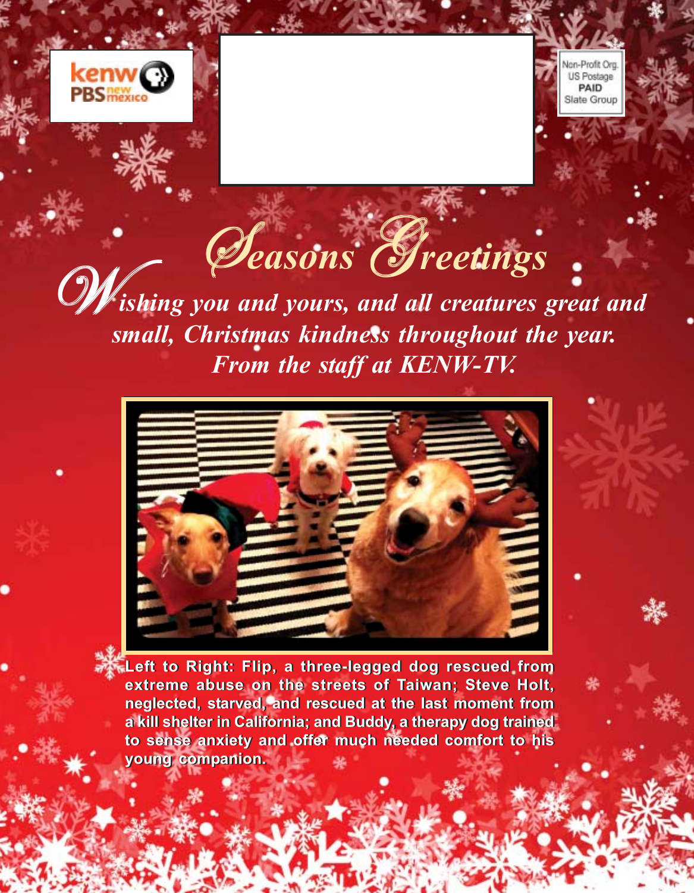kenw PBS new mexico

Non-Profit Org.
US Postage
**PAID**
Slate Group

# *Seasons Greetings*

***Wishing you and yours, and all creatures great and small, Christmas kindness throughout the year. From the staff at KENW-TV.***

**Left to Right: Flip, a three-legged dog rescued from extreme abuse on the streets of Taiwan; Steve Holt, neglected, starved, and rescued at the last moment from a kill shelter in California; and Buddy, a therapy dog trained to sense anxiety and offer much needed comfort to his young companion.**